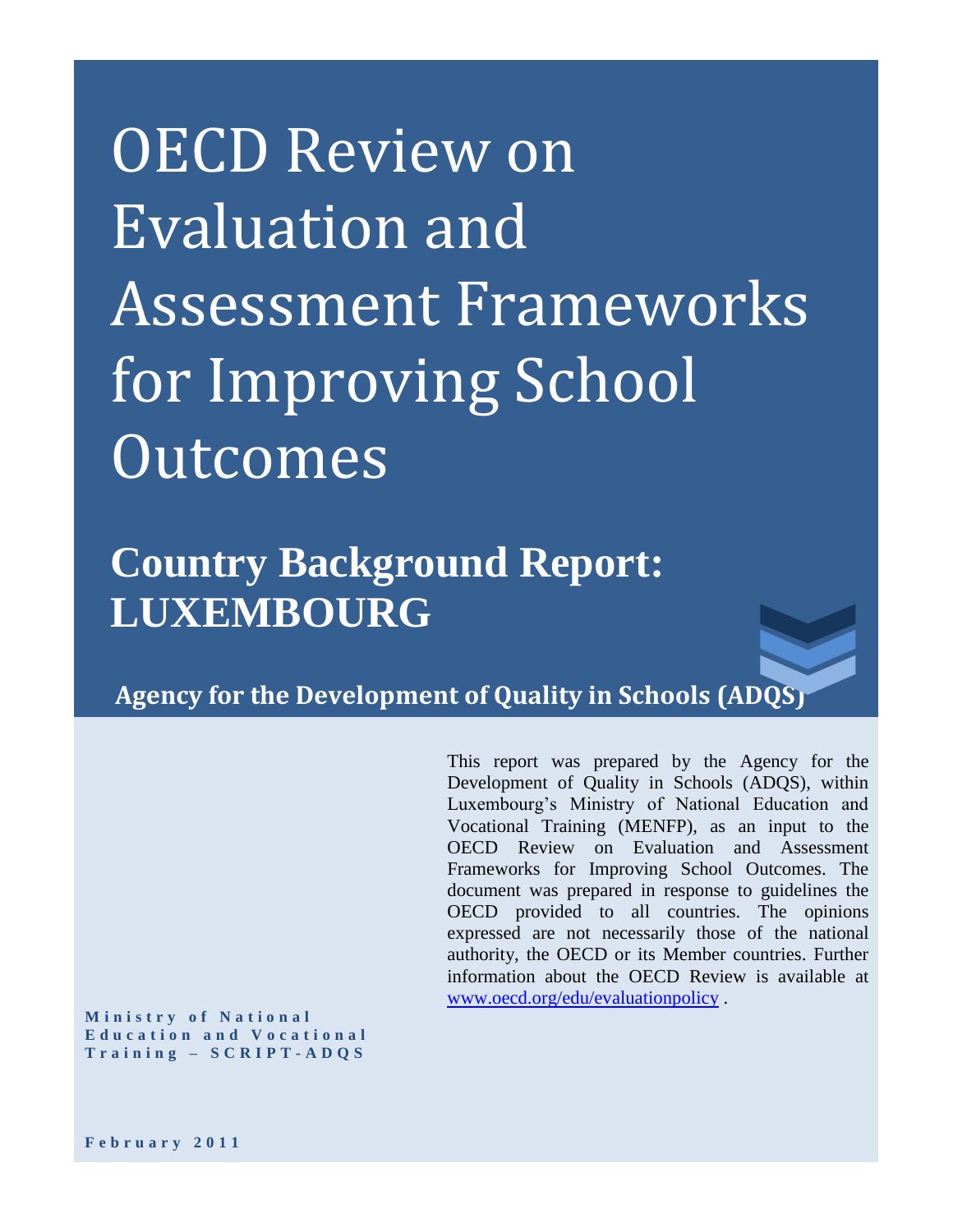# OECD Review on Evaluation and Assessment Frameworks for Improving School Outcomes

## Country Background Report: LUXEMBOURG

**Agency for the Development of Quality in Schools (ADQS)**

This report was prepared by the Agency for the Development of Quality in Schools (ADQS), within Luxembourg's Ministry of National Education and Vocational Training (MENFP), as an input to the OECD Review on Evaluation and Assessment Frameworks for Improving School Outcomes. The document was prepared in response to guidelines the OECD provided to all countries. The opinions expressed are not necessarily those of the national authority, the OECD or its Member countries. Further information about the OECD Review is available at www.oecd.org/edu/evaluationpolicy .

**Ministry of National Education and Vocational Training – SCRIPT-ADQS**

**February 2011**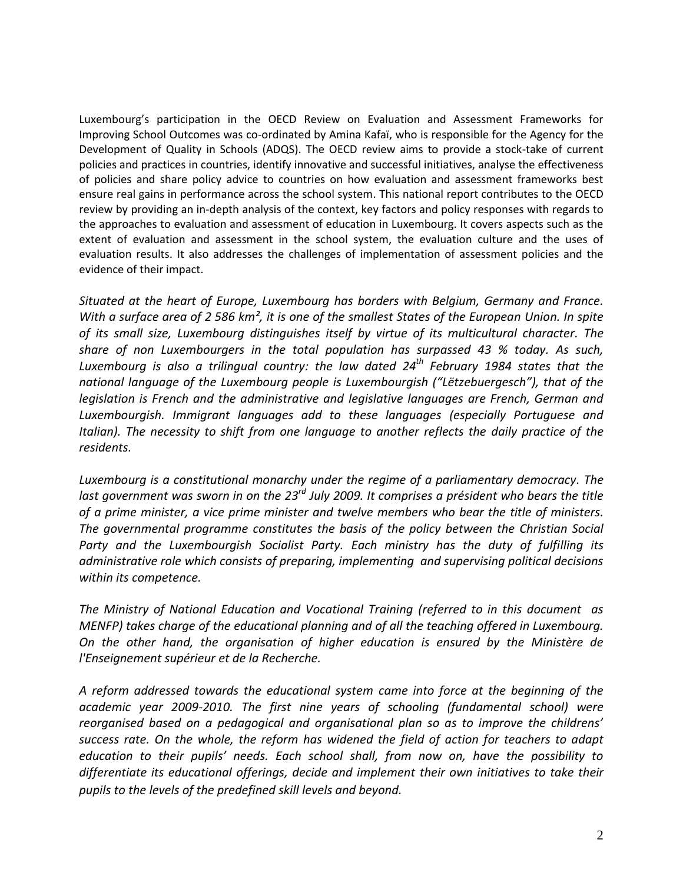Luxembourg's participation in the OECD Review on Evaluation and Assessment Frameworks for Improving School Outcomes was co-ordinated by Amina Kafaï, who is responsible for the Agency for the Development of Quality in Schools (ADQS). The OECD review aims to provide a stock-take of current policies and practices in countries, identify innovative and successful initiatives, analyse the effectiveness of policies and share policy advice to countries on how evaluation and assessment frameworks best ensure real gains in performance across the school system. This national report contributes to the OECD review by providing an in-depth analysis of the context, key factors and policy responses with regards to the approaches to evaluation and assessment of education in Luxembourg. It covers aspects such as the extent of evaluation and assessment in the school system, the evaluation culture and the uses of evaluation results. It also addresses the challenges of implementation of assessment policies and the evidence of their impact.

*Situated at the heart of Europe, Luxembourg has borders with Belgium, Germany and France. With a surface area of 2 586 km², it is one of the smallest States of the European Union. In spite of its small size, Luxembourg distinguishes itself by virtue of its multicultural character. The share of non Luxembourgers in the total population has surpassed 43 % today. As such, Luxembourg is also a trilingual country: the law dated 24th February 1984 states that the national language of the Luxembourg people is Luxembourgish ("Lëtzebuergesch"), that of the legislation is French and the administrative and legislative languages are French, German and Luxembourgish. Immigrant languages add to these languages (especially Portuguese and Italian). The necessity to shift from one language to another reflects the daily practice of the residents.*

*Luxembourg is a constitutional monarchy under the regime of a parliamentary democracy. The last government was sworn in on the 23rd July 2009. It comprises a président who bears the title of a prime minister, a vice prime minister and twelve members who bear the title of ministers. The governmental programme constitutes the basis of the policy between the Christian Social Party and the Luxembourgish Socialist Party. Each ministry has the duty of fulfilling its administrative role which consists of preparing, implementing and supervising political decisions within its competence.*

*The Ministry of National Education and Vocational Training (referred to in this document as MENFP) takes charge of the educational planning and of all the teaching offered in Luxembourg. On the other hand, the organisation of higher education is ensured by the Ministère de l'Enseignement supérieur et de la Recherche.*

*A reform addressed towards the educational system came into force at the beginning of the academic year 2009-2010. The first nine years of schooling (fundamental school) were reorganised based on a pedagogical and organisational plan so as to improve the childrens' success rate. On the whole, the reform has widened the field of action for teachers to adapt education to their pupils' needs. Each school shall, from now on, have the possibility to differentiate its educational offerings, decide and implement their own initiatives to take their pupils to the levels of the predefined skill levels and beyond.*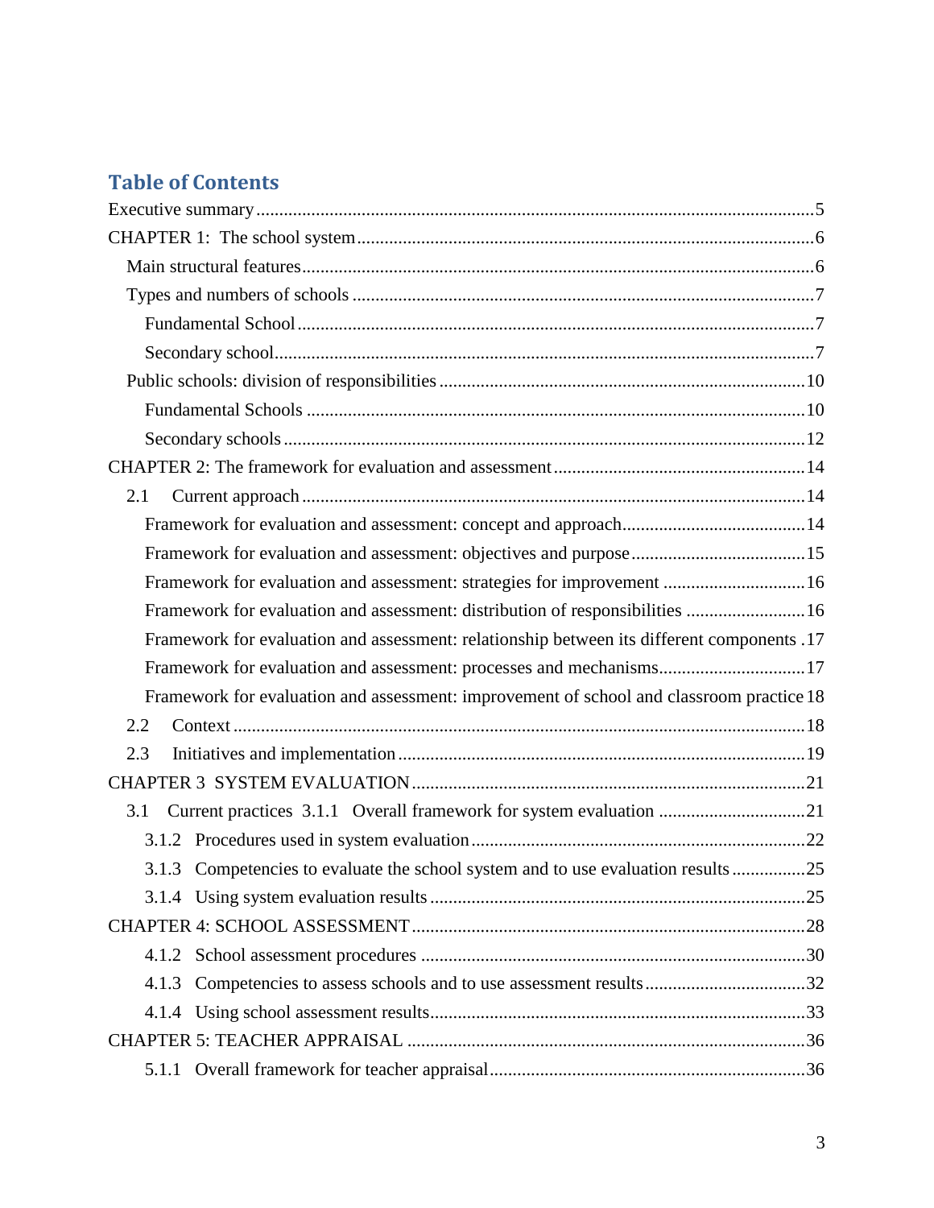## Table of Contents

Executive summary ..... 5

CHAPTER 1: The school system ..... 6

- Main structural features ..... 6
- Types and numbers of schools ..... 7
  - Fundamental School ..... 7
  - Secondary school ..... 7
- Public schools: division of responsibilities ..... 10
  - Fundamental Schools ..... 10
  - Secondary schools ..... 12

CHAPTER 2: The framework for evaluation and assessment ..... 14

- 2.1 Current approach ..... 14
  - Framework for evaluation and assessment: concept and approach ..... 14
  - Framework for evaluation and assessment: objectives and purpose ..... 15
  - Framework for evaluation and assessment: strategies for improvement ..... 16
  - Framework for evaluation and assessment: distribution of responsibilities ..... 16
  - Framework for evaluation and assessment: relationship between its different components ..... 17
  - Framework for evaluation and assessment: processes and mechanisms ..... 17
  - Framework for evaluation and assessment: improvement of school and classroom practice ..... 18
- 2.2 Context ..... 18
- 2.3 Initiatives and implementation ..... 19

CHAPTER 3 SYSTEM EVALUATION ..... 21

- 3.1 Current practices 3.1.1 Overall framework for system evaluation ..... 21
  - 3.1.2 Procedures used in system evaluation ..... 22
  - 3.1.3 Competencies to evaluate the school system and to use evaluation results ..... 25
  - 3.1.4 Using system evaluation results ..... 25

CHAPTER 4: SCHOOL ASSESSMENT ..... 28

- 4.1.2 School assessment procedures ..... 30
- 4.1.3 Competencies to assess schools and to use assessment results ..... 32
- 4.1.4 Using school assessment results ..... 33

CHAPTER 5: TEACHER APPRAISAL ..... 36

- 5.1.1 Overall framework for teacher appraisal ..... 36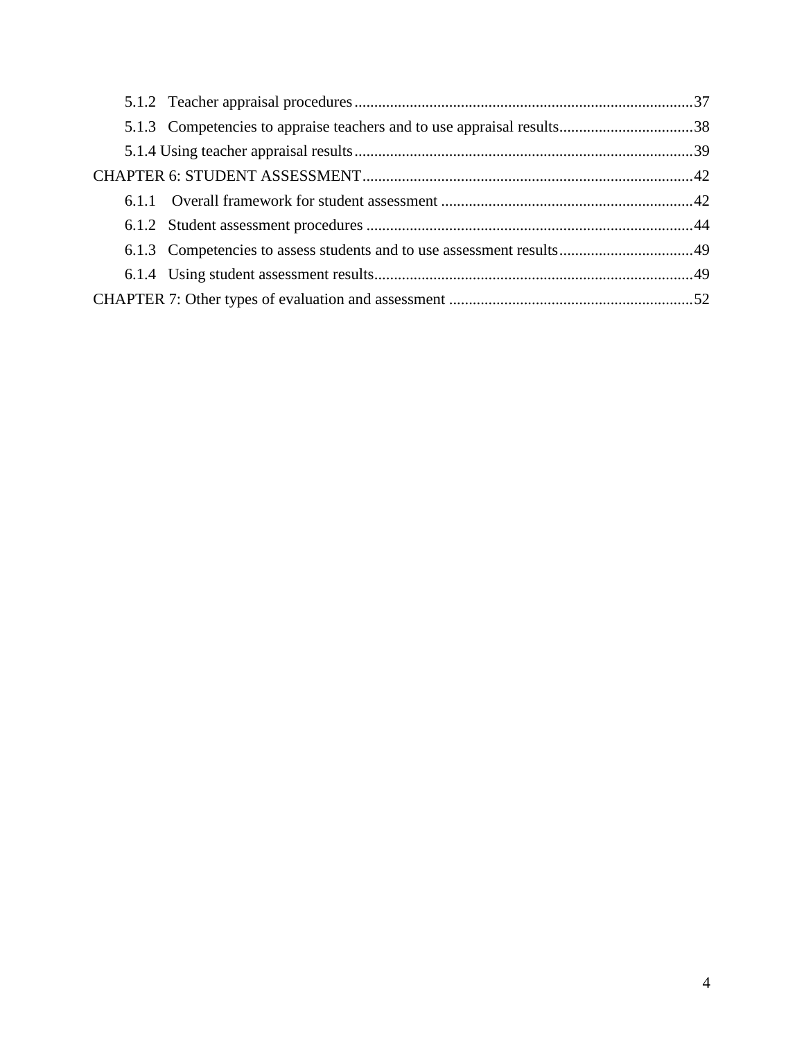5.1.2 Teacher appraisal procedures......................................................................................37

5.1.3 Competencies to appraise teachers and to use appraisal results..................................38

5.1.4 Using teacher appraisal results......................................................................................39

CHAPTER 6: STUDENT ASSESSMENT...................................................................................42

6.1.1 Overall framework for student assessment ................................................................42

6.1.2 Student assessment procedures ...................................................................................44

6.1.3 Competencies to assess students and to use assessment results..................................49

6.1.4 Using student assessment results.................................................................................49

CHAPTER 7: Other types of evaluation and assessment .............................................................52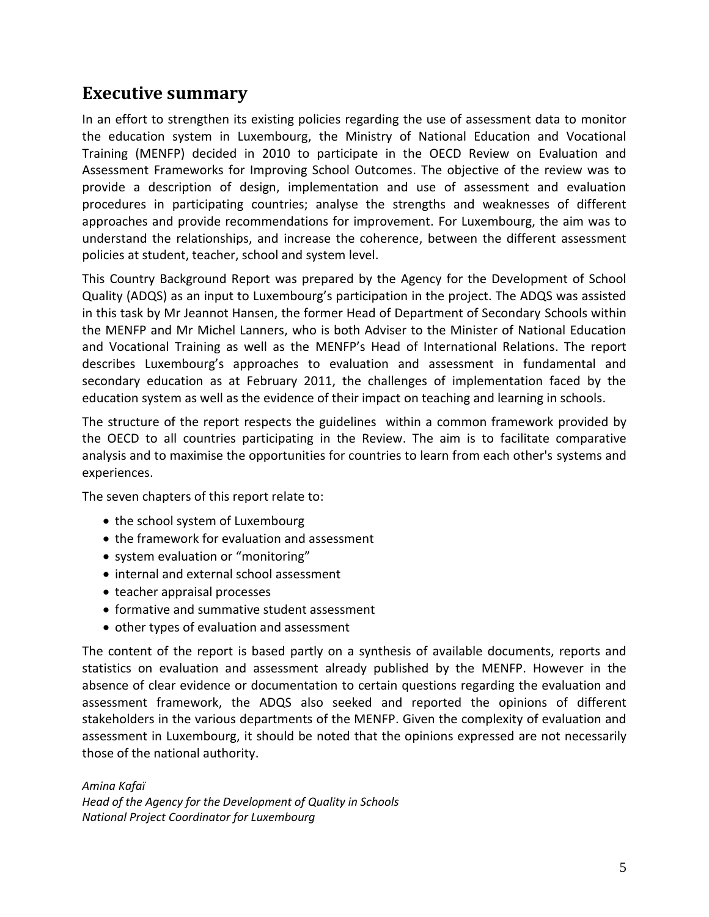## Executive summary

In an effort to strengthen its existing policies regarding the use of assessment data to monitor the education system in Luxembourg, the Ministry of National Education and Vocational Training (MENFP) decided in 2010 to participate in the OECD Review on Evaluation and Assessment Frameworks for Improving School Outcomes. The objective of the review was to provide a description of design, implementation and use of assessment and evaluation procedures in participating countries; analyse the strengths and weaknesses of different approaches and provide recommendations for improvement. For Luxembourg, the aim was to understand the relationships, and increase the coherence, between the different assessment policies at student, teacher, school and system level.

This Country Background Report was prepared by the Agency for the Development of School Quality (ADQS) as an input to Luxembourg's participation in the project. The ADQS was assisted in this task by Mr Jeannot Hansen, the former Head of Department of Secondary Schools within the MENFP and Mr Michel Lanners, who is both Adviser to the Minister of National Education and Vocational Training as well as the MENFP's Head of International Relations. The report describes Luxembourg's approaches to evaluation and assessment in fundamental and secondary education as at February 2011, the challenges of implementation faced by the education system as well as the evidence of their impact on teaching and learning in schools.

The structure of the report respects the guidelines within a common framework provided by the OECD to all countries participating in the Review. The aim is to facilitate comparative analysis and to maximise the opportunities for countries to learn from each other's systems and experiences.

The seven chapters of this report relate to:

- the school system of Luxembourg
- the framework for evaluation and assessment
- system evaluation or "monitoring"
- internal and external school assessment
- teacher appraisal processes
- formative and summative student assessment
- other types of evaluation and assessment

The content of the report is based partly on a synthesis of available documents, reports and statistics on evaluation and assessment already published by the MENFP. However in the absence of clear evidence or documentation to certain questions regarding the evaluation and assessment framework, the ADQS also seeked and reported the opinions of different stakeholders in the various departments of the MENFP. Given the complexity of evaluation and assessment in Luxembourg, it should be noted that the opinions expressed are not necessarily those of the national authority.

*Amina Kafaï*
*Head of the Agency for the Development of Quality in Schools*
*National Project Coordinator for Luxembourg*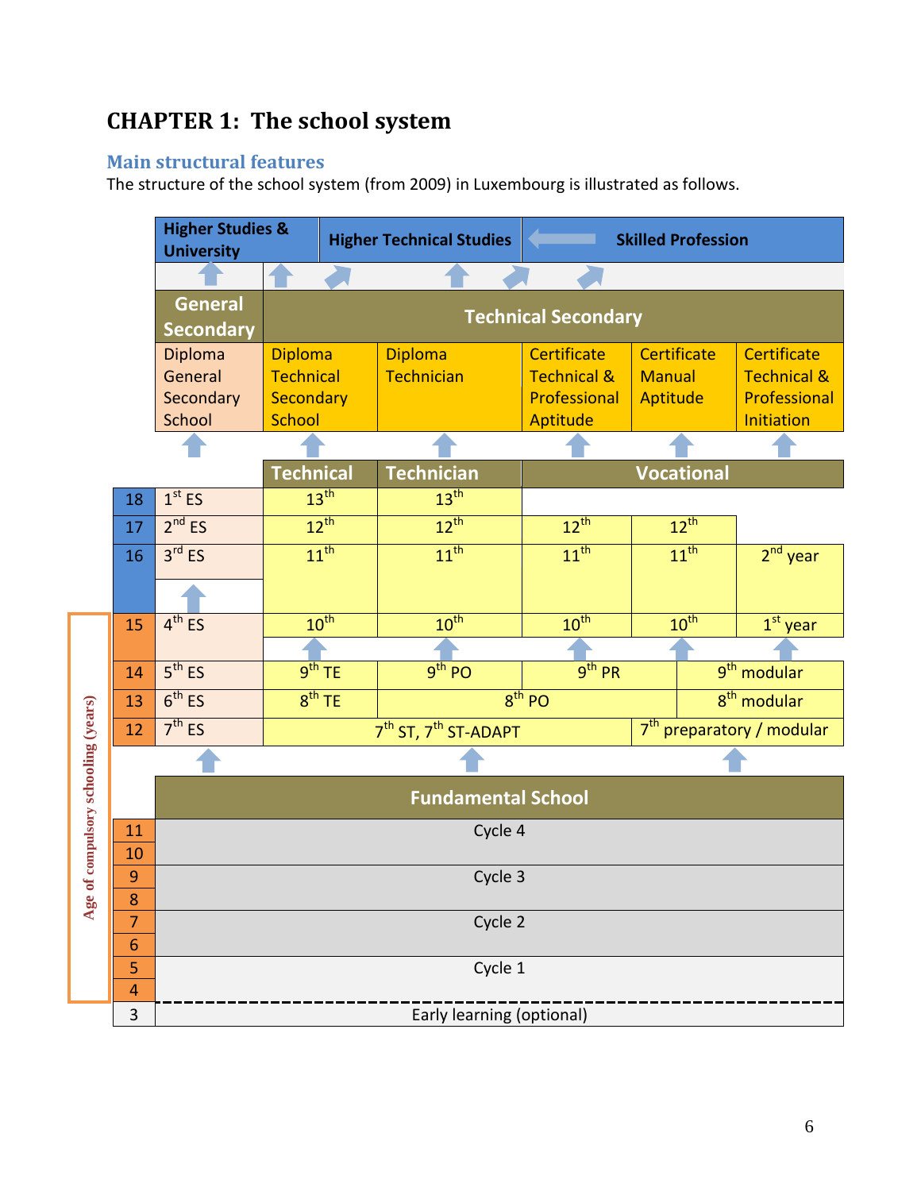# CHAPTER 1: The school system

## Main structural features

The structure of the school system (from 2009) in Luxembourg is illustrated as follows.

| Age | Higher Studies & University | Higher Technical Studies | | Skilled Profession | | |
|---|---|---|---|---|---|---|
| | General Secondary | Technical Secondary | | | | |
| | Diploma General Secondary School | Diploma Technical Secondary School | Diploma Technician | Certificate Technical & Professional Aptitude | Certificate Manual Aptitude | Certificate Technical & Professional Initiation |
| | | Technical | Technician | Vocational | | |
| 18 | 1st ES | 13th | 13th | | | |
| 17 | 2nd ES | 12th | 12th | 12th | 12th | |
| 16 | 3rd ES | 11th | 11th | 11th | 11th | 2nd year |
| 15 | 4th ES | 10th | 10th | 10th | 10th | 1st year |
| 14 | 5th ES | 9th TE | 9th PO | 9th PR | 9th modular | |
| 13 | 6th ES | 8th TE | 8th PO | | 8th modular | |
| 12 | 7th ES | 7th ST, 7th ST-ADAPT | | | 7th preparatory / modular | |
| | Fundamental School | | | | | |
| 11 | Cycle 4 | | | | | |
| 10 | | | | | | |
| 9 | Cycle 3 | | | | | |
| 8 | | | | | | |
| 7 | Cycle 2 | | | | | |
| 6 | | | | | | |
| 5 | Cycle 1 | | | | | |
| 4 | | | | | | |
| 3 | Early learning (optional) | | | | | |

Age of compulsory schooling (years): 4–15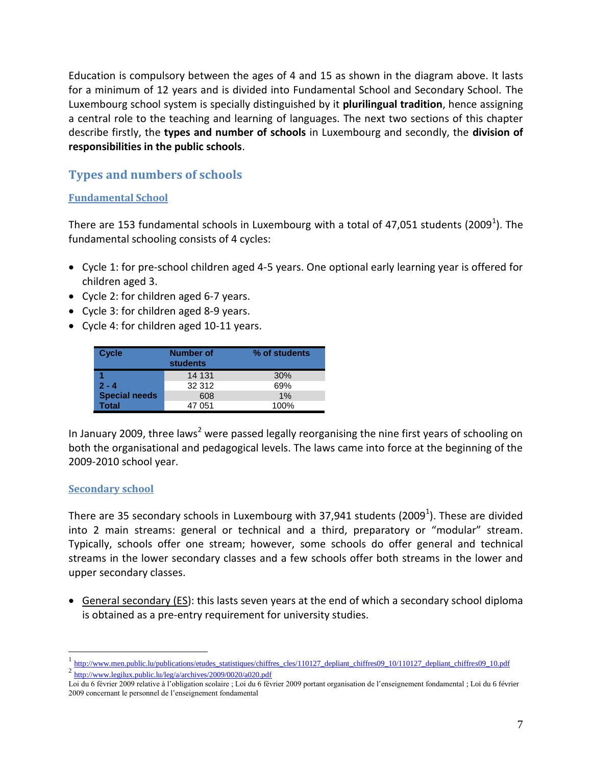Education is compulsory between the ages of 4 and 15 as shown in the diagram above. It lasts for a minimum of 12 years and is divided into Fundamental School and Secondary School. The Luxembourg school system is specially distinguished by it **plurilingual tradition**, hence assigning a central role to the teaching and learning of languages. The next two sections of this chapter describe firstly, the **types and number of schools** in Luxembourg and secondly, the **division of responsibilities in the public schools**.

## Types and numbers of schools

### Fundamental School

There are 153 fundamental schools in Luxembourg with a total of 47,051 students (2009[1]). The fundamental schooling consists of 4 cycles:

- Cycle 1: for pre-school children aged 4-5 years. One optional early learning year is offered for children aged 3.
- Cycle 2: for children aged 6-7 years.
- Cycle 3: for children aged 8-9 years.
- Cycle 4: for children aged 10-11 years.

| Cycle | Number of students | % of students |
|---|---|---|
| 1 | 14 131 | 30% |
| 2 - 4 | 32 312 | 69% |
| Special needs | 608 | 1% |
| Total | 47 051 | 100% |

In January 2009, three laws[2] were passed legally reorganising the nine first years of schooling on both the organisational and pedagogical levels. The laws came into force at the beginning of the 2009-2010 school year.

### Secondary school

There are 35 secondary schools in Luxembourg with 37,941 students (2009[1]). These are divided into 2 main streams: general or technical and a third, preparatory or "modular" stream. Typically, schools offer one stream; however, some schools do offer general and technical streams in the lower secondary classes and a few schools offer both streams in the lower and upper secondary classes.

- General secondary (ES): this lasts seven years at the end of which a secondary school diploma is obtained as a pre-entry requirement for university studies.

---

[1] http://www.men.public.lu/publications/etudes_statistiques/chiffres_cles/110127_depliant_chiffres09_10/110127_depliant_chiffres09_10.pdf

[2] http://www.legilux.public.lu/leg/a/archives/2009/0020/a020.pdf

Loi du 6 février 2009 relative à l'obligation scolaire ; Loi du 6 février 2009 portant organisation de l'enseignement fondamental ; Loi du 6 février 2009 concernant le personnel de l'enseignement fondamental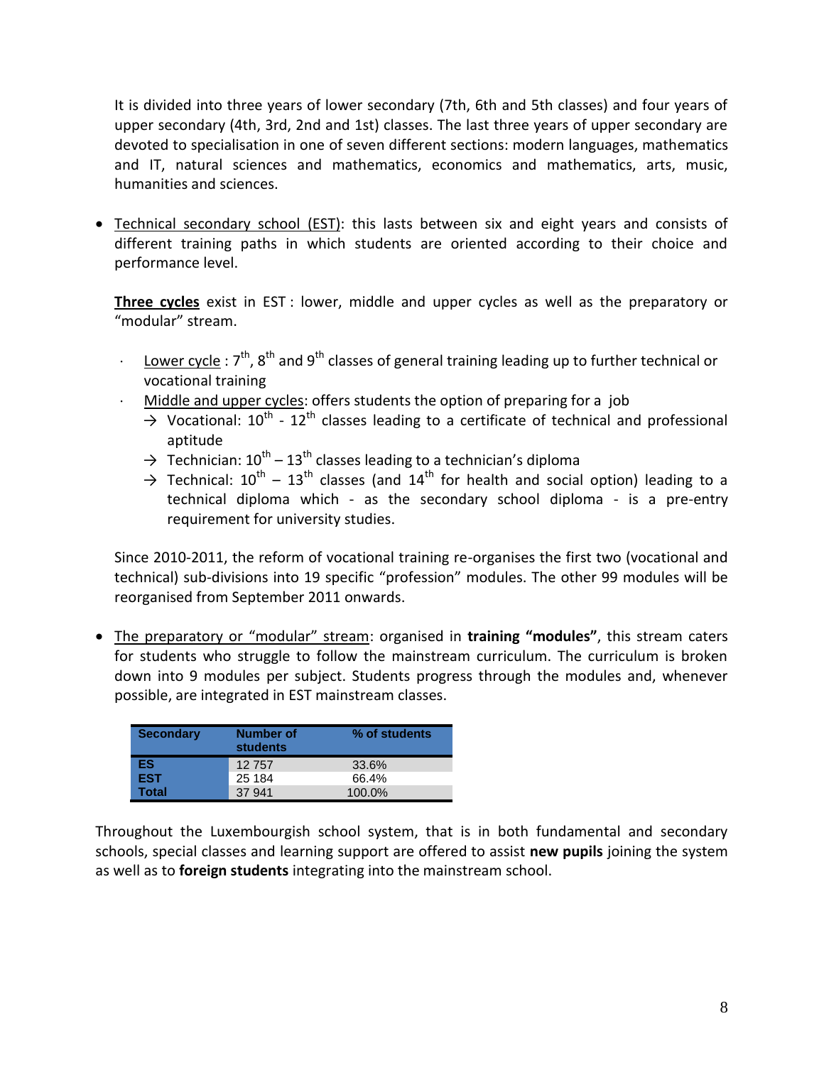It is divided into three years of lower secondary (7th, 6th and 5th classes) and four years of upper secondary (4th, 3rd, 2nd and 1st) classes. The last three years of upper secondary are devoted to specialisation in one of seven different sections: modern languages, mathematics and IT, natural sciences and mathematics, economics and mathematics, arts, music, humanities and sciences.

- Technical secondary school (EST): this lasts between six and eight years and consists of different training paths in which students are oriented according to their choice and performance level.

  **Three cycles** exist in EST : lower, middle and upper cycles as well as the preparatory or "modular" stream.

  - Lower cycle : 7th, 8th and 9th classes of general training leading up to further technical or vocational training
  - Middle and upper cycles: offers students the option of preparing for a job
    - → Vocational: 10th - 12th classes leading to a certificate of technical and professional aptitude
    - → Technician: 10th – 13th classes leading to a technician's diploma
    - → Technical: 10th – 13th classes (and 14th for health and social option) leading to a technical diploma which - as the secondary school diploma - is a pre-entry requirement for university studies.

  Since 2010-2011, the reform of vocational training re-organises the first two (vocational and technical) sub-divisions into 19 specific "profession" modules. The other 99 modules will be reorganised from September 2011 onwards.

- The preparatory or "modular" stream: organised in **training "modules"**, this stream caters for students who struggle to follow the mainstream curriculum. The curriculum is broken down into 9 modules per subject. Students progress through the modules and, whenever possible, are integrated in EST mainstream classes.

| Secondary | Number of students | % of students |
|---|---|---|
| ES | 12 757 | 33.6% |
| EST | 25 184 | 66.4% |
| Total | 37 941 | 100.0% |

Throughout the Luxembourgish school system, that is in both fundamental and secondary schools, special classes and learning support are offered to assist **new pupils** joining the system as well as to **foreign students** integrating into the mainstream school.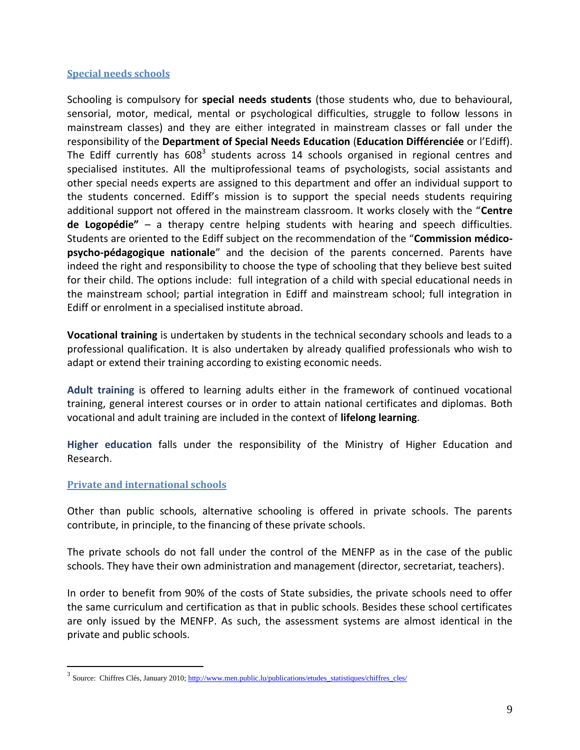### Special needs schools

Schooling is compulsory for **special needs students** (those students who, due to behavioural, sensorial, motor, medical, mental or psychological difficulties, struggle to follow lessons in mainstream classes) and they are either integrated in mainstream classes or fall under the responsibility of the **Department of Special Needs Education** (**Education Différenciée** or l'Ediff). The Ediff currently has 608[3] students across 14 schools organised in regional centres and specialised institutes. All the multiprofessional teams of psychologists, social assistants and other special needs experts are assigned to this department and offer an individual support to the students concerned. Ediff's mission is to support the special needs students requiring additional support not offered in the mainstream classroom. It works closely with the "**Centre de Logopédie"** – a therapy centre helping students with hearing and speech difficulties. Students are oriented to the Ediff subject on the recommendation of the "**Commission médico-psycho-pédagogique nationale**" and the decision of the parents concerned. Parents have indeed the right and responsibility to choose the type of schooling that they believe best suited for their child. The options include: full integration of a child with special educational needs in the mainstream school; partial integration in Ediff and mainstream school; full integration in Ediff or enrolment in a specialised institute abroad.

**Vocational training** is undertaken by students in the technical secondary schools and leads to a professional qualification. It is also undertaken by already qualified professionals who wish to adapt or extend their training according to existing economic needs.

**Adult training** is offered to learning adults either in the framework of continued vocational training, general interest courses or in order to attain national certificates and diplomas. Both vocational and adult training are included in the context of **lifelong learning**.

**Higher education** falls under the responsibility of the Ministry of Higher Education and Research.

### Private and international schools

Other than public schools, alternative schooling is offered in private schools. The parents contribute, in principle, to the financing of these private schools.

The private schools do not fall under the control of the MENFP as in the case of the public schools. They have their own administration and management (director, secretariat, teachers).

In order to benefit from 90% of the costs of State subsidies, the private schools need to offer the same curriculum and certification as that in public schools. Besides these school certificates are only issued by the MENFP. As such, the assessment systems are almost identical in the private and public schools.

---

[3] Source: Chiffres Clés, January 2010; http://www.men.public.lu/publications/etudes_statistiques/chiffres_cles/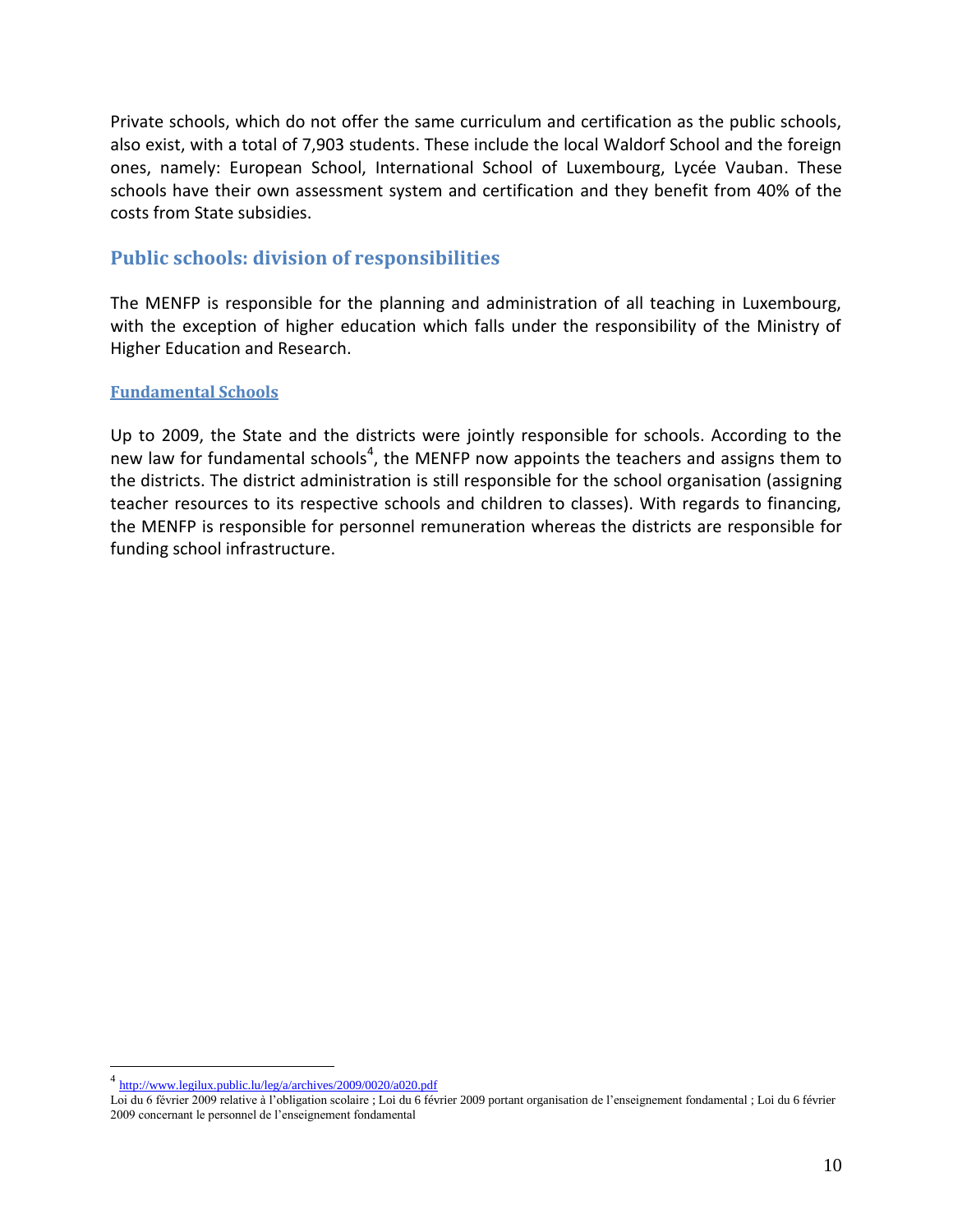Private schools, which do not offer the same curriculum and certification as the public schools, also exist, with a total of 7,903 students. These include the local Waldorf School and the foreign ones, namely: European School, International School of Luxembourg, Lycée Vauban. These schools have their own assessment system and certification and they benefit from 40% of the costs from State subsidies.

## Public schools: division of responsibilities

The MENFP is responsible for the planning and administration of all teaching in Luxembourg, with the exception of higher education which falls under the responsibility of the Ministry of Higher Education and Research.

### Fundamental Schools

Up to 2009, the State and the districts were jointly responsible for schools. According to the new law for fundamental schools[4], the MENFP now appoints the teachers and assigns them to the districts. The district administration is still responsible for the school organisation (assigning teacher resources to its respective schools and children to classes). With regards to financing, the MENFP is responsible for personnel remuneration whereas the districts are responsible for funding school infrastructure.

---

[4] http://www.legilux.public.lu/leg/a/archives/2009/0020/a020.pdf
Loi du 6 février 2009 relative à l'obligation scolaire ; Loi du 6 février 2009 portant organisation de l'enseignement fondamental ; Loi du 6 février 2009 concernant le personnel de l'enseignement fondamental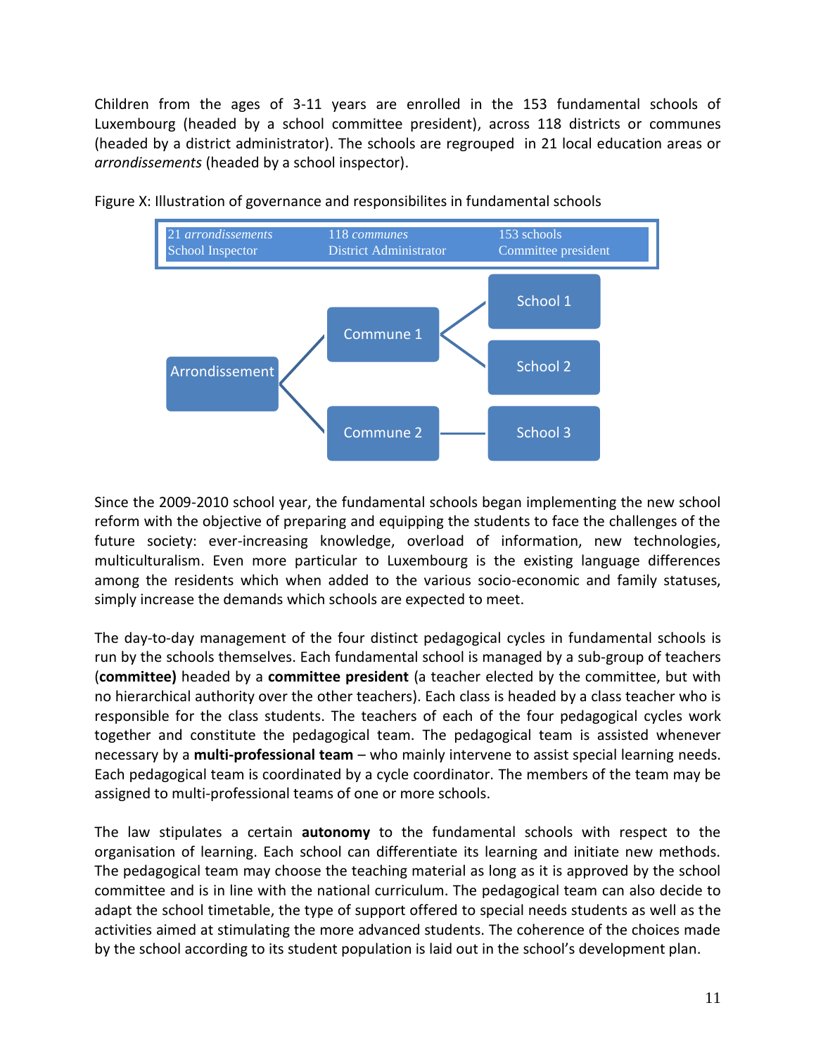Children from the ages of 3-11 years are enrolled in the 153 fundamental schools of Luxembourg (headed by a school committee president), across 118 districts or communes (headed by a district administrator). The schools are regrouped in 21 local education areas or *arrondissements* (headed by a school inspector).

Figure X: Illustration of governance and responsibilites in fundamental schools

| 21 *arrondissements* | 118 *communes* | 153 schools |
|---|---|---|
| School Inspector | District Administrator | Committee president |

Arrondissement
- Commune 1
  - School 1
  - School 2
- Commune 2
  - School 3

Since the 2009-2010 school year, the fundamental schools began implementing the new school reform with the objective of preparing and equipping the students to face the challenges of the future society: ever-increasing knowledge, overload of information, new technologies, multiculturalism. Even more particular to Luxembourg is the existing language differences among the residents which when added to the various socio-economic and family statuses, simply increase the demands which schools are expected to meet.

The day-to-day management of the four distinct pedagogical cycles in fundamental schools is run by the schools themselves. Each fundamental school is managed by a sub-group of teachers (**committee)** headed by a **committee president** (a teacher elected by the committee, but with no hierarchical authority over the other teachers). Each class is headed by a class teacher who is responsible for the class students. The teachers of each of the four pedagogical cycles work together and constitute the pedagogical team. The pedagogical team is assisted whenever necessary by a **multi-professional team** – who mainly intervene to assist special learning needs. Each pedagogical team is coordinated by a cycle coordinator. The members of the team may be assigned to multi-professional teams of one or more schools.

The law stipulates a certain **autonomy** to the fundamental schools with respect to the organisation of learning. Each school can differentiate its learning and initiate new methods. The pedagogical team may choose the teaching material as long as it is approved by the school committee and is in line with the national curriculum. The pedagogical team can also decide to adapt the school timetable, the type of support offered to special needs students as well as the activities aimed at stimulating the more advanced students. The coherence of the choices made by the school according to its student population is laid out in the school's development plan.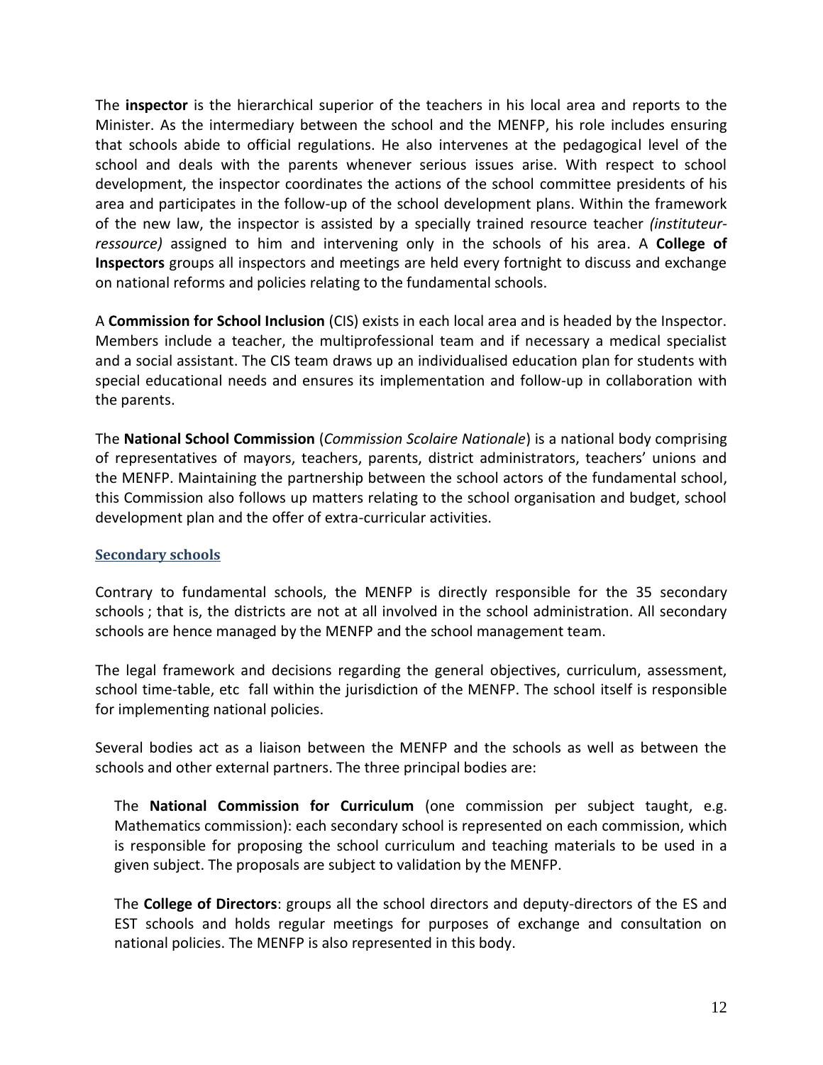The **inspector** is the hierarchical superior of the teachers in his local area and reports to the Minister. As the intermediary between the school and the MENFP, his role includes ensuring that schools abide to official regulations. He also intervenes at the pedagogical level of the school and deals with the parents whenever serious issues arise. With respect to school development, the inspector coordinates the actions of the school committee presidents of his area and participates in the follow-up of the school development plans. Within the framework of the new law, the inspector is assisted by a specially trained resource teacher *(instituteur-ressource)* assigned to him and intervening only in the schools of his area. A **College of Inspectors** groups all inspectors and meetings are held every fortnight to discuss and exchange on national reforms and policies relating to the fundamental schools.

A **Commission for School Inclusion** (CIS) exists in each local area and is headed by the Inspector. Members include a teacher, the multiprofessional team and if necessary a medical specialist and a social assistant. The CIS team draws up an individualised education plan for students with special educational needs and ensures its implementation and follow-up in collaboration with the parents.

The **National School Commission** (*Commission Scolaire Nationale*) is a national body comprising of representatives of mayors, teachers, parents, district administrators, teachers' unions and the MENFP. Maintaining the partnership between the school actors of the fundamental school, this Commission also follows up matters relating to the school organisation and budget, school development plan and the offer of extra-curricular activities.

### Secondary schools

Contrary to fundamental schools, the MENFP is directly responsible for the 35 secondary schools ; that is, the districts are not at all involved in the school administration. All secondary schools are hence managed by the MENFP and the school management team.

The legal framework and decisions regarding the general objectives, curriculum, assessment, school time-table, etc fall within the jurisdiction of the MENFP. The school itself is responsible for implementing national policies.

Several bodies act as a liaison between the MENFP and the schools as well as between the schools and other external partners. The three principal bodies are:

The **National Commission for Curriculum** (one commission per subject taught, e.g. Mathematics commission): each secondary school is represented on each commission, which is responsible for proposing the school curriculum and teaching materials to be used in a given subject. The proposals are subject to validation by the MENFP.

The **College of Directors**: groups all the school directors and deputy-directors of the ES and EST schools and holds regular meetings for purposes of exchange and consultation on national policies. The MENFP is also represented in this body.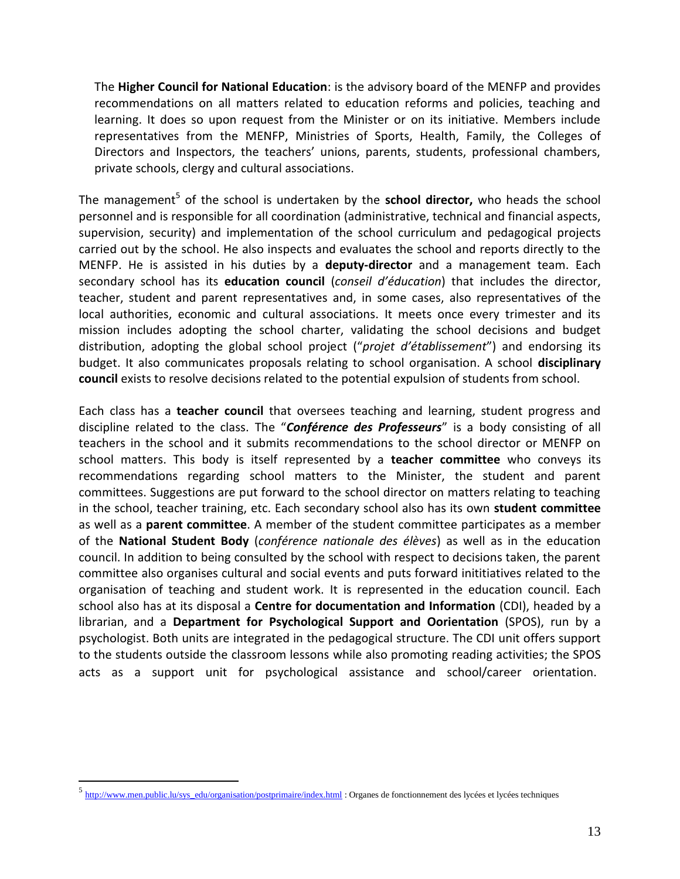The **Higher Council for National Education**: is the advisory board of the MENFP and provides recommendations on all matters related to education reforms and policies, teaching and learning. It does so upon request from the Minister or on its initiative. Members include representatives from the MENFP, Ministries of Sports, Health, Family, the Colleges of Directors and Inspectors, the teachers' unions, parents, students, professional chambers, private schools, clergy and cultural associations.

The management[5] of the school is undertaken by the **school director,** who heads the school personnel and is responsible for all coordination (administrative, technical and financial aspects, supervision, security) and implementation of the school curriculum and pedagogical projects carried out by the school. He also inspects and evaluates the school and reports directly to the MENFP. He is assisted in his duties by a **deputy-director** and a management team. Each secondary school has its **education council** (*conseil d'éducation*) that includes the director, teacher, student and parent representatives and, in some cases, also representatives of the local authorities, economic and cultural associations. It meets once every trimester and its mission includes adopting the school charter, validating the school decisions and budget distribution, adopting the global school project ("*projet d'établissement*") and endorsing its budget. It also communicates proposals relating to school organisation. A school **disciplinary council** exists to resolve decisions related to the potential expulsion of students from school.

Each class has a **teacher council** that oversees teaching and learning, student progress and discipline related to the class. The "***Conférence des Professeurs***" is a body consisting of all teachers in the school and it submits recommendations to the school director or MENFP on school matters. This body is itself represented by a **teacher committee** who conveys its recommendations regarding school matters to the Minister, the student and parent committees. Suggestions are put forward to the school director on matters relating to teaching in the school, teacher training, etc. Each secondary school also has its own **student committee** as well as a **parent committee**. A member of the student committee participates as a member of the **National Student Body** (*conférence nationale des élèves*) as well as in the education council. In addition to being consulted by the school with respect to decisions taken, the parent committee also organises cultural and social events and puts forward inititiatives related to the organisation of teaching and student work. It is represented in the education council. Each school also has at its disposal a **Centre for documentation and Information** (CDI), headed by a librarian, and a **Department for Psychological Support and Oorientation** (SPOS), run by a psychologist. Both units are integrated in the pedagogical structure. The CDI unit offers support to the students outside the classroom lessons while also promoting reading activities; the SPOS acts as a support unit for psychological assistance and school/career orientation.

---

[5] http://www.men.public.lu/sys_edu/organisation/postprimaire/index.html : Organes de fonctionnement des lycées et lycées techniques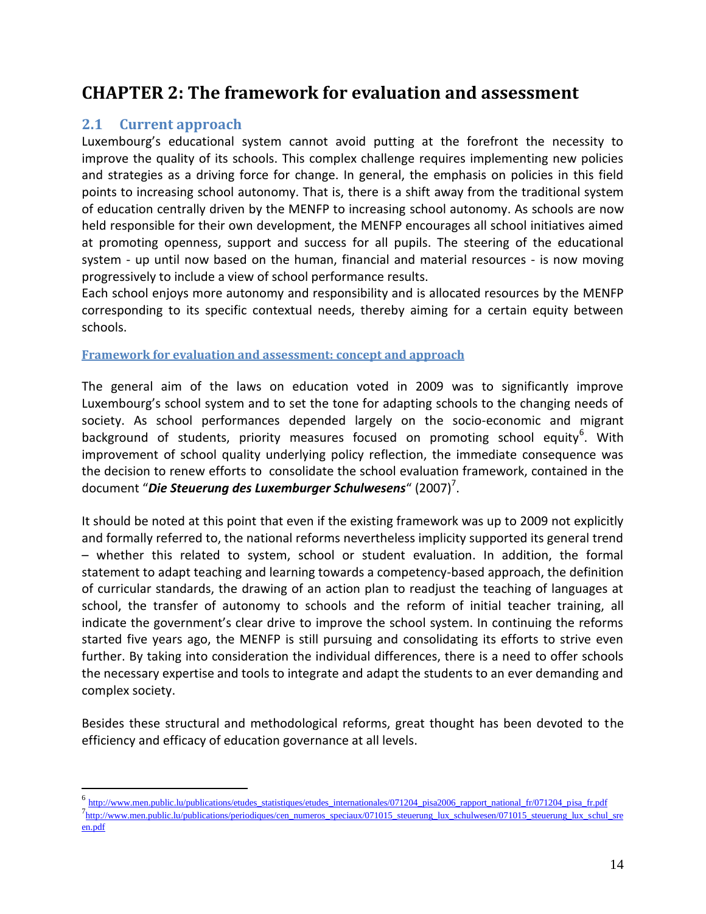# CHAPTER 2: The framework for evaluation and assessment

## 2.1 Current approach

Luxembourg's educational system cannot avoid putting at the forefront the necessity to improve the quality of its schools. This complex challenge requires implementing new policies and strategies as a driving force for change. In general, the emphasis on policies in this field points to increasing school autonomy. That is, there is a shift away from the traditional system of education centrally driven by the MENFP to increasing school autonomy. As schools are now held responsible for their own development, the MENFP encourages all school initiatives aimed at promoting openness, support and success for all pupils. The steering of the educational system - up until now based on the human, financial and material resources - is now moving progressively to include a view of school performance results.

Each school enjoys more autonomy and responsibility and is allocated resources by the MENFP corresponding to its specific contextual needs, thereby aiming for a certain equity between schools.

### Framework for evaluation and assessment: concept and approach

The general aim of the laws on education voted in 2009 was to significantly improve Luxembourg's school system and to set the tone for adapting schools to the changing needs of society. As school performances depended largely on the socio-economic and migrant background of students, priority measures focused on promoting school equity[6]. With improvement of school quality underlying policy reflection, the immediate consequence was the decision to renew efforts to consolidate the school evaluation framework, contained in the document "***Die Steuerung des Luxemburger Schulwesens***" (2007)[7].

It should be noted at this point that even if the existing framework was up to 2009 not explicitly and formally referred to, the national reforms nevertheless implicity supported its general trend – whether this related to system, school or student evaluation. In addition, the formal statement to adapt teaching and learning towards a competency-based approach, the definition of curricular standards, the drawing of an action plan to readjust the teaching of languages at school, the transfer of autonomy to schools and the reform of initial teacher training, all indicate the government's clear drive to improve the school system. In continuing the reforms started five years ago, the MENFP is still pursuing and consolidating its efforts to strive even further. By taking into consideration the individual differences, there is a need to offer schools the necessary expertise and tools to integrate and adapt the students to an ever demanding and complex society.

Besides these structural and methodological reforms, great thought has been devoted to the efficiency and efficacy of education governance at all levels.

---

[6] http://www.men.public.lu/publications/etudes_statistiques/etudes_internationales/071204_pisa2006_rapport_national_fr/071204_pisa_fr.pdf

[7] http://www.men.public.lu/publications/periodiques/cen_numeros_speciaux/071015_steuerung_lux_schulwesen/071015_steuerung_lux_schul_sreen.pdf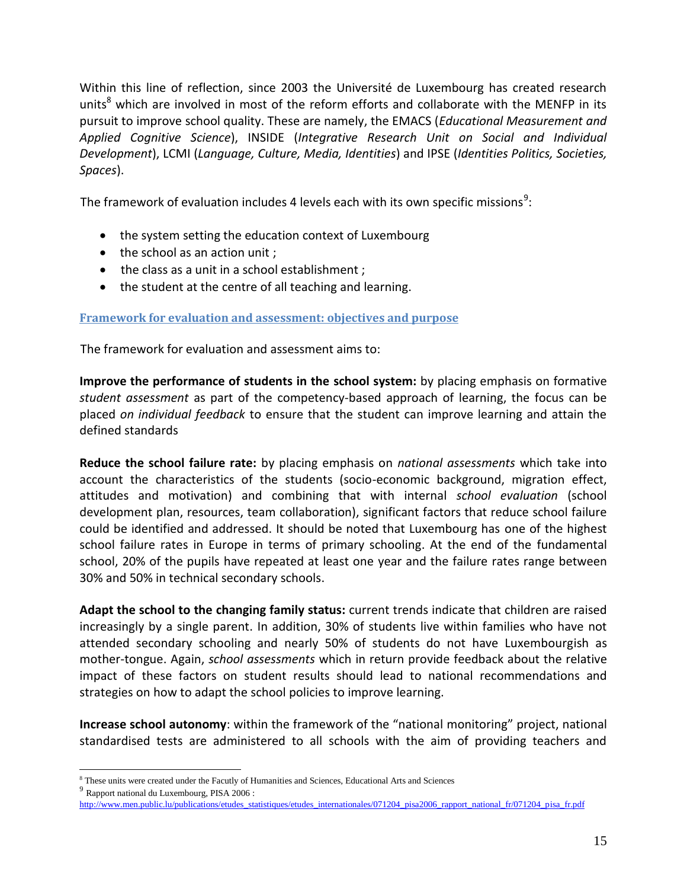Within this line of reflection, since 2003 the Université de Luxembourg has created research units[8] which are involved in most of the reform efforts and collaborate with the MENFP in its pursuit to improve school quality. These are namely, the EMACS (*Educational Measurement and Applied Cognitive Science*), INSIDE (*Integrative Research Unit on Social and Individual Development*), LCMI (*Language, Culture, Media, Identities*) and IPSE (*Identities Politics, Societies, Spaces*).

The framework of evaluation includes 4 levels each with its own specific missions[9]:

- the system setting the education context of Luxembourg
- the school as an action unit ;
- the class as a unit in a school establishment ;
- the student at the centre of all teaching and learning.

### Framework for evaluation and assessment: objectives and purpose

The framework for evaluation and assessment aims to:

**Improve the performance of students in the school system:** by placing emphasis on formative *student assessment* as part of the competency-based approach of learning, the focus can be placed *on individual feedback* to ensure that the student can improve learning and attain the defined standards

**Reduce the school failure rate:** by placing emphasis on *national assessments* which take into account the characteristics of the students (socio-economic background, migration effect, attitudes and motivation) and combining that with internal *school evaluation* (school development plan, resources, team collaboration), significant factors that reduce school failure could be identified and addressed. It should be noted that Luxembourg has one of the highest school failure rates in Europe in terms of primary schooling. At the end of the fundamental school, 20% of the pupils have repeated at least one year and the failure rates range between 30% and 50% in technical secondary schools.

**Adapt the school to the changing family status:** current trends indicate that children are raised increasingly by a single parent. In addition, 30% of students live within families who have not attended secondary schooling and nearly 50% of students do not have Luxembourgish as mother-tongue. Again, *school assessments* which in return provide feedback about the relative impact of these factors on student results should lead to national recommendations and strategies on how to adapt the school policies to improve learning.

**Increase school autonomy**: within the framework of the "national monitoring" project, national standardised tests are administered to all schools with the aim of providing teachers and

---

[8] These units were created under the Facutly of Humanities and Sciences, Educational Arts and Sciences

[9] Rapport national du Luxembourg, PISA 2006 : http://www.men.public.lu/publications/etudes_statistiques/etudes_internationales/071204_pisa2006_rapport_national_fr/071204_pisa_fr.pdf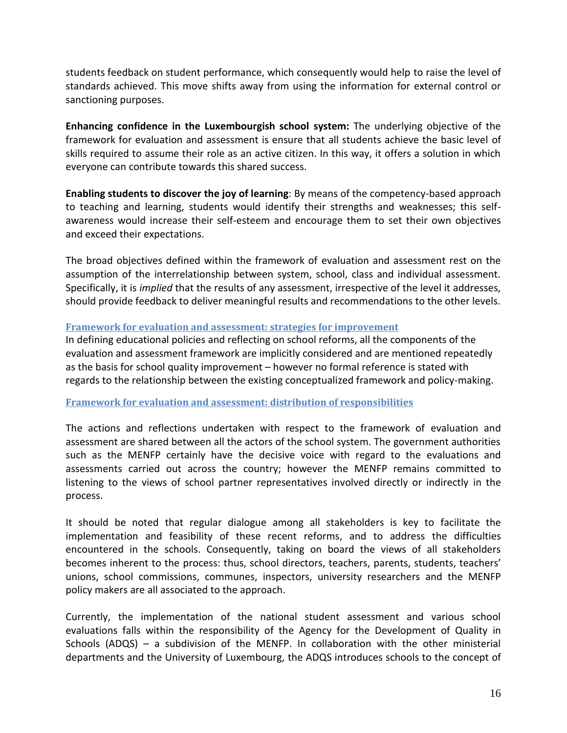students feedback on student performance, which consequently would help to raise the level of standards achieved. This move shifts away from using the information for external control or sanctioning purposes.

**Enhancing confidence in the Luxembourgish school system:** The underlying objective of the framework for evaluation and assessment is ensure that all students achieve the basic level of skills required to assume their role as an active citizen. In this way, it offers a solution in which everyone can contribute towards this shared success.

**Enabling students to discover the joy of learning**: By means of the competency-based approach to teaching and learning, students would identify their strengths and weaknesses; this self-awareness would increase their self-esteem and encourage them to set their own objectives and exceed their expectations.

The broad objectives defined within the framework of evaluation and assessment rest on the assumption of the interrelationship between system, school, class and individual assessment. Specifically, it is *implied* that the results of any assessment, irrespective of the level it addresses, should provide feedback to deliver meaningful results and recommendations to the other levels.

### Framework for evaluation and assessment: strategies for improvement

In defining educational policies and reflecting on school reforms, all the components of the evaluation and assessment framework are implicitly considered and are mentioned repeatedly as the basis for school quality improvement – however no formal reference is stated with regards to the relationship between the existing conceptualized framework and policy-making.

### Framework for evaluation and assessment: distribution of responsibilities

The actions and reflections undertaken with respect to the framework of evaluation and assessment are shared between all the actors of the school system. The government authorities such as the MENFP certainly have the decisive voice with regard to the evaluations and assessments carried out across the country; however the MENFP remains committed to listening to the views of school partner representatives involved directly or indirectly in the process.

It should be noted that regular dialogue among all stakeholders is key to facilitate the implementation and feasibility of these recent reforms, and to address the difficulties encountered in the schools. Consequently, taking on board the views of all stakeholders becomes inherent to the process: thus, school directors, teachers, parents, students, teachers' unions, school commissions, communes, inspectors, university researchers and the MENFP policy makers are all associated to the approach.

Currently, the implementation of the national student assessment and various school evaluations falls within the responsibility of the Agency for the Development of Quality in Schools (ADQS) – a subdivision of the MENFP. In collaboration with the other ministerial departments and the University of Luxembourg, the ADQS introduces schools to the concept of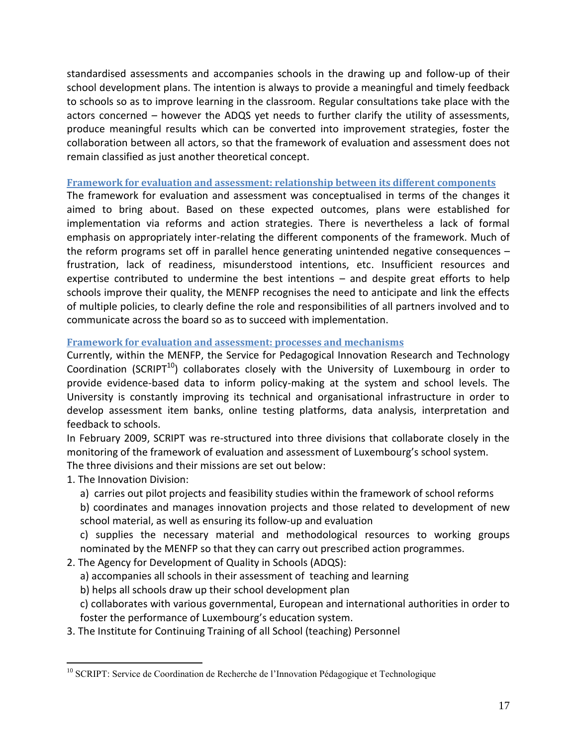standardised assessments and accompanies schools in the drawing up and follow-up of their school development plans. The intention is always to provide a meaningful and timely feedback to schools so as to improve learning in the classroom. Regular consultations take place with the actors concerned – however the ADQS yet needs to further clarify the utility of assessments, produce meaningful results which can be converted into improvement strategies, foster the collaboration between all actors, so that the framework of evaluation and assessment does not remain classified as just another theoretical concept.

### Framework for evaluation and assessment: relationship between its different components

The framework for evaluation and assessment was conceptualised in terms of the changes it aimed to bring about. Based on these expected outcomes, plans were established for implementation via reforms and action strategies. There is nevertheless a lack of formal emphasis on appropriately inter-relating the different components of the framework. Much of the reform programs set off in parallel hence generating unintended negative consequences – frustration, lack of readiness, misunderstood intentions, etc. Insufficient resources and expertise contributed to undermine the best intentions – and despite great efforts to help schools improve their quality, the MENFP recognises the need to anticipate and link the effects of multiple policies, to clearly define the role and responsibilities of all partners involved and to communicate across the board so as to succeed with implementation.

### Framework for evaluation and assessment: processes and mechanisms

Currently, within the MENFP, the Service for Pedagogical Innovation Research and Technology Coordination (SCRIPT[10]) collaborates closely with the University of Luxembourg in order to provide evidence-based data to inform policy-making at the system and school levels. The University is constantly improving its technical and organisational infrastructure in order to develop assessment item banks, online testing platforms, data analysis, interpretation and feedback to schools.

In February 2009, SCRIPT was re-structured into three divisions that collaborate closely in the monitoring of the framework of evaluation and assessment of Luxembourg's school system.

The three divisions and their missions are set out below:

1. The Innovation Division:
   a) carries out pilot projects and feasibility studies within the framework of school reforms
   b) coordinates and manages innovation projects and those related to development of new school material, as well as ensuring its follow-up and evaluation
   c) supplies the necessary material and methodological resources to working groups nominated by the MENFP so that they can carry out prescribed action programmes.
2. The Agency for Development of Quality in Schools (ADQS):
   a) accompanies all schools in their assessment of teaching and learning
   b) helps all schools draw up their school development plan
   c) collaborates with various governmental, European and international authorities in order to foster the performance of Luxembourg's education system.
3. The Institute for Continuing Training of all School (teaching) Personnel

[10] SCRIPT: Service de Coordination de Recherche de l'Innovation Pédagogique et Technologique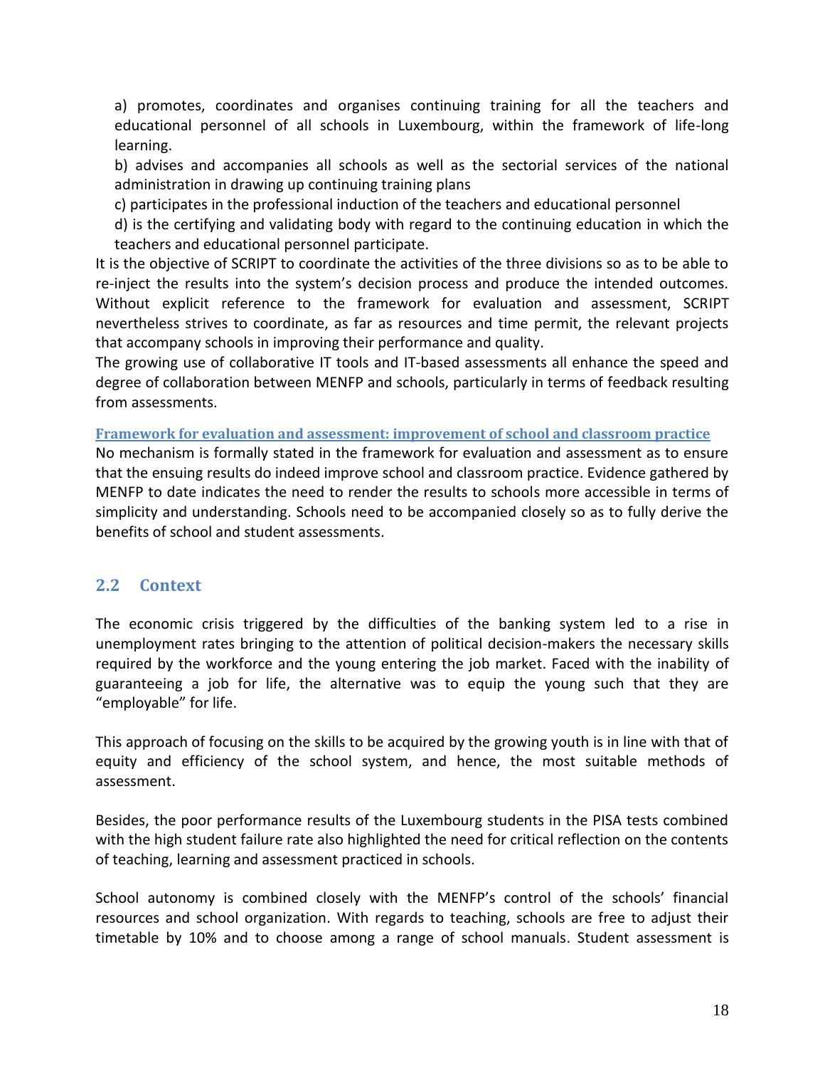a) promotes, coordinates and organises continuing training for all the teachers and educational personnel of all schools in Luxembourg, within the framework of life-long learning.

b) advises and accompanies all schools as well as the sectorial services of the national administration in drawing up continuing training plans

c) participates in the professional induction of the teachers and educational personnel

d) is the certifying and validating body with regard to the continuing education in which the teachers and educational personnel participate.

It is the objective of SCRIPT to coordinate the activities of the three divisions so as to be able to re-inject the results into the system's decision process and produce the intended outcomes. Without explicit reference to the framework for evaluation and assessment, SCRIPT nevertheless strives to coordinate, as far as resources and time permit, the relevant projects that accompany schools in improving their performance and quality.

The growing use of collaborative IT tools and IT-based assessments all enhance the speed and degree of collaboration between MENFP and schools, particularly in terms of feedback resulting from assessments.

**Framework for evaluation and assessment: improvement of school and classroom practice**

No mechanism is formally stated in the framework for evaluation and assessment as to ensure that the ensuing results do indeed improve school and classroom practice. Evidence gathered by MENFP to date indicates the need to render the results to schools more accessible in terms of simplicity and understanding. Schools need to be accompanied closely so as to fully derive the benefits of school and student assessments.

## 2.2 Context

The economic crisis triggered by the difficulties of the banking system led to a rise in unemployment rates bringing to the attention of political decision-makers the necessary skills required by the workforce and the young entering the job market. Faced with the inability of guaranteeing a job for life, the alternative was to equip the young such that they are "employable" for life.

This approach of focusing on the skills to be acquired by the growing youth is in line with that of equity and efficiency of the school system, and hence, the most suitable methods of assessment.

Besides, the poor performance results of the Luxembourg students in the PISA tests combined with the high student failure rate also highlighted the need for critical reflection on the contents of teaching, learning and assessment practiced in schools.

School autonomy is combined closely with the MENFP's control of the schools' financial resources and school organization. With regards to teaching, schools are free to adjust their timetable by 10% and to choose among a range of school manuals. Student assessment is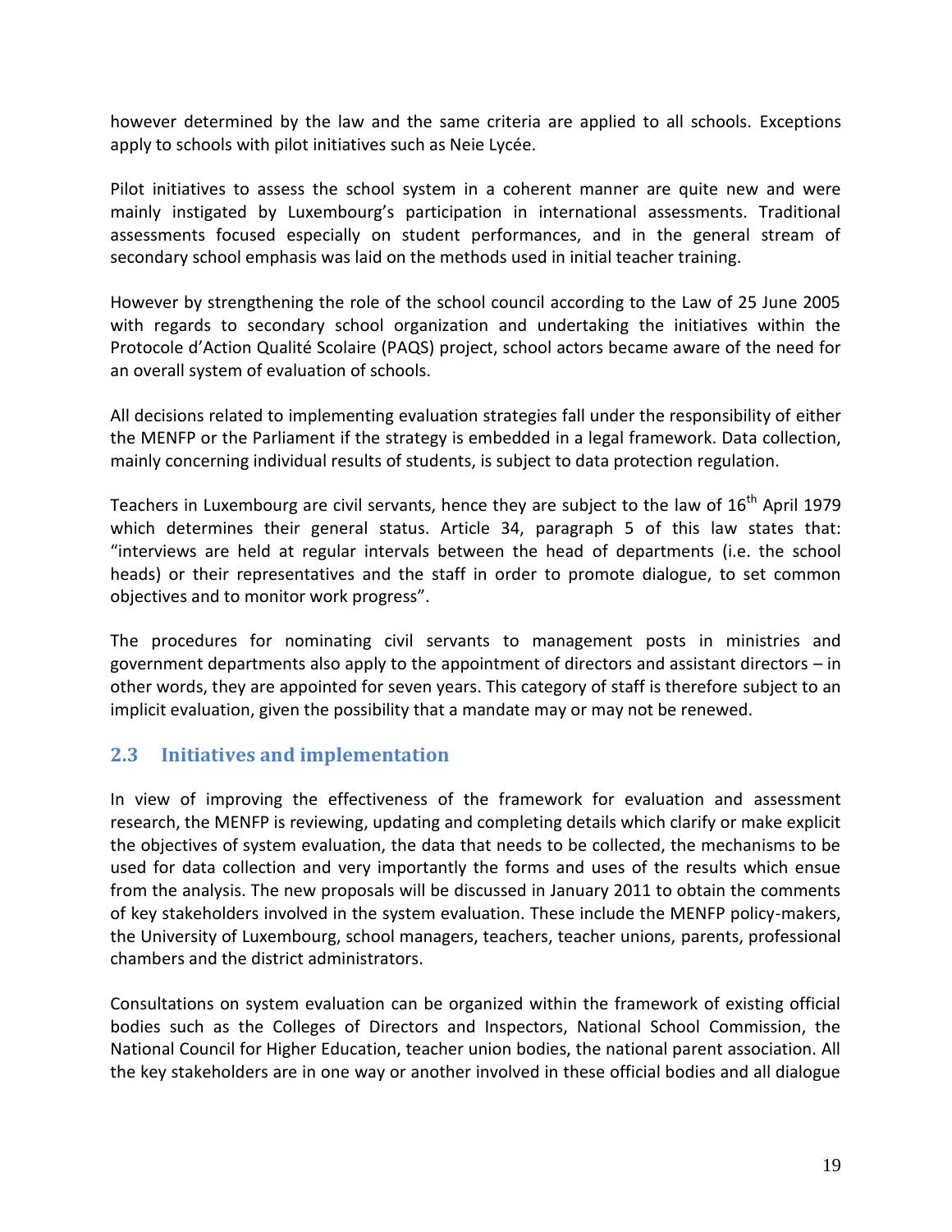however determined by the law and the same criteria are applied to all schools. Exceptions apply to schools with pilot initiatives such as Neie Lycée.

Pilot initiatives to assess the school system in a coherent manner are quite new and were mainly instigated by Luxembourg's participation in international assessments. Traditional assessments focused especially on student performances, and in the general stream of secondary school emphasis was laid on the methods used in initial teacher training.

However by strengthening the role of the school council according to the Law of 25 June 2005 with regards to secondary school organization and undertaking the initiatives within the Protocole d'Action Qualité Scolaire (PAQS) project, school actors became aware of the need for an overall system of evaluation of schools.

All decisions related to implementing evaluation strategies fall under the responsibility of either the MENFP or the Parliament if the strategy is embedded in a legal framework. Data collection, mainly concerning individual results of students, is subject to data protection regulation.

Teachers in Luxembourg are civil servants, hence they are subject to the law of 16th April 1979 which determines their general status. Article 34, paragraph 5 of this law states that: "interviews are held at regular intervals between the head of departments (i.e. the school heads) or their representatives and the staff in order to promote dialogue, to set common objectives and to monitor work progress".

The procedures for nominating civil servants to management posts in ministries and government departments also apply to the appointment of directors and assistant directors – in other words, they are appointed for seven years. This category of staff is therefore subject to an implicit evaluation, given the possibility that a mandate may or may not be renewed.

## 2.3 Initiatives and implementation

In view of improving the effectiveness of the framework for evaluation and assessment research, the MENFP is reviewing, updating and completing details which clarify or make explicit the objectives of system evaluation, the data that needs to be collected, the mechanisms to be used for data collection and very importantly the forms and uses of the results which ensue from the analysis. The new proposals will be discussed in January 2011 to obtain the comments of key stakeholders involved in the system evaluation. These include the MENFP policy-makers, the University of Luxembourg, school managers, teachers, teacher unions, parents, professional chambers and the district administrators.

Consultations on system evaluation can be organized within the framework of existing official bodies such as the Colleges of Directors and Inspectors, National School Commission, the National Council for Higher Education, teacher union bodies, the national parent association. All the key stakeholders are in one way or another involved in these official bodies and all dialogue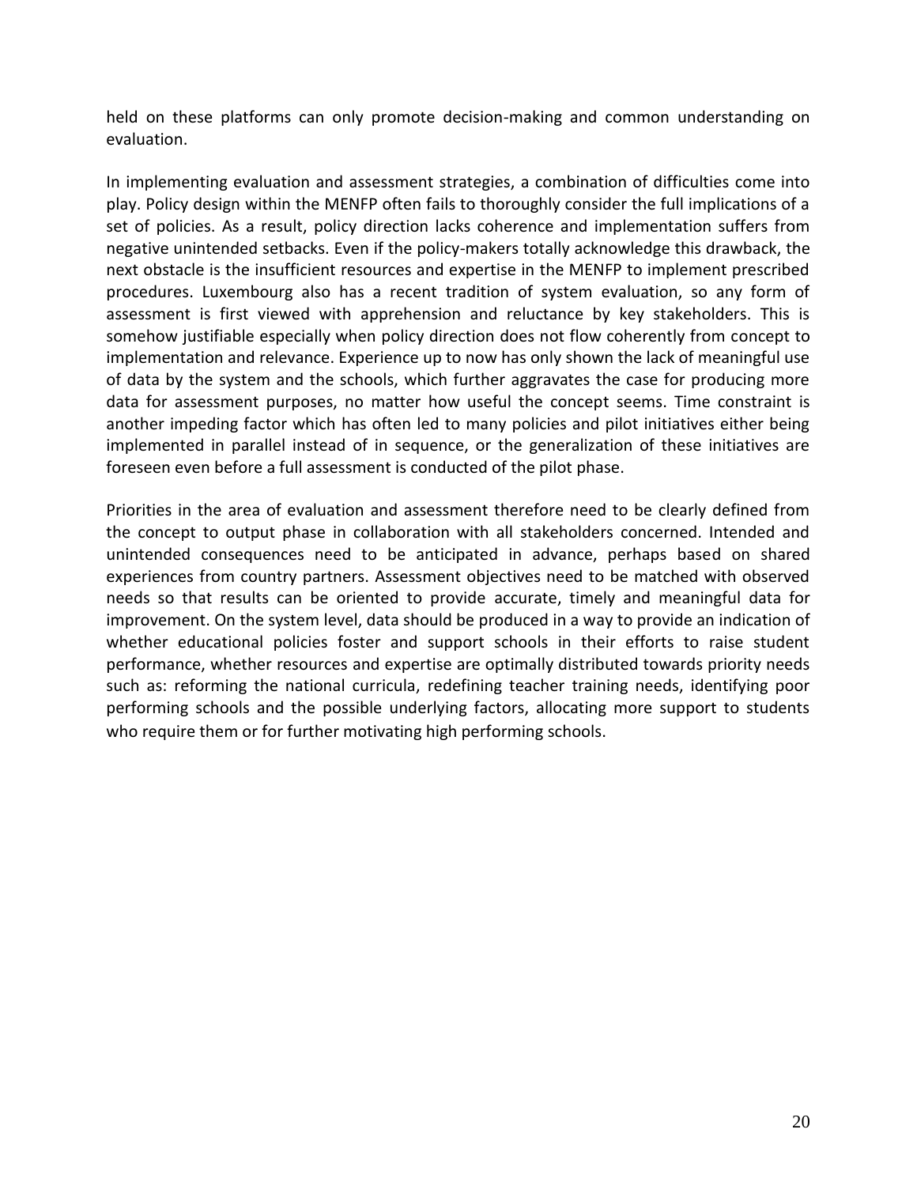held on these platforms can only promote decision-making and common understanding on evaluation.

In implementing evaluation and assessment strategies, a combination of difficulties come into play. Policy design within the MENFP often fails to thoroughly consider the full implications of a set of policies. As a result, policy direction lacks coherence and implementation suffers from negative unintended setbacks. Even if the policy-makers totally acknowledge this drawback, the next obstacle is the insufficient resources and expertise in the MENFP to implement prescribed procedures. Luxembourg also has a recent tradition of system evaluation, so any form of assessment is first viewed with apprehension and reluctance by key stakeholders. This is somehow justifiable especially when policy direction does not flow coherently from concept to implementation and relevance. Experience up to now has only shown the lack of meaningful use of data by the system and the schools, which further aggravates the case for producing more data for assessment purposes, no matter how useful the concept seems. Time constraint is another impeding factor which has often led to many policies and pilot initiatives either being implemented in parallel instead of in sequence, or the generalization of these initiatives are foreseen even before a full assessment is conducted of the pilot phase.

Priorities in the area of evaluation and assessment therefore need to be clearly defined from the concept to output phase in collaboration with all stakeholders concerned. Intended and unintended consequences need to be anticipated in advance, perhaps based on shared experiences from country partners. Assessment objectives need to be matched with observed needs so that results can be oriented to provide accurate, timely and meaningful data for improvement. On the system level, data should be produced in a way to provide an indication of whether educational policies foster and support schools in their efforts to raise student performance, whether resources and expertise are optimally distributed towards priority needs such as: reforming the national curricula, redefining teacher training needs, identifying poor performing schools and the possible underlying factors, allocating more support to students who require them or for further motivating high performing schools.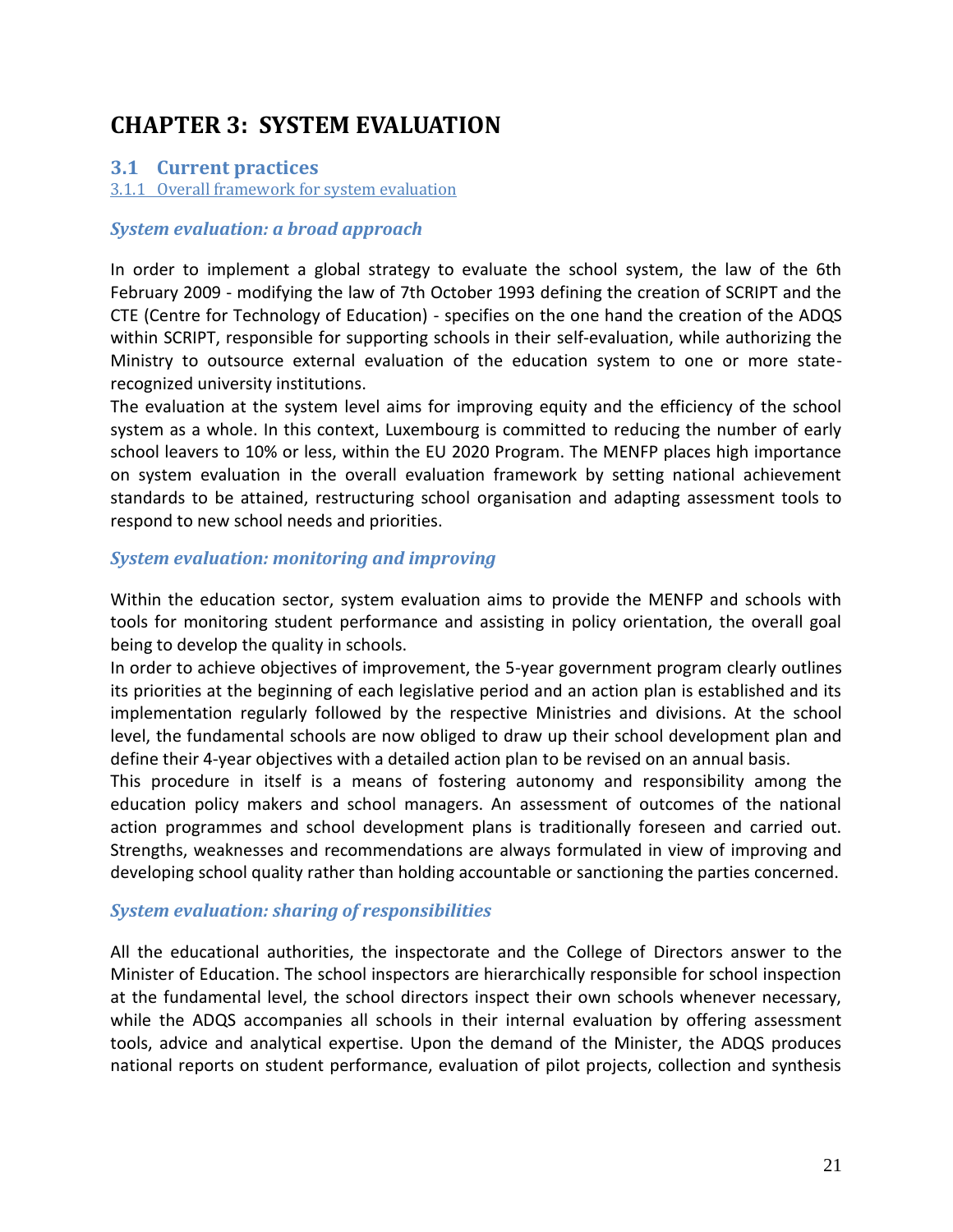# CHAPTER 3: SYSTEM EVALUATION

## 3.1 Current practices

### 3.1.1 Overall framework for system evaluation

#### *System evaluation: a broad approach*

In order to implement a global strategy to evaluate the school system, the law of the 6th February 2009 - modifying the law of 7th October 1993 defining the creation of SCRIPT and the CTE (Centre for Technology of Education) - specifies on the one hand the creation of the ADQS within SCRIPT, responsible for supporting schools in their self-evaluation, while authorizing the Ministry to outsource external evaluation of the education system to one or more state-recognized university institutions.

The evaluation at the system level aims for improving equity and the efficiency of the school system as a whole. In this context, Luxembourg is committed to reducing the number of early school leavers to 10% or less, within the EU 2020 Program. The MENFP places high importance on system evaluation in the overall evaluation framework by setting national achievement standards to be attained, restructuring school organisation and adapting assessment tools to respond to new school needs and priorities.

#### *System evaluation: monitoring and improving*

Within the education sector, system evaluation aims to provide the MENFP and schools with tools for monitoring student performance and assisting in policy orientation, the overall goal being to develop the quality in schools.

In order to achieve objectives of improvement, the 5-year government program clearly outlines its priorities at the beginning of each legislative period and an action plan is established and its implementation regularly followed by the respective Ministries and divisions. At the school level, the fundamental schools are now obliged to draw up their school development plan and define their 4-year objectives with a detailed action plan to be revised on an annual basis.

This procedure in itself is a means of fostering autonomy and responsibility among the education policy makers and school managers. An assessment of outcomes of the national action programmes and school development plans is traditionally foreseen and carried out. Strengths, weaknesses and recommendations are always formulated in view of improving and developing school quality rather than holding accountable or sanctioning the parties concerned.

#### *System evaluation: sharing of responsibilities*

All the educational authorities, the inspectorate and the College of Directors answer to the Minister of Education. The school inspectors are hierarchically responsible for school inspection at the fundamental level, the school directors inspect their own schools whenever necessary, while the ADQS accompanies all schools in their internal evaluation by offering assessment tools, advice and analytical expertise. Upon the demand of the Minister, the ADQS produces national reports on student performance, evaluation of pilot projects, collection and synthesis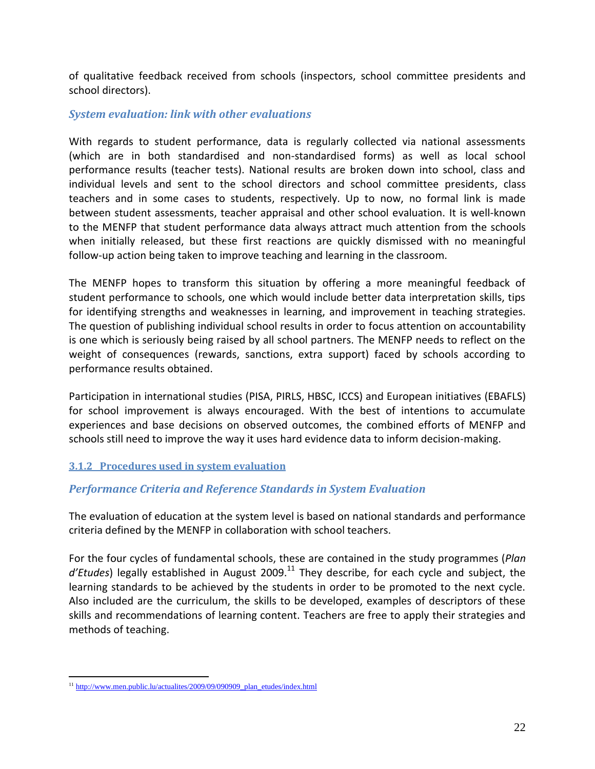of qualitative feedback received from schools (inspectors, school committee presidents and school directors).

### *System evaluation: link with other evaluations*

With regards to student performance, data is regularly collected via national assessments (which are in both standardised and non-standardised forms) as well as local school performance results (teacher tests). National results are broken down into school, class and individual levels and sent to the school directors and school committee presidents, class teachers and in some cases to students, respectively. Up to now, no formal link is made between student assessments, teacher appraisal and other school evaluation. It is well-known to the MENFP that student performance data always attract much attention from the schools when initially released, but these first reactions are quickly dismissed with no meaningful follow-up action being taken to improve teaching and learning in the classroom.

The MENFP hopes to transform this situation by offering a more meaningful feedback of student performance to schools, one which would include better data interpretation skills, tips for identifying strengths and weaknesses in learning, and improvement in teaching strategies. The question of publishing individual school results in order to focus attention on accountability is one which is seriously being raised by all school partners. The MENFP needs to reflect on the weight of consequences (rewards, sanctions, extra support) faced by schools according to performance results obtained.

Participation in international studies (PISA, PIRLS, HBSC, ICCS) and European initiatives (EBAFLS) for school improvement is always encouraged. With the best of intentions to accumulate experiences and base decisions on observed outcomes, the combined efforts of MENFP and schools still need to improve the way it uses hard evidence data to inform decision-making.

## 3.1.2 Procedures used in system evaluation

### *Performance Criteria and Reference Standards in System Evaluation*

The evaluation of education at the system level is based on national standards and performance criteria defined by the MENFP in collaboration with school teachers.

For the four cycles of fundamental schools, these are contained in the study programmes (*Plan d'Etudes*) legally established in August 2009.[11] They describe, for each cycle and subject, the learning standards to be achieved by the students in order to be promoted to the next cycle. Also included are the curriculum, the skills to be developed, examples of descriptors of these skills and recommendations of learning content. Teachers are free to apply their strategies and methods of teaching.

[11] http://www.men.public.lu/actualites/2009/09/090909_plan_etudes/index.html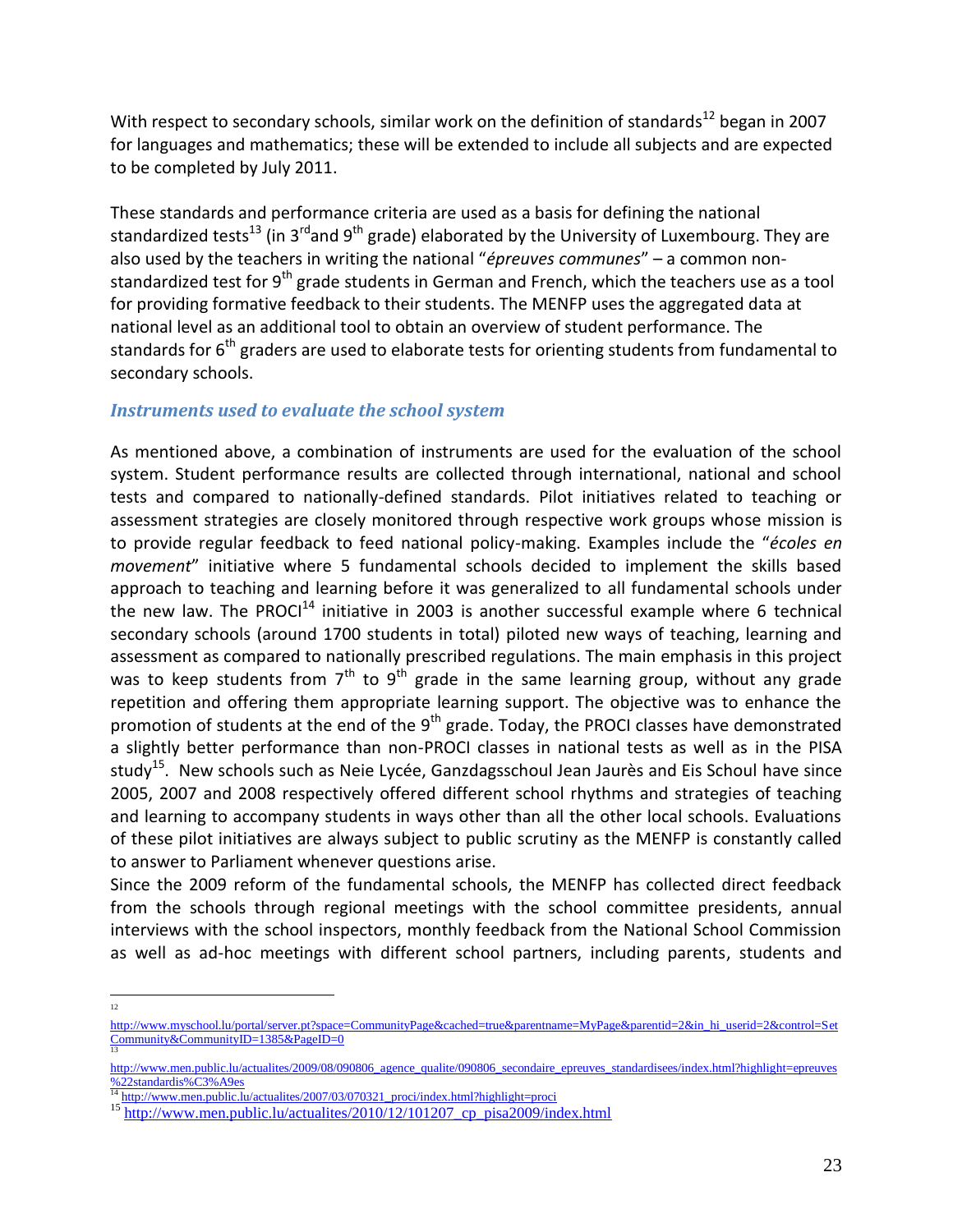With respect to secondary schools, similar work on the definition of standards[12] began in 2007 for languages and mathematics; these will be extended to include all subjects and are expected to be completed by July 2011.

These standards and performance criteria are used as a basis for defining the national standardized tests[13] (in 3rd and 9th grade) elaborated by the University of Luxembourg. They are also used by the teachers in writing the national "*épreuves communes*" – a common non-standardized test for 9th grade students in German and French, which the teachers use as a tool for providing formative feedback to their students. The MENFP uses the aggregated data at national level as an additional tool to obtain an overview of student performance. The standards for 6th graders are used to elaborate tests for orienting students from fundamental to secondary schools.

### *Instruments used to evaluate the school system*

As mentioned above, a combination of instruments are used for the evaluation of the school system. Student performance results are collected through international, national and school tests and compared to nationally-defined standards. Pilot initiatives related to teaching or assessment strategies are closely monitored through respective work groups whose mission is to provide regular feedback to feed national policy-making. Examples include the "*écoles en movement*" initiative where 5 fundamental schools decided to implement the skills based approach to teaching and learning before it was generalized to all fundamental schools under the new law. The PROCI[14] initiative in 2003 is another successful example where 6 technical secondary schools (around 1700 students in total) piloted new ways of teaching, learning and assessment as compared to nationally prescribed regulations. The main emphasis in this project was to keep students from 7th to 9th grade in the same learning group, without any grade repetition and offering them appropriate learning support. The objective was to enhance the promotion of students at the end of the 9th grade. Today, the PROCI classes have demonstrated a slightly better performance than non-PROCI classes in national tests as well as in the PISA study[15]. New schools such as Neie Lycée, Ganzdagsschoul Jean Jaurès and Eis Schoul have since 2005, 2007 and 2008 respectively offered different school rhythms and strategies of teaching and learning to accompany students in ways other than all the other local schools. Evaluations of these pilot initiatives are always subject to public scrutiny as the MENFP is constantly called to answer to Parliament whenever questions arise.

Since the 2009 reform of the fundamental schools, the MENFP has collected direct feedback from the schools through regional meetings with the school committee presidents, annual interviews with the school inspectors, monthly feedback from the National School Commission as well as ad-hoc meetings with different school partners, including parents, students and

---

[12] http://www.myschool.lu/portal/server.pt?space=CommunityPage&cached=true&parentname=MyPage&parentid=2&in_hi_userid=2&control=SetCommunity&CommunityID=1385&PageID=0

[13] http://www.men.public.lu/actualites/2009/08/090806_agence_qualite/090806_secondaire_epreuves_standardisees/index.html?highlight=epreuves%22standardis%C3%A9es

[14] http://www.men.public.lu/actualites/2007/03/070321_proci/index.html?highlight=proci

[15] http://www.men.public.lu/actualites/2010/12/101207_cp_pisa2009/index.html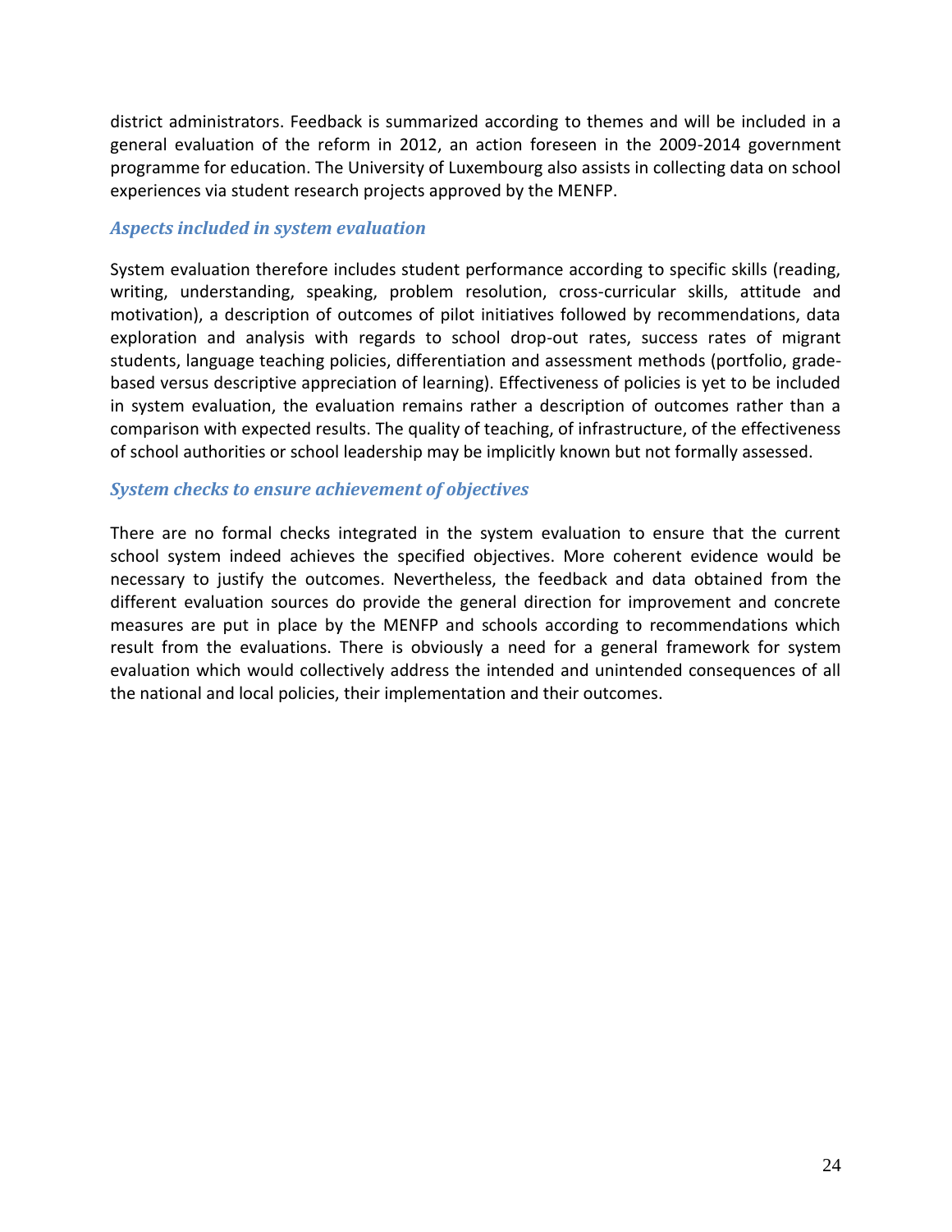district administrators. Feedback is summarized according to themes and will be included in a general evaluation of the reform in 2012, an action foreseen in the 2009-2014 government programme for education. The University of Luxembourg also assists in collecting data on school experiences via student research projects approved by the MENFP.

### *Aspects included in system evaluation*

System evaluation therefore includes student performance according to specific skills (reading, writing, understanding, speaking, problem resolution, cross-curricular skills, attitude and motivation), a description of outcomes of pilot initiatives followed by recommendations, data exploration and analysis with regards to school drop-out rates, success rates of migrant students, language teaching policies, differentiation and assessment methods (portfolio, grade-based versus descriptive appreciation of learning). Effectiveness of policies is yet to be included in system evaluation, the evaluation remains rather a description of outcomes rather than a comparison with expected results. The quality of teaching, of infrastructure, of the effectiveness of school authorities or school leadership may be implicitly known but not formally assessed.

### *System checks to ensure achievement of objectives*

There are no formal checks integrated in the system evaluation to ensure that the current school system indeed achieves the specified objectives. More coherent evidence would be necessary to justify the outcomes. Nevertheless, the feedback and data obtained from the different evaluation sources do provide the general direction for improvement and concrete measures are put in place by the MENFP and schools according to recommendations which result from the evaluations. There is obviously a need for a general framework for system evaluation which would collectively address the intended and unintended consequences of all the national and local policies, their implementation and their outcomes.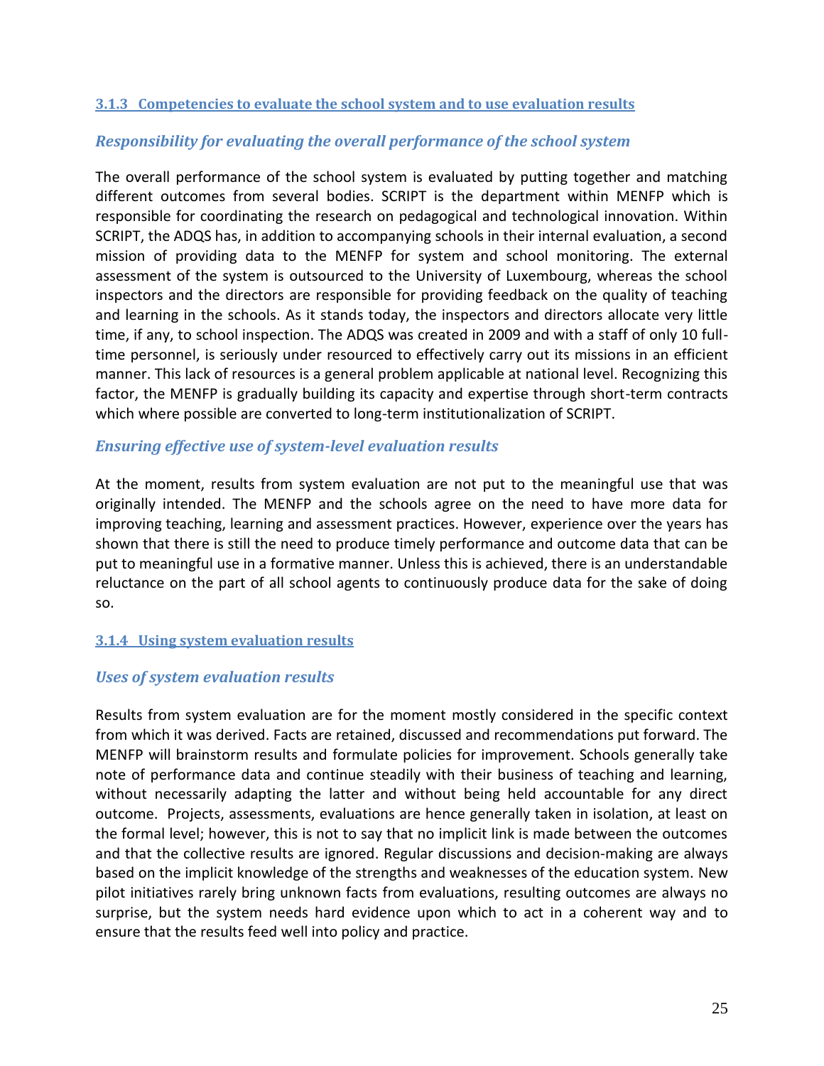### 3.1.3 Competencies to evaluate the school system and to use evaluation results

#### *Responsibility for evaluating the overall performance of the school system*

The overall performance of the school system is evaluated by putting together and matching different outcomes from several bodies. SCRIPT is the department within MENFP which is responsible for coordinating the research on pedagogical and technological innovation. Within SCRIPT, the ADQS has, in addition to accompanying schools in their internal evaluation, a second mission of providing data to the MENFP for system and school monitoring. The external assessment of the system is outsourced to the University of Luxembourg, whereas the school inspectors and the directors are responsible for providing feedback on the quality of teaching and learning in the schools. As it stands today, the inspectors and directors allocate very little time, if any, to school inspection. The ADQS was created in 2009 and with a staff of only 10 full-time personnel, is seriously under resourced to effectively carry out its missions in an efficient manner. This lack of resources is a general problem applicable at national level. Recognizing this factor, the MENFP is gradually building its capacity and expertise through short-term contracts which where possible are converted to long-term institutionalization of SCRIPT.

#### *Ensuring effective use of system-level evaluation results*

At the moment, results from system evaluation are not put to the meaningful use that was originally intended. The MENFP and the schools agree on the need to have more data for improving teaching, learning and assessment practices. However, experience over the years has shown that there is still the need to produce timely performance and outcome data that can be put to meaningful use in a formative manner. Unless this is achieved, there is an understandable reluctance on the part of all school agents to continuously produce data for the sake of doing so.

### 3.1.4 Using system evaluation results

#### *Uses of system evaluation results*

Results from system evaluation are for the moment mostly considered in the specific context from which it was derived. Facts are retained, discussed and recommendations put forward. The MENFP will brainstorm results and formulate policies for improvement. Schools generally take note of performance data and continue steadily with their business of teaching and learning, without necessarily adapting the latter and without being held accountable for any direct outcome. Projects, assessments, evaluations are hence generally taken in isolation, at least on the formal level; however, this is not to say that no implicit link is made between the outcomes and that the collective results are ignored. Regular discussions and decision-making are always based on the implicit knowledge of the strengths and weaknesses of the education system. New pilot initiatives rarely bring unknown facts from evaluations, resulting outcomes are always no surprise, but the system needs hard evidence upon which to act in a coherent way and to ensure that the results feed well into policy and practice.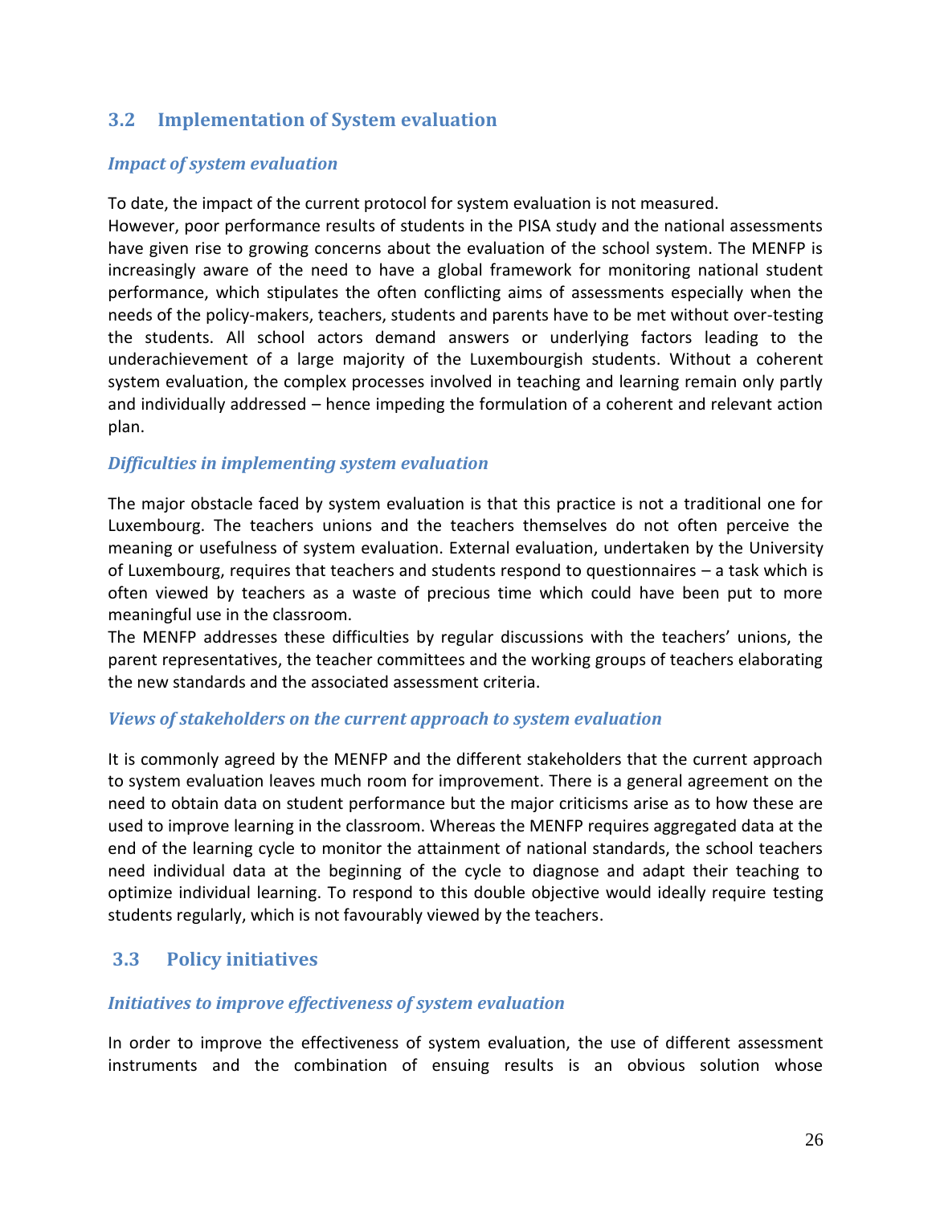## 3.2 Implementation of System evaluation

### *Impact of system evaluation*

To date, the impact of the current protocol for system evaluation is not measured.
However, poor performance results of students in the PISA study and the national assessments have given rise to growing concerns about the evaluation of the school system. The MENFP is increasingly aware of the need to have a global framework for monitoring national student performance, which stipulates the often conflicting aims of assessments especially when the needs of the policy-makers, teachers, students and parents have to be met without over-testing the students. All school actors demand answers or underlying factors leading to the underachievement of a large majority of the Luxembourgish students. Without a coherent system evaluation, the complex processes involved in teaching and learning remain only partly and individually addressed – hence impeding the formulation of a coherent and relevant action plan.

### *Difficulties in implementing system evaluation*

The major obstacle faced by system evaluation is that this practice is not a traditional one for Luxembourg. The teachers unions and the teachers themselves do not often perceive the meaning or usefulness of system evaluation. External evaluation, undertaken by the University of Luxembourg, requires that teachers and students respond to questionnaires – a task which is often viewed by teachers as a waste of precious time which could have been put to more meaningful use in the classroom.
The MENFP addresses these difficulties by regular discussions with the teachers' unions, the parent representatives, the teacher committees and the working groups of teachers elaborating the new standards and the associated assessment criteria.

### *Views of stakeholders on the current approach to system evaluation*

It is commonly agreed by the MENFP and the different stakeholders that the current approach to system evaluation leaves much room for improvement. There is a general agreement on the need to obtain data on student performance but the major criticisms arise as to how these are used to improve learning in the classroom. Whereas the MENFP requires aggregated data at the end of the learning cycle to monitor the attainment of national standards, the school teachers need individual data at the beginning of the cycle to diagnose and adapt their teaching to optimize individual learning. To respond to this double objective would ideally require testing students regularly, which is not favourably viewed by the teachers.

## 3.3 Policy initiatives

### *Initiatives to improve effectiveness of system evaluation*

In order to improve the effectiveness of system evaluation, the use of different assessment instruments and the combination of ensuing results is an obvious solution whose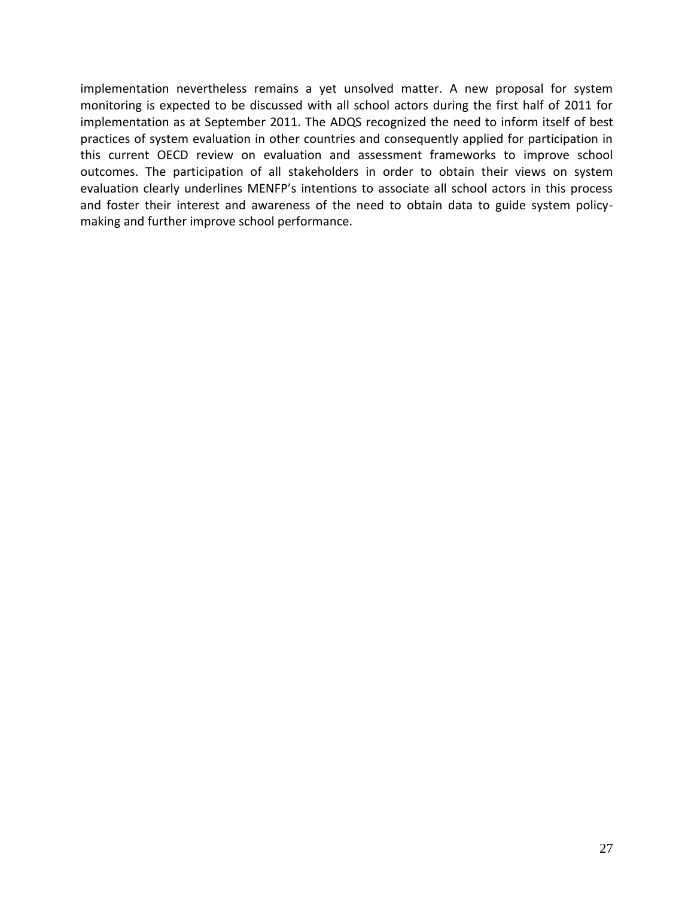implementation nevertheless remains a yet unsolved matter. A new proposal for system monitoring is expected to be discussed with all school actors during the first half of 2011 for implementation as at September 2011. The ADQS recognized the need to inform itself of best practices of system evaluation in other countries and consequently applied for participation in this current OECD review on evaluation and assessment frameworks to improve school outcomes. The participation of all stakeholders in order to obtain their views on system evaluation clearly underlines MENFP's intentions to associate all school actors in this process and foster their interest and awareness of the need to obtain data to guide system policy-making and further improve school performance.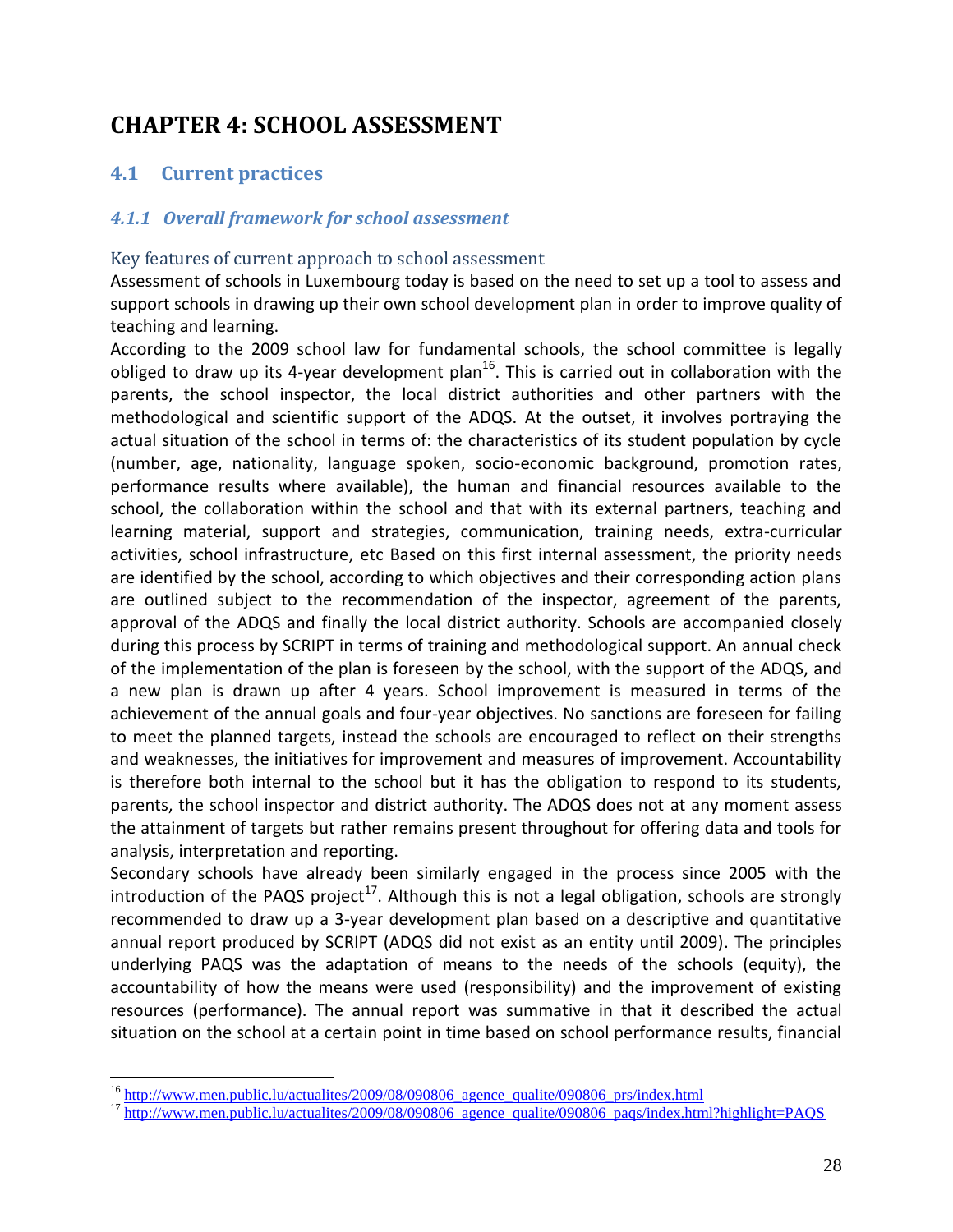# CHAPTER 4: SCHOOL ASSESSMENT

## 4.1 Current practices

### *4.1.1 Overall framework for school assessment*

#### Key features of current approach to school assessment

Assessment of schools in Luxembourg today is based on the need to set up a tool to assess and support schools in drawing up their own school development plan in order to improve quality of teaching and learning.

According to the 2009 school law for fundamental schools, the school committee is legally obliged to draw up its 4-year development plan[16]. This is carried out in collaboration with the parents, the school inspector, the local district authorities and other partners with the methodological and scientific support of the ADQS. At the outset, it involves portraying the actual situation of the school in terms of: the characteristics of its student population by cycle (number, age, nationality, language spoken, socio-economic background, promotion rates, performance results where available), the human and financial resources available to the school, the collaboration within the school and that with its external partners, teaching and learning material, support and strategies, communication, training needs, extra-curricular activities, school infrastructure, etc Based on this first internal assessment, the priority needs are identified by the school, according to which objectives and their corresponding action plans are outlined subject to the recommendation of the inspector, agreement of the parents, approval of the ADQS and finally the local district authority. Schools are accompanied closely during this process by SCRIPT in terms of training and methodological support. An annual check of the implementation of the plan is foreseen by the school, with the support of the ADQS, and a new plan is drawn up after 4 years. School improvement is measured in terms of the achievement of the annual goals and four-year objectives. No sanctions are foreseen for failing to meet the planned targets, instead the schools are encouraged to reflect on their strengths and weaknesses, the initiatives for improvement and measures of improvement. Accountability is therefore both internal to the school but it has the obligation to respond to its students, parents, the school inspector and district authority. The ADQS does not at any moment assess the attainment of targets but rather remains present throughout for offering data and tools for analysis, interpretation and reporting.

Secondary schools have already been similarly engaged in the process since 2005 with the introduction of the PAQS project[17]. Although this is not a legal obligation, schools are strongly recommended to draw up a 3-year development plan based on a descriptive and quantitative annual report produced by SCRIPT (ADQS did not exist as an entity until 2009). The principles underlying PAQS was the adaptation of means to the needs of the schools (equity), the accountability of how the means were used (responsibility) and the improvement of existing resources (performance). The annual report was summative in that it described the actual situation on the school at a certain point in time based on school performance results, financial

[16] http://www.men.public.lu/actualites/2009/08/090806_agence_qualite/090806_prs/index.html

[17] http://www.men.public.lu/actualites/2009/08/090806_agence_qualite/090806_paqs/index.html?highlight=PAQS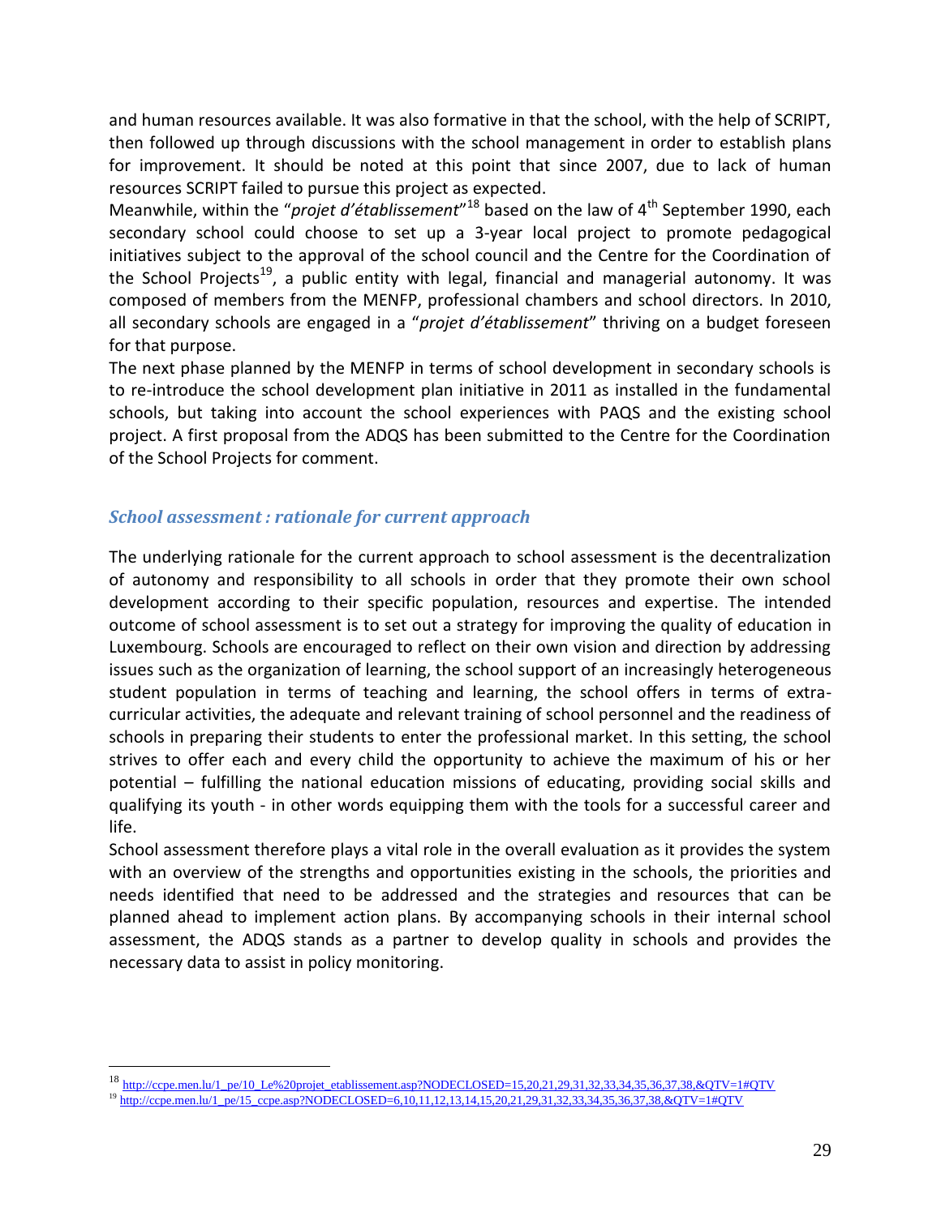and human resources available. It was also formative in that the school, with the help of SCRIPT, then followed up through discussions with the school management in order to establish plans for improvement. It should be noted at this point that since 2007, due to lack of human resources SCRIPT failed to pursue this project as expected.

Meanwhile, within the "*projet d'établissement*"[18] based on the law of 4th September 1990, each secondary school could choose to set up a 3-year local project to promote pedagogical initiatives subject to the approval of the school council and the Centre for the Coordination of the School Projects[19], a public entity with legal, financial and managerial autonomy. It was composed of members from the MENFP, professional chambers and school directors. In 2010, all secondary schools are engaged in a "*projet d'établissement*" thriving on a budget foreseen for that purpose.

The next phase planned by the MENFP in terms of school development in secondary schools is to re-introduce the school development plan initiative in 2011 as installed in the fundamental schools, but taking into account the school experiences with PAQS and the existing school project. A first proposal from the ADQS has been submitted to the Centre for the Coordination of the School Projects for comment.

### *School assessment : rationale for current approach*

The underlying rationale for the current approach to school assessment is the decentralization of autonomy and responsibility to all schools in order that they promote their own school development according to their specific population, resources and expertise. The intended outcome of school assessment is to set out a strategy for improving the quality of education in Luxembourg. Schools are encouraged to reflect on their own vision and direction by addressing issues such as the organization of learning, the school support of an increasingly heterogeneous student population in terms of teaching and learning, the school offers in terms of extra-curricular activities, the adequate and relevant training of school personnel and the readiness of schools in preparing their students to enter the professional market. In this setting, the school strives to offer each and every child the opportunity to achieve the maximum of his or her potential – fulfilling the national education missions of educating, providing social skills and qualifying its youth - in other words equipping them with the tools for a successful career and life.

School assessment therefore plays a vital role in the overall evaluation as it provides the system with an overview of the strengths and opportunities existing in the schools, the priorities and needs identified that need to be addressed and the strategies and resources that can be planned ahead to implement action plans. By accompanying schools in their internal school assessment, the ADQS stands as a partner to develop quality in schools and provides the necessary data to assist in policy monitoring.

---

[18] http://ccpe.men.lu/1_pe/10_Le%20projet_etablissement.asp?NODECLOSED=15,20,21,29,31,32,33,34,35,36,37,38,&QTV=1#QTV

[19] http://ccpe.men.lu/1_pe/15_ccpe.asp?NODECLOSED=6,10,11,12,13,14,15,20,21,29,31,32,33,34,35,36,37,38,&QTV=1#QTV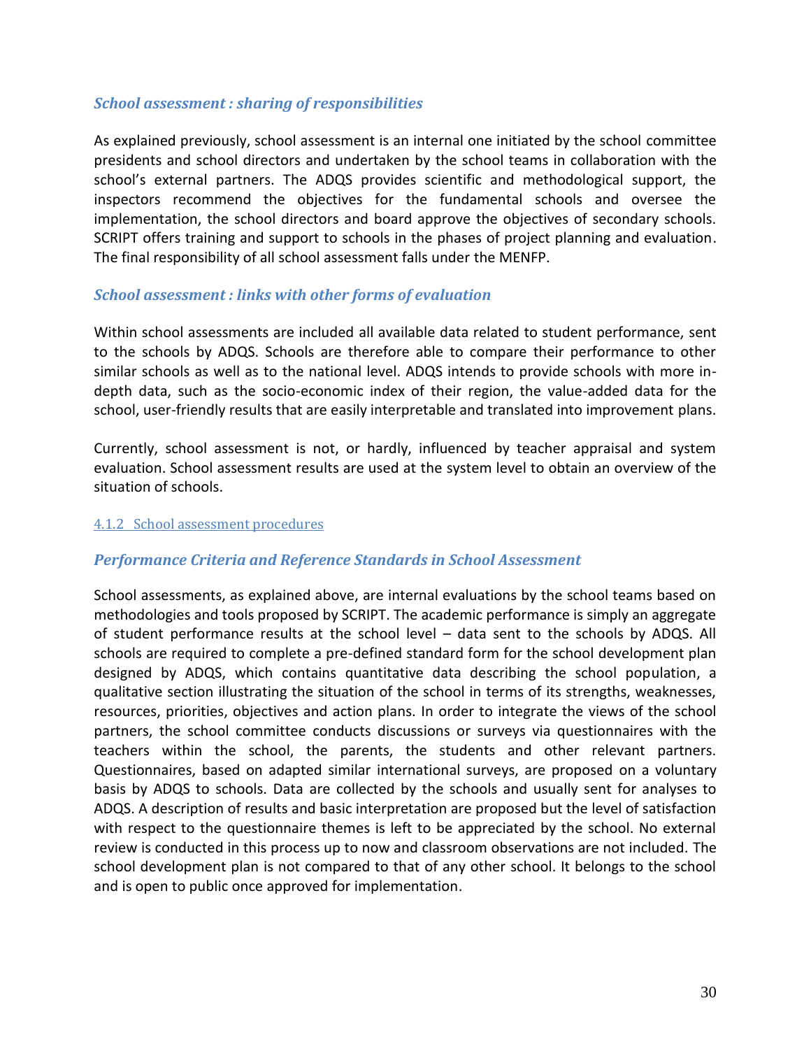### *School assessment : sharing of responsibilities*

As explained previously, school assessment is an internal one initiated by the school committee presidents and school directors and undertaken by the school teams in collaboration with the school's external partners. The ADQS provides scientific and methodological support, the inspectors recommend the objectives for the fundamental schools and oversee the implementation, the school directors and board approve the objectives of secondary schools. SCRIPT offers training and support to schools in the phases of project planning and evaluation. The final responsibility of all school assessment falls under the MENFP.

### *School assessment : links with other forms of evaluation*

Within school assessments are included all available data related to student performance, sent to the schools by ADQS. Schools are therefore able to compare their performance to other similar schools as well as to the national level. ADQS intends to provide schools with more in-depth data, such as the socio-economic index of their region, the value-added data for the school, user-friendly results that are easily interpretable and translated into improvement plans.

Currently, school assessment is not, or hardly, influenced by teacher appraisal and system evaluation. School assessment results are used at the system level to obtain an overview of the situation of schools.

#### 4.1.2 School assessment procedures

### *Performance Criteria and Reference Standards in School Assessment*

School assessments, as explained above, are internal evaluations by the school teams based on methodologies and tools proposed by SCRIPT. The academic performance is simply an aggregate of student performance results at the school level – data sent to the schools by ADQS. All schools are required to complete a pre-defined standard form for the school development plan designed by ADQS, which contains quantitative data describing the school population, a qualitative section illustrating the situation of the school in terms of its strengths, weaknesses, resources, priorities, objectives and action plans. In order to integrate the views of the school partners, the school committee conducts discussions or surveys via questionnaires with the teachers within the school, the parents, the students and other relevant partners. Questionnaires, based on adapted similar international surveys, are proposed on a voluntary basis by ADQS to schools. Data are collected by the schools and usually sent for analyses to ADQS. A description of results and basic interpretation are proposed but the level of satisfaction with respect to the questionnaire themes is left to be appreciated by the school. No external review is conducted in this process up to now and classroom observations are not included. The school development plan is not compared to that of any other school. It belongs to the school and is open to public once approved for implementation.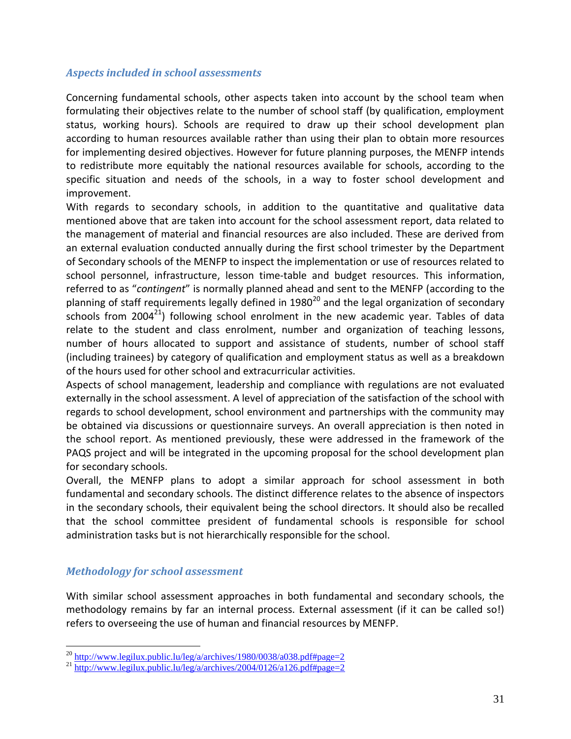### *Aspects included in school assessments*

Concerning fundamental schools, other aspects taken into account by the school team when formulating their objectives relate to the number of school staff (by qualification, employment status, working hours). Schools are required to draw up their school development plan according to human resources available rather than using their plan to obtain more resources for implementing desired objectives. However for future planning purposes, the MENFP intends to redistribute more equitably the national resources available for schools, according to the specific situation and needs of the schools, in a way to foster school development and improvement.

With regards to secondary schools, in addition to the quantitative and qualitative data mentioned above that are taken into account for the school assessment report, data related to the management of material and financial resources are also included. These are derived from an external evaluation conducted annually during the first school trimester by the Department of Secondary schools of the MENFP to inspect the implementation or use of resources related to school personnel, infrastructure, lesson time-table and budget resources. This information, referred to as "*contingent*" is normally planned ahead and sent to the MENFP (according to the planning of staff requirements legally defined in 1980[20] and the legal organization of secondary schools from 2004[21]) following school enrolment in the new academic year. Tables of data relate to the student and class enrolment, number and organization of teaching lessons, number of hours allocated to support and assistance of students, number of school staff (including trainees) by category of qualification and employment status as well as a breakdown of the hours used for other school and extracurricular activities.

Aspects of school management, leadership and compliance with regulations are not evaluated externally in the school assessment. A level of appreciation of the satisfaction of the school with regards to school development, school environment and partnerships with the community may be obtained via discussions or questionnaire surveys. An overall appreciation is then noted in the school report. As mentioned previously, these were addressed in the framework of the PAQS project and will be integrated in the upcoming proposal for the school development plan for secondary schools.

Overall, the MENFP plans to adopt a similar approach for school assessment in both fundamental and secondary schools. The distinct difference relates to the absence of inspectors in the secondary schools, their equivalent being the school directors. It should also be recalled that the school committee president of fundamental schools is responsible for school administration tasks but is not hierarchically responsible for the school.

### *Methodology for school assessment*

With similar school assessment approaches in both fundamental and secondary schools, the methodology remains by far an internal process. External assessment (if it can be called so!) refers to overseeing the use of human and financial resources by MENFP.

---

[20] http://www.legilux.public.lu/leg/a/archives/1980/0038/a038.pdf#page=2

[21] http://www.legilux.public.lu/leg/a/archives/2004/0126/a126.pdf#page=2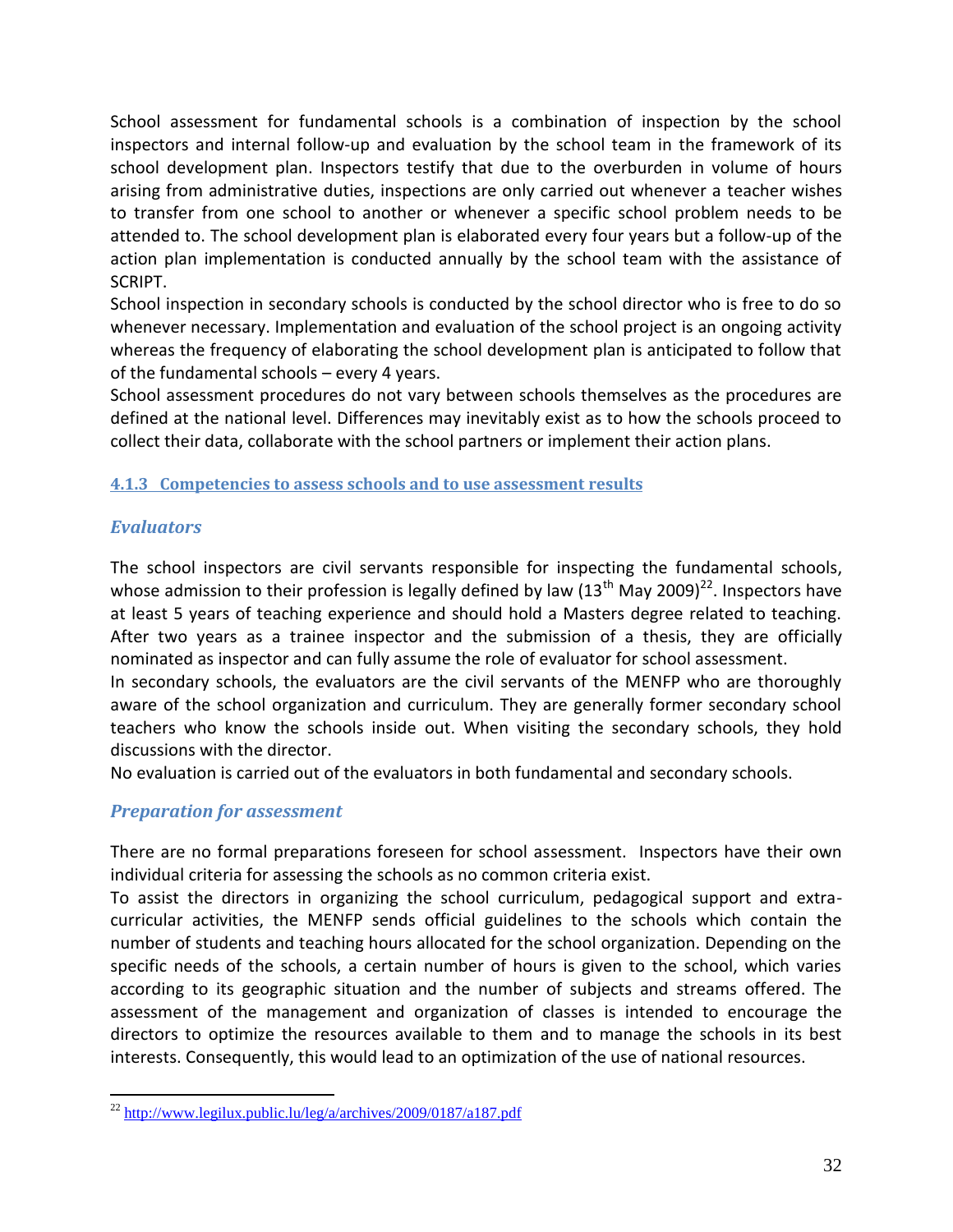School assessment for fundamental schools is a combination of inspection by the school inspectors and internal follow-up and evaluation by the school team in the framework of its school development plan. Inspectors testify that due to the overburden in volume of hours arising from administrative duties, inspections are only carried out whenever a teacher wishes to transfer from one school to another or whenever a specific school problem needs to be attended to. The school development plan is elaborated every four years but a follow-up of the action plan implementation is conducted annually by the school team with the assistance of SCRIPT.

School inspection in secondary schools is conducted by the school director who is free to do so whenever necessary. Implementation and evaluation of the school project is an ongoing activity whereas the frequency of elaborating the school development plan is anticipated to follow that of the fundamental schools – every 4 years.

School assessment procedures do not vary between schools themselves as the procedures are defined at the national level. Differences may inevitably exist as to how the schools proceed to collect their data, collaborate with the school partners or implement their action plans.

### 4.1.3 Competencies to assess schools and to use assessment results

#### *Evaluators*

The school inspectors are civil servants responsible for inspecting the fundamental schools, whose admission to their profession is legally defined by law (13th May 2009)[22]. Inspectors have at least 5 years of teaching experience and should hold a Masters degree related to teaching. After two years as a trainee inspector and the submission of a thesis, they are officially nominated as inspector and can fully assume the role of evaluator for school assessment.

In secondary schools, the evaluators are the civil servants of the MENFP who are thoroughly aware of the school organization and curriculum. They are generally former secondary school teachers who know the schools inside out. When visiting the secondary schools, they hold discussions with the director.

No evaluation is carried out of the evaluators in both fundamental and secondary schools.

#### *Preparation for assessment*

There are no formal preparations foreseen for school assessment. Inspectors have their own individual criteria for assessing the schools as no common criteria exist.

To assist the directors in organizing the school curriculum, pedagogical support and extra-curricular activities, the MENFP sends official guidelines to the schools which contain the number of students and teaching hours allocated for the school organization. Depending on the specific needs of the schools, a certain number of hours is given to the school, which varies according to its geographic situation and the number of subjects and streams offered. The assessment of the management and organization of classes is intended to encourage the directors to optimize the resources available to them and to manage the schools in its best interests. Consequently, this would lead to an optimization of the use of national resources.

---

[22] http://www.legilux.public.lu/leg/a/archives/2009/0187/a187.pdf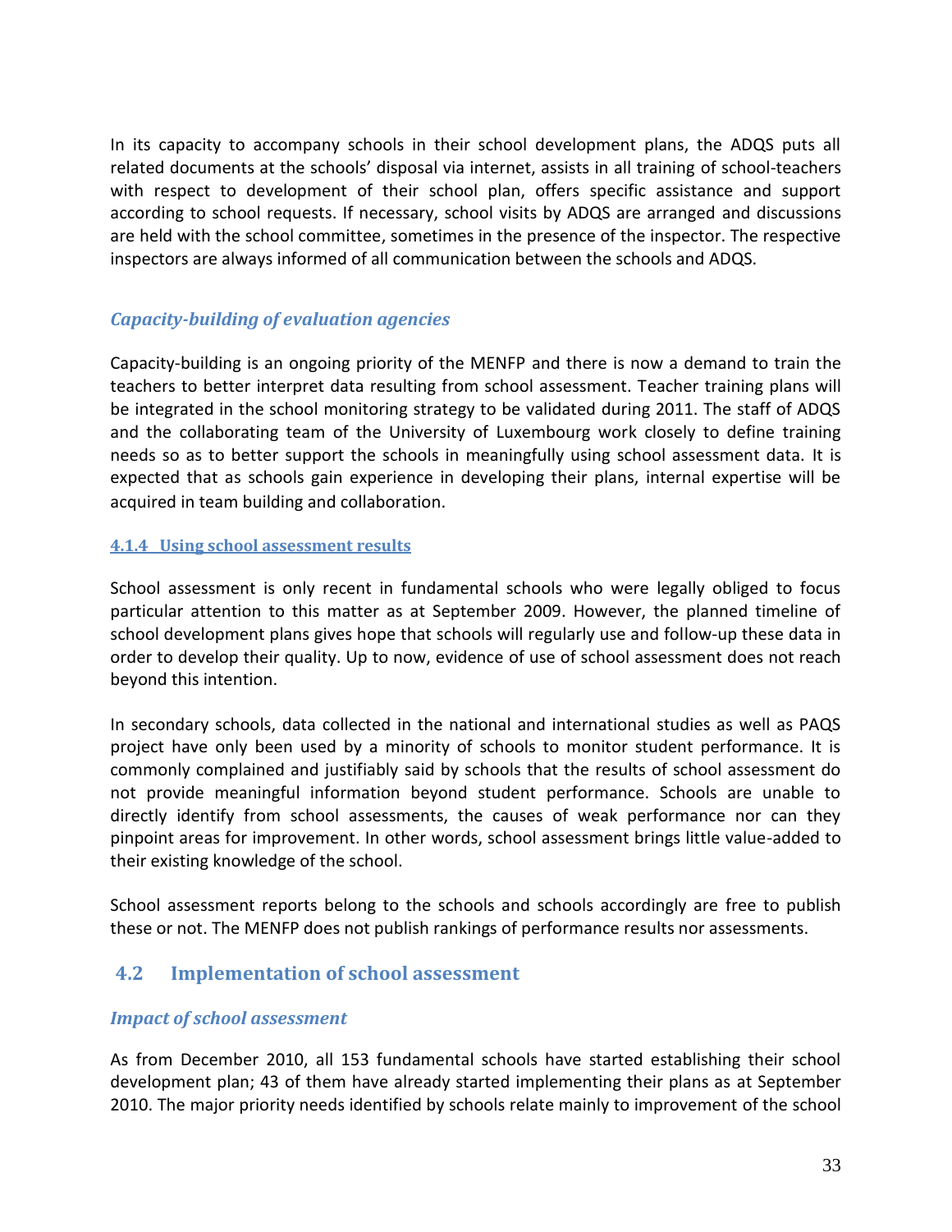In its capacity to accompany schools in their school development plans, the ADQS puts all related documents at the schools' disposal via internet, assists in all training of school-teachers with respect to development of their school plan, offers specific assistance and support according to school requests. If necessary, school visits by ADQS are arranged and discussions are held with the school committee, sometimes in the presence of the inspector. The respective inspectors are always informed of all communication between the schools and ADQS.

### *Capacity-building of evaluation agencies*

Capacity-building is an ongoing priority of the MENFP and there is now a demand to train the teachers to better interpret data resulting from school assessment. Teacher training plans will be integrated in the school monitoring strategy to be validated during 2011. The staff of ADQS and the collaborating team of the University of Luxembourg work closely to define training needs so as to better support the schools in meaningfully using school assessment data. It is expected that as schools gain experience in developing their plans, internal expertise will be acquired in team building and collaboration.

### 4.1.4 Using school assessment results

School assessment is only recent in fundamental schools who were legally obliged to focus particular attention to this matter as at September 2009. However, the planned timeline of school development plans gives hope that schools will regularly use and follow-up these data in order to develop their quality. Up to now, evidence of use of school assessment does not reach beyond this intention.

In secondary schools, data collected in the national and international studies as well as PAQS project have only been used by a minority of schools to monitor student performance. It is commonly complained and justifiably said by schools that the results of school assessment do not provide meaningful information beyond student performance. Schools are unable to directly identify from school assessments, the causes of weak performance nor can they pinpoint areas for improvement. In other words, school assessment brings little value-added to their existing knowledge of the school.

School assessment reports belong to the schools and schools accordingly are free to publish these or not. The MENFP does not publish rankings of performance results nor assessments.

## 4.2 Implementation of school assessment

### *Impact of school assessment*

As from December 2010, all 153 fundamental schools have started establishing their school development plan; 43 of them have already started implementing their plans as at September 2010. The major priority needs identified by schools relate mainly to improvement of the school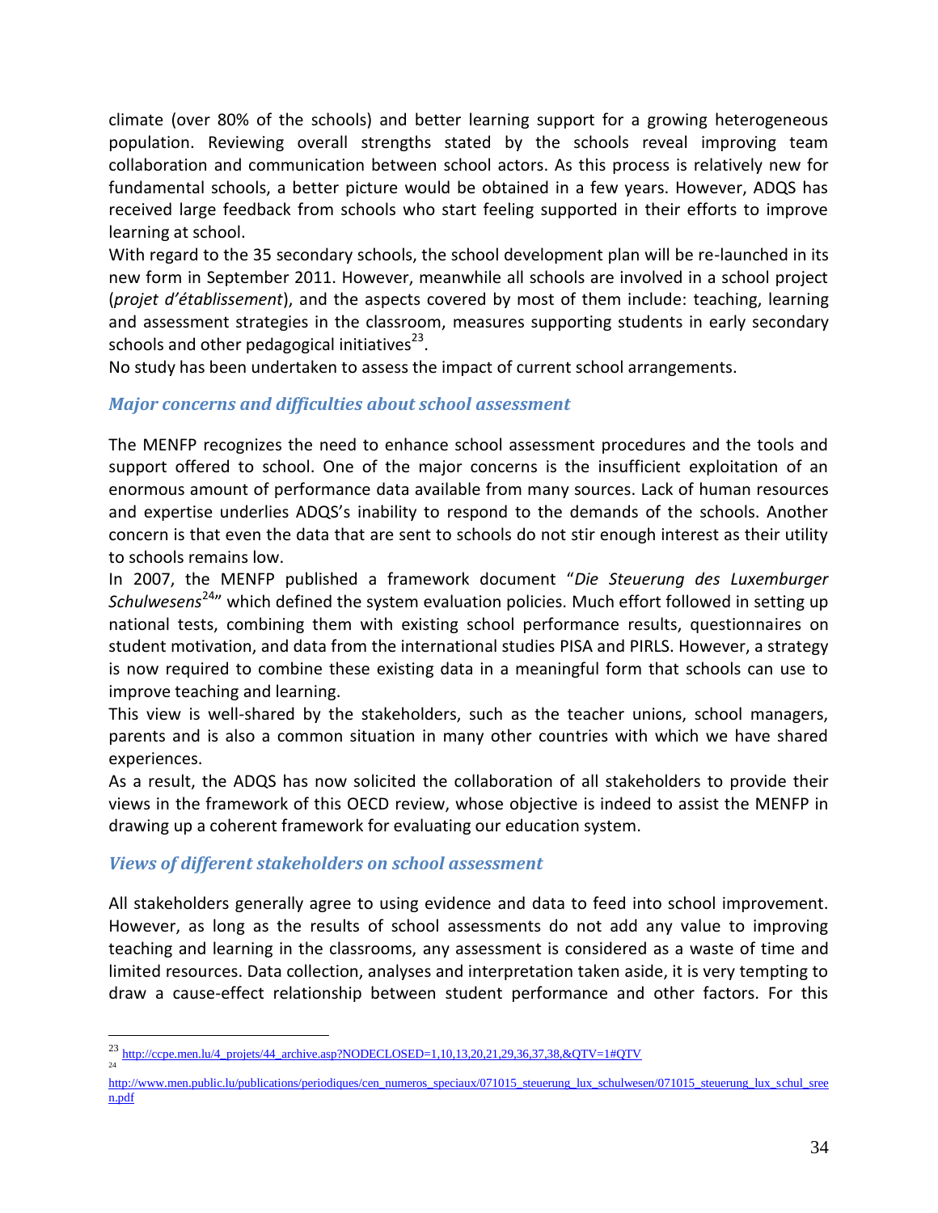climate (over 80% of the schools) and better learning support for a growing heterogeneous population. Reviewing overall strengths stated by the schools reveal improving team collaboration and communication between school actors. As this process is relatively new for fundamental schools, a better picture would be obtained in a few years. However, ADQS has received large feedback from schools who start feeling supported in their efforts to improve learning at school.

With regard to the 35 secondary schools, the school development plan will be re-launched in its new form in September 2011. However, meanwhile all schools are involved in a school project (*projet d'établissement*), and the aspects covered by most of them include: teaching, learning and assessment strategies in the classroom, measures supporting students in early secondary schools and other pedagogical initiatives[23].

No study has been undertaken to assess the impact of current school arrangements.

### *Major concerns and difficulties about school assessment*

The MENFP recognizes the need to enhance school assessment procedures and the tools and support offered to school. One of the major concerns is the insufficient exploitation of an enormous amount of performance data available from many sources. Lack of human resources and expertise underlies ADQS's inability to respond to the demands of the schools. Another concern is that even the data that are sent to schools do not stir enough interest as their utility to schools remains low.

In 2007, the MENFP published a framework document "*Die Steuerung des Luxemburger Schulwesens*[24]" which defined the system evaluation policies. Much effort followed in setting up national tests, combining them with existing school performance results, questionnaires on student motivation, and data from the international studies PISA and PIRLS. However, a strategy is now required to combine these existing data in a meaningful form that schools can use to improve teaching and learning.

This view is well-shared by the stakeholders, such as the teacher unions, school managers, parents and is also a common situation in many other countries with which we have shared experiences.

As a result, the ADQS has now solicited the collaboration of all stakeholders to provide their views in the framework of this OECD review, whose objective is indeed to assist the MENFP in drawing up a coherent framework for evaluating our education system.

### *Views of different stakeholders on school assessment*

All stakeholders generally agree to using evidence and data to feed into school improvement. However, as long as the results of school assessments do not add any value to improving teaching and learning in the classrooms, any assessment is considered as a waste of time and limited resources. Data collection, analyses and interpretation taken aside, it is very tempting to draw a cause-effect relationship between student performance and other factors. For this

---

[23] http://ccpe.men.lu/4_projets/44_archive.asp?NODECLOSED=1,10,13,20,21,29,36,37,38,&QTV=1#QTV

[24] http://www.men.public.lu/publications/periodiques/cen_numeros_speciaux/071015_steuerung_lux_schulwesen/071015_steuerung_lux_schul_sreen.pdf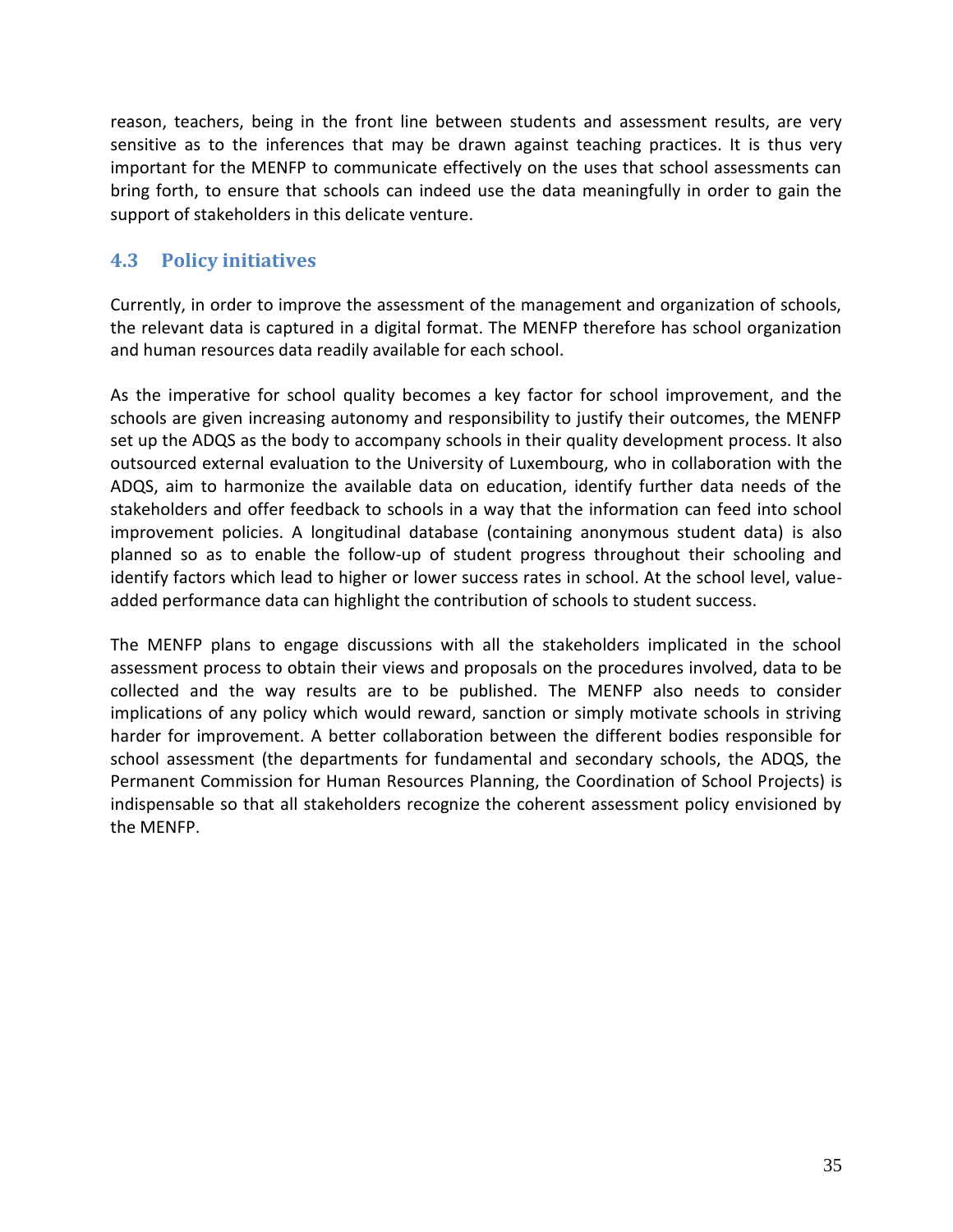reason, teachers, being in the front line between students and assessment results, are very sensitive as to the inferences that may be drawn against teaching practices. It is thus very important for the MENFP to communicate effectively on the uses that school assessments can bring forth, to ensure that schools can indeed use the data meaningfully in order to gain the support of stakeholders in this delicate venture.

## 4.3 Policy initiatives

Currently, in order to improve the assessment of the management and organization of schools, the relevant data is captured in a digital format. The MENFP therefore has school organization and human resources data readily available for each school.

As the imperative for school quality becomes a key factor for school improvement, and the schools are given increasing autonomy and responsibility to justify their outcomes, the MENFP set up the ADQS as the body to accompany schools in their quality development process. It also outsourced external evaluation to the University of Luxembourg, who in collaboration with the ADQS, aim to harmonize the available data on education, identify further data needs of the stakeholders and offer feedback to schools in a way that the information can feed into school improvement policies. A longitudinal database (containing anonymous student data) is also planned so as to enable the follow-up of student progress throughout their schooling and identify factors which lead to higher or lower success rates in school. At the school level, value-added performance data can highlight the contribution of schools to student success.

The MENFP plans to engage discussions with all the stakeholders implicated in the school assessment process to obtain their views and proposals on the procedures involved, data to be collected and the way results are to be published. The MENFP also needs to consider implications of any policy which would reward, sanction or simply motivate schools in striving harder for improvement. A better collaboration between the different bodies responsible for school assessment (the departments for fundamental and secondary schools, the ADQS, the Permanent Commission for Human Resources Planning, the Coordination of School Projects) is indispensable so that all stakeholders recognize the coherent assessment policy envisioned by the MENFP.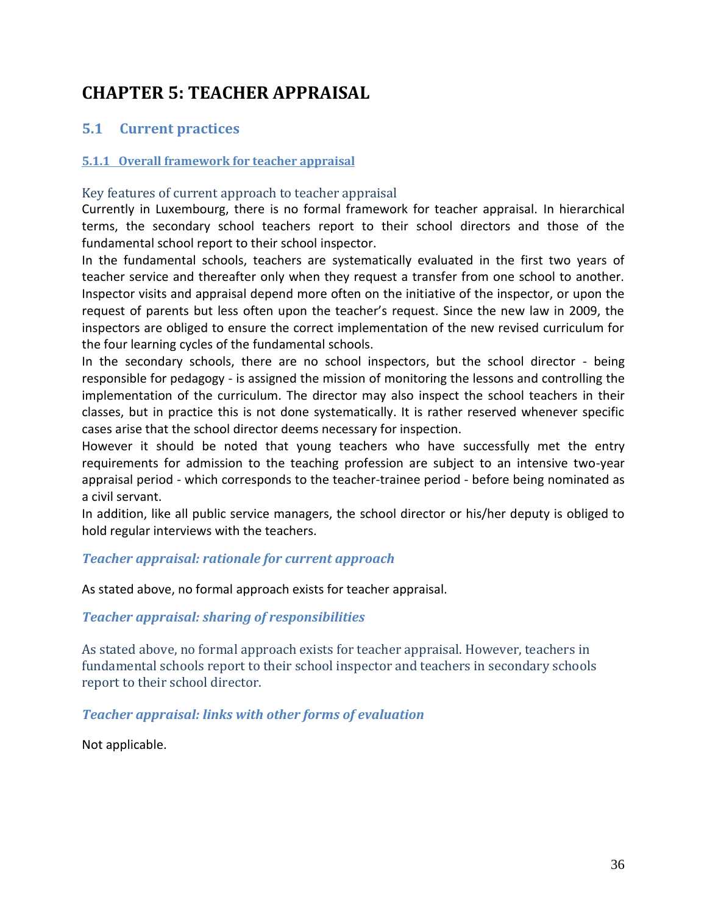# CHAPTER 5: TEACHER APPRAISAL

## 5.1 Current practices

### 5.1.1 Overall framework for teacher appraisal

#### Key features of current approach to teacher appraisal

Currently in Luxembourg, there is no formal framework for teacher appraisal. In hierarchical terms, the secondary school teachers report to their school directors and those of the fundamental school report to their school inspector.

In the fundamental schools, teachers are systematically evaluated in the first two years of teacher service and thereafter only when they request a transfer from one school to another. Inspector visits and appraisal depend more often on the initiative of the inspector, or upon the request of parents but less often upon the teacher's request. Since the new law in 2009, the inspectors are obliged to ensure the correct implementation of the new revised curriculum for the four learning cycles of the fundamental schools.

In the secondary schools, there are no school inspectors, but the school director - being responsible for pedagogy - is assigned the mission of monitoring the lessons and controlling the implementation of the curriculum. The director may also inspect the school teachers in their classes, but in practice this is not done systematically. It is rather reserved whenever specific cases arise that the school director deems necessary for inspection.

However it should be noted that young teachers who have successfully met the entry requirements for admission to the teaching profession are subject to an intensive two-year appraisal period - which corresponds to the teacher-trainee period - before being nominated as a civil servant.

In addition, like all public service managers, the school director or his/her deputy is obliged to hold regular interviews with the teachers.

#### *Teacher appraisal: rationale for current approach*

As stated above, no formal approach exists for teacher appraisal.

#### *Teacher appraisal: sharing of responsibilities*

As stated above, no formal approach exists for teacher appraisal. However, teachers in fundamental schools report to their school inspector and teachers in secondary schools report to their school director.

#### *Teacher appraisal: links with other forms of evaluation*

Not applicable.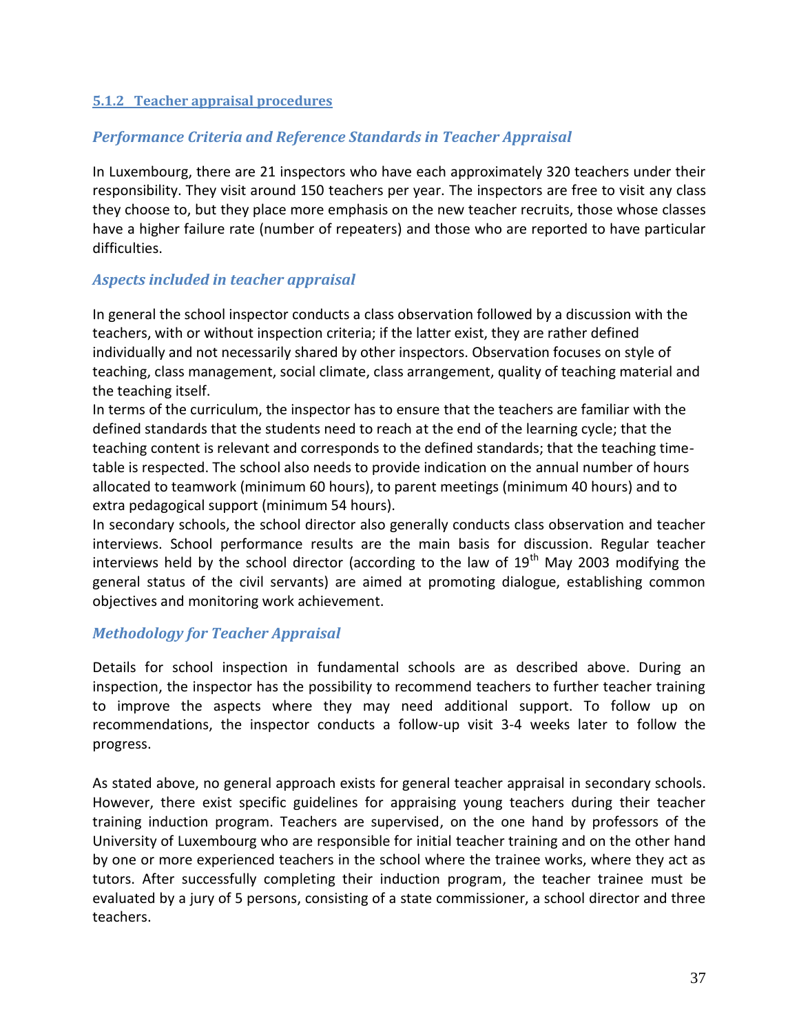#### 5.1.2 Teacher appraisal procedures

### *Performance Criteria and Reference Standards in Teacher Appraisal*

In Luxembourg, there are 21 inspectors who have each approximately 320 teachers under their responsibility. They visit around 150 teachers per year. The inspectors are free to visit any class they choose to, but they place more emphasis on the new teacher recruits, those whose classes have a higher failure rate (number of repeaters) and those who are reported to have particular difficulties.

### *Aspects included in teacher appraisal*

In general the school inspector conducts a class observation followed by a discussion with the teachers, with or without inspection criteria; if the latter exist, they are rather defined individually and not necessarily shared by other inspectors. Observation focuses on style of teaching, class management, social climate, class arrangement, quality of teaching material and the teaching itself.

In terms of the curriculum, the inspector has to ensure that the teachers are familiar with the defined standards that the students need to reach at the end of the learning cycle; that the teaching content is relevant and corresponds to the defined standards; that the teaching time-table is respected. The school also needs to provide indication on the annual number of hours allocated to teamwork (minimum 60 hours), to parent meetings (minimum 40 hours) and to extra pedagogical support (minimum 54 hours).

In secondary schools, the school director also generally conducts class observation and teacher interviews. School performance results are the main basis for discussion. Regular teacher interviews held by the school director (according to the law of 19th May 2003 modifying the general status of the civil servants) are aimed at promoting dialogue, establishing common objectives and monitoring work achievement.

### *Methodology for Teacher Appraisal*

Details for school inspection in fundamental schools are as described above. During an inspection, the inspector has the possibility to recommend teachers to further teacher training to improve the aspects where they may need additional support. To follow up on recommendations, the inspector conducts a follow-up visit 3-4 weeks later to follow the progress.

As stated above, no general approach exists for general teacher appraisal in secondary schools. However, there exist specific guidelines for appraising young teachers during their teacher training induction program. Teachers are supervised, on the one hand by professors of the University of Luxembourg who are responsible for initial teacher training and on the other hand by one or more experienced teachers in the school where the trainee works, where they act as tutors. After successfully completing their induction program, the teacher trainee must be evaluated by a jury of 5 persons, consisting of a state commissioner, a school director and three teachers.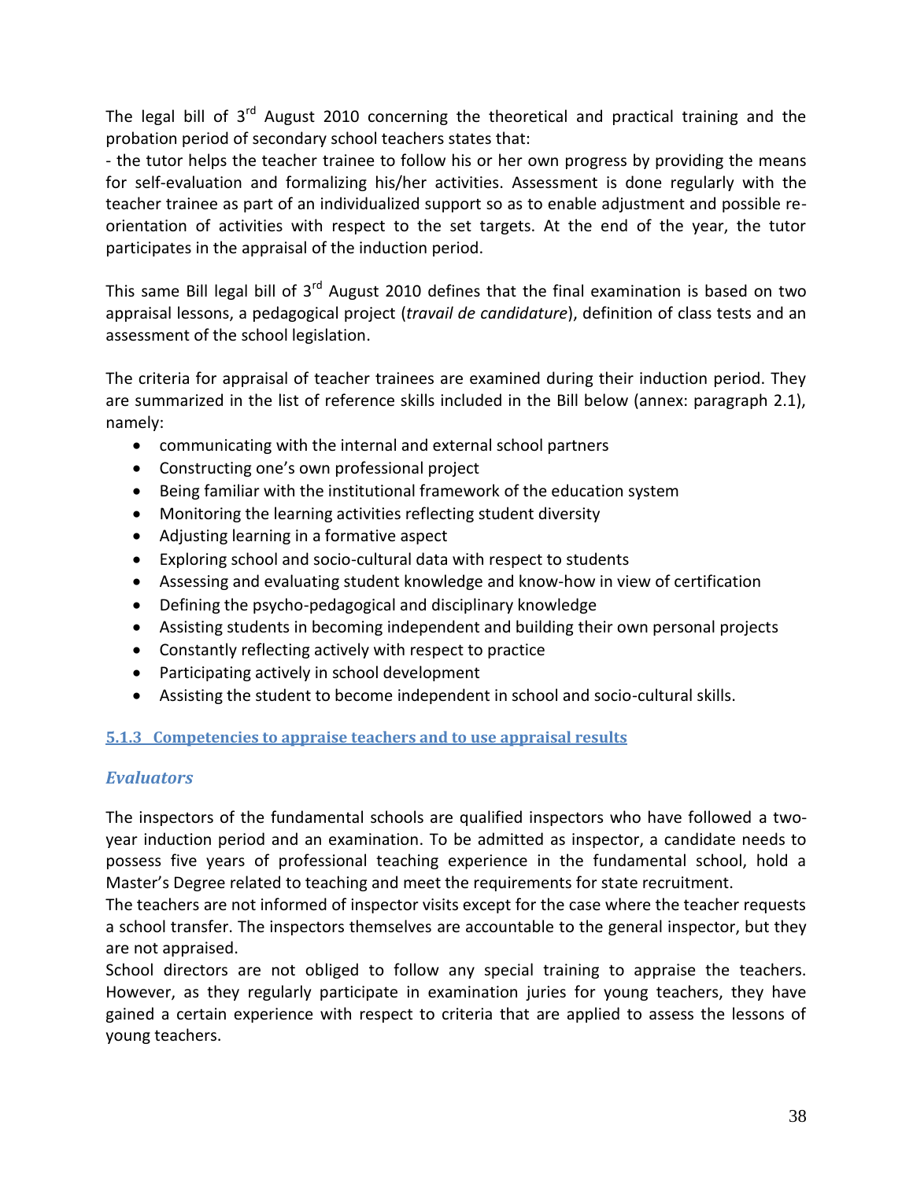The legal bill of 3rd August 2010 concerning the theoretical and practical training and the probation period of secondary school teachers states that:

- the tutor helps the teacher trainee to follow his or her own progress by providing the means for self-evaluation and formalizing his/her activities. Assessment is done regularly with the teacher trainee as part of an individualized support so as to enable adjustment and possible re-orientation of activities with respect to the set targets. At the end of the year, the tutor participates in the appraisal of the induction period.

This same Bill legal bill of 3rd August 2010 defines that the final examination is based on two appraisal lessons, a pedagogical project (*travail de candidature*), definition of class tests and an assessment of the school legislation.

The criteria for appraisal of teacher trainees are examined during their induction period. They are summarized in the list of reference skills included in the Bill below (annex: paragraph 2.1), namely:

- communicating with the internal and external school partners
- Constructing one's own professional project
- Being familiar with the institutional framework of the education system
- Monitoring the learning activities reflecting student diversity
- Adjusting learning in a formative aspect
- Exploring school and socio-cultural data with respect to students
- Assessing and evaluating student knowledge and know-how in view of certification
- Defining the psycho-pedagogical and disciplinary knowledge
- Assisting students in becoming independent and building their own personal projects
- Constantly reflecting actively with respect to practice
- Participating actively in school development
- Assisting the student to become independent in school and socio-cultural skills.

### 5.1.3 Competencies to appraise teachers and to use appraisal results

#### *Evaluators*

The inspectors of the fundamental schools are qualified inspectors who have followed a two-year induction period and an examination. To be admitted as inspector, a candidate needs to possess five years of professional teaching experience in the fundamental school, hold a Master's Degree related to teaching and meet the requirements for state recruitment.

The teachers are not informed of inspector visits except for the case where the teacher requests a school transfer. The inspectors themselves are accountable to the general inspector, but they are not appraised.

School directors are not obliged to follow any special training to appraise the teachers. However, as they regularly participate in examination juries for young teachers, they have gained a certain experience with respect to criteria that are applied to assess the lessons of young teachers.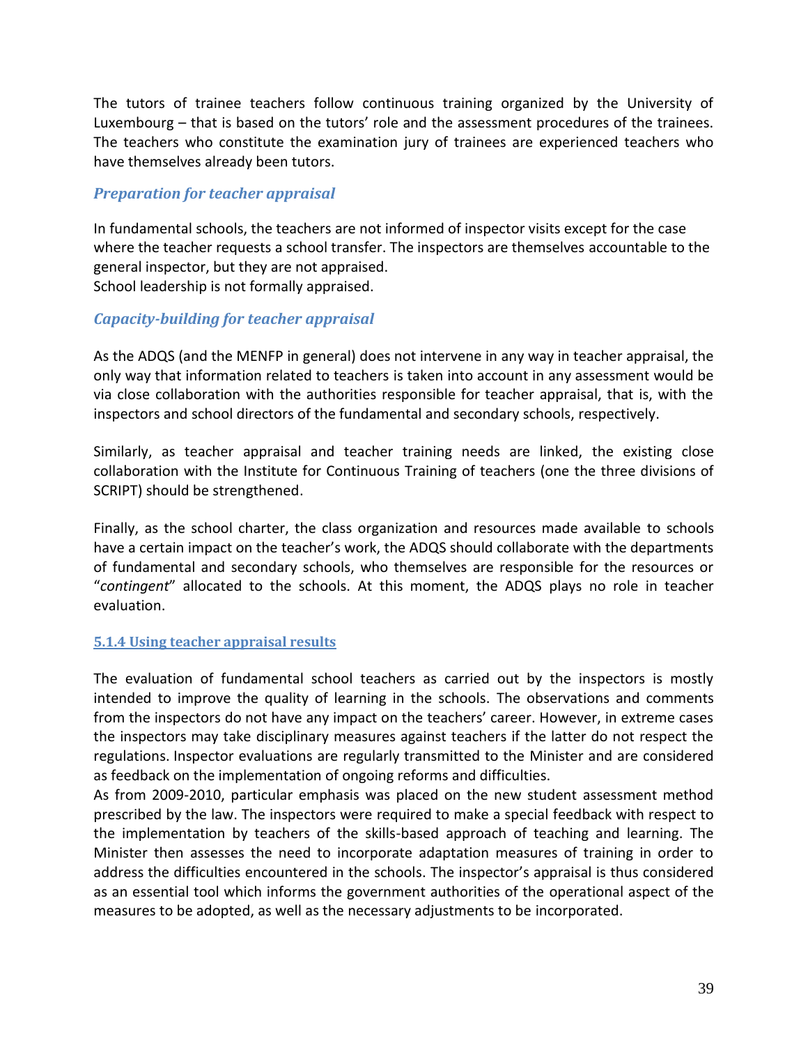The tutors of trainee teachers follow continuous training organized by the University of Luxembourg – that is based on the tutors' role and the assessment procedures of the trainees. The teachers who constitute the examination jury of trainees are experienced teachers who have themselves already been tutors.

### *Preparation for teacher appraisal*

In fundamental schools, the teachers are not informed of inspector visits except for the case where the teacher requests a school transfer. The inspectors are themselves accountable to the general inspector, but they are not appraised.
School leadership is not formally appraised.

### *Capacity-building for teacher appraisal*

As the ADQS (and the MENFP in general) does not intervene in any way in teacher appraisal, the only way that information related to teachers is taken into account in any assessment would be via close collaboration with the authorities responsible for teacher appraisal, that is, with the inspectors and school directors of the fundamental and secondary schools, respectively.

Similarly, as teacher appraisal and teacher training needs are linked, the existing close collaboration with the Institute for Continuous Training of teachers (one the three divisions of SCRIPT) should be strengthened.

Finally, as the school charter, the class organization and resources made available to schools have a certain impact on the teacher's work, the ADQS should collaborate with the departments of fundamental and secondary schools, who themselves are responsible for the resources or "*contingent*" allocated to the schools. At this moment, the ADQS plays no role in teacher evaluation.

## 5.1.4 Using teacher appraisal results

The evaluation of fundamental school teachers as carried out by the inspectors is mostly intended to improve the quality of learning in the schools. The observations and comments from the inspectors do not have any impact on the teachers' career. However, in extreme cases the inspectors may take disciplinary measures against teachers if the latter do not respect the regulations. Inspector evaluations are regularly transmitted to the Minister and are considered as feedback on the implementation of ongoing reforms and difficulties.
As from 2009-2010, particular emphasis was placed on the new student assessment method prescribed by the law. The inspectors were required to make a special feedback with respect to the implementation by teachers of the skills-based approach of teaching and learning. The Minister then assesses the need to incorporate adaptation measures of training in order to address the difficulties encountered in the schools. The inspector's appraisal is thus considered as an essential tool which informs the government authorities of the operational aspect of the measures to be adopted, as well as the necessary adjustments to be incorporated.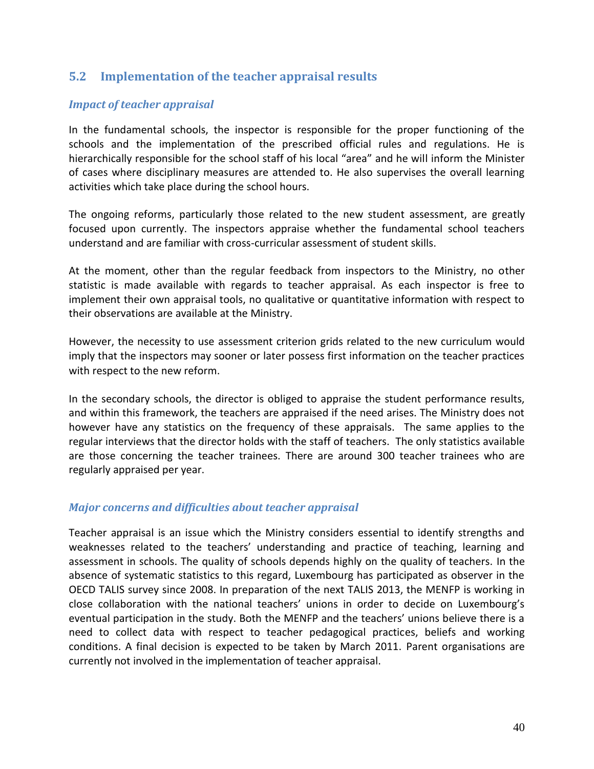## 5.2 Implementation of the teacher appraisal results

### *Impact of teacher appraisal*

In the fundamental schools, the inspector is responsible for the proper functioning of the schools and the implementation of the prescribed official rules and regulations. He is hierarchically responsible for the school staff of his local "area" and he will inform the Minister of cases where disciplinary measures are attended to. He also supervises the overall learning activities which take place during the school hours.

The ongoing reforms, particularly those related to the new student assessment, are greatly focused upon currently. The inspectors appraise whether the fundamental school teachers understand and are familiar with cross-curricular assessment of student skills.

At the moment, other than the regular feedback from inspectors to the Ministry, no other statistic is made available with regards to teacher appraisal. As each inspector is free to implement their own appraisal tools, no qualitative or quantitative information with respect to their observations are available at the Ministry.

However, the necessity to use assessment criterion grids related to the new curriculum would imply that the inspectors may sooner or later possess first information on the teacher practices with respect to the new reform.

In the secondary schools, the director is obliged to appraise the student performance results, and within this framework, the teachers are appraised if the need arises. The Ministry does not however have any statistics on the frequency of these appraisals. The same applies to the regular interviews that the director holds with the staff of teachers. The only statistics available are those concerning the teacher trainees. There are around 300 teacher trainees who are regularly appraised per year.

### *Major concerns and difficulties about teacher appraisal*

Teacher appraisal is an issue which the Ministry considers essential to identify strengths and weaknesses related to the teachers' understanding and practice of teaching, learning and assessment in schools. The quality of schools depends highly on the quality of teachers. In the absence of systematic statistics to this regard, Luxembourg has participated as observer in the OECD TALIS survey since 2008. In preparation of the next TALIS 2013, the MENFP is working in close collaboration with the national teachers' unions in order to decide on Luxembourg's eventual participation in the study. Both the MENFP and the teachers' unions believe there is a need to collect data with respect to teacher pedagogical practices, beliefs and working conditions. A final decision is expected to be taken by March 2011. Parent organisations are currently not involved in the implementation of teacher appraisal.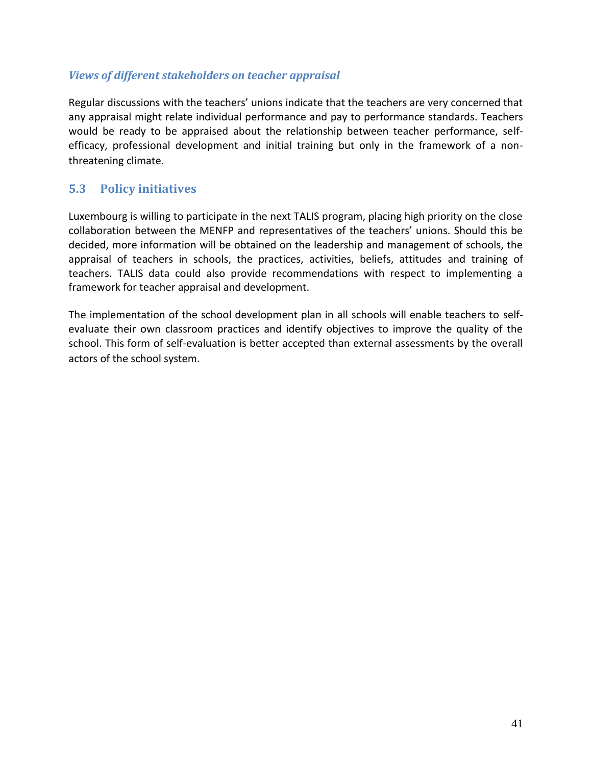### *Views of different stakeholders on teacher appraisal*

Regular discussions with the teachers' unions indicate that the teachers are very concerned that any appraisal might relate individual performance and pay to performance standards. Teachers would be ready to be appraised about the relationship between teacher performance, self-efficacy, professional development and initial training but only in the framework of a non-threatening climate.

## 5.3 Policy initiatives

Luxembourg is willing to participate in the next TALIS program, placing high priority on the close collaboration between the MENFP and representatives of the teachers' unions. Should this be decided, more information will be obtained on the leadership and management of schools, the appraisal of teachers in schools, the practices, activities, beliefs, attitudes and training of teachers. TALIS data could also provide recommendations with respect to implementing a framework for teacher appraisal and development.

The implementation of the school development plan in all schools will enable teachers to self-evaluate their own classroom practices and identify objectives to improve the quality of the school. This form of self-evaluation is better accepted than external assessments by the overall actors of the school system.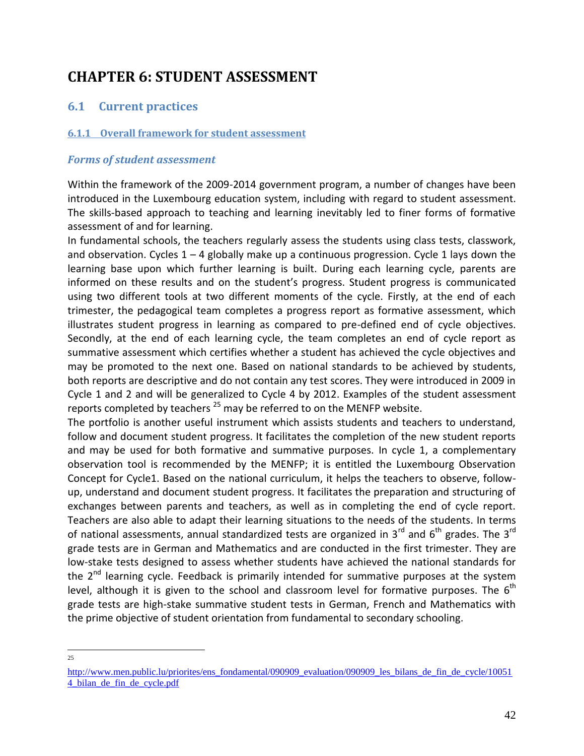# CHAPTER 6: STUDENT ASSESSMENT

## 6.1 Current practices

### 6.1.1 Overall framework for student assessment

#### *Forms of student assessment*

Within the framework of the 2009-2014 government program, a number of changes have been introduced in the Luxembourg education system, including with regard to student assessment. The skills-based approach to teaching and learning inevitably led to finer forms of formative assessment of and for learning.

In fundamental schools, the teachers regularly assess the students using class tests, classwork, and observation. Cycles 1 – 4 globally make up a continuous progression. Cycle 1 lays down the learning base upon which further learning is built. During each learning cycle, parents are informed on these results and on the student's progress. Student progress is communicated using two different tools at two different moments of the cycle. Firstly, at the end of each trimester, the pedagogical team completes a progress report as formative assessment, which illustrates student progress in learning as compared to pre-defined end of cycle objectives. Secondly, at the end of each learning cycle, the team completes an end of cycle report as summative assessment which certifies whether a student has achieved the cycle objectives and may be promoted to the next one. Based on national standards to be achieved by students, both reports are descriptive and do not contain any test scores. They were introduced in 2009 in Cycle 1 and 2 and will be generalized to Cycle 4 by 2012. Examples of the student assessment reports completed by teachers [25] may be referred to on the MENFP website.

The portfolio is another useful instrument which assists students and teachers to understand, follow and document student progress. It facilitates the completion of the new student reports and may be used for both formative and summative purposes. In cycle 1, a complementary observation tool is recommended by the MENFP; it is entitled the Luxembourg Observation Concept for Cycle1. Based on the national curriculum, it helps the teachers to observe, follow-up, understand and document student progress. It facilitates the preparation and structuring of exchanges between parents and teachers, as well as in completing the end of cycle report. Teachers are also able to adapt their learning situations to the needs of the students. In terms of national assessments, annual standardized tests are organized in 3rd and 6th grades. The 3rd grade tests are in German and Mathematics and are conducted in the first trimester. They are low-stake tests designed to assess whether students have achieved the national standards for the 2nd learning cycle. Feedback is primarily intended for summative purposes at the system level, although it is given to the school and classroom level for formative purposes. The 6th grade tests are high-stake summative student tests in German, French and Mathematics with the prime objective of student orientation from fundamental to secondary schooling.

---

[25] http://www.men.public.lu/priorites/ens_fondamental/090909_evaluation/090909_les_bilans_de_fin_de_cycle/100514_bilan_de_fin_de_cycle.pdf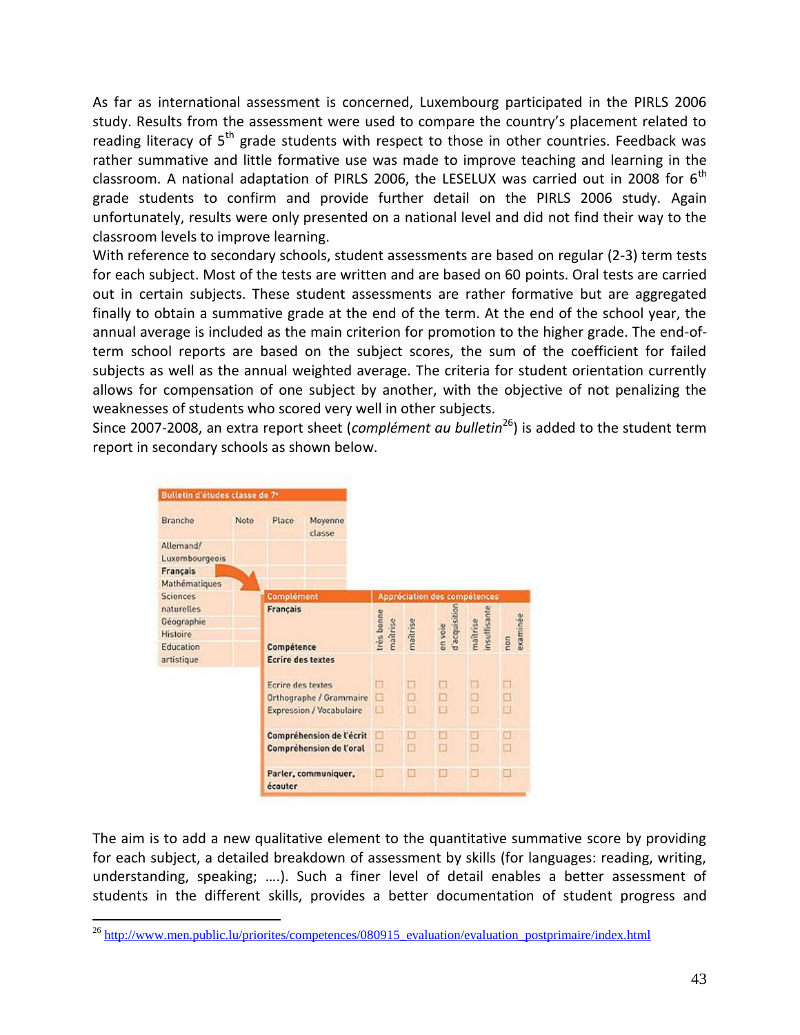As far as international assessment is concerned, Luxembourg participated in the PIRLS 2006 study. Results from the assessment were used to compare the country's placement related to reading literacy of 5$^{th}$ grade students with respect to those in other countries. Feedback was rather summative and little formative use was made to improve teaching and learning in the classroom. A national adaptation of PIRLS 2006, the LESELUX was carried out in 2008 for 6$^{th}$ grade students to confirm and provide further detail on the PIRLS 2006 study. Again unfortunately, results were only presented on a national level and did not find their way to the classroom levels to improve learning.

With reference to secondary schools, student assessments are based on regular (2-3) term tests for each subject. Most of the tests are written and are based on 60 points. Oral tests are carried out in certain subjects. These student assessments are rather formative but are aggregated finally to obtain a summative grade at the end of the term. At the end of the school year, the annual average is included as the main criterion for promotion to the higher grade. The end-of-term school reports are based on the subject scores, the sum of the coefficient for failed subjects as well as the annual weighted average. The criteria for student orientation currently allows for compensation of one subject by another, with the objective of not penalizing the weaknesses of students who scored very well in other subjects.

Since 2007-2008, an extra report sheet (*complément au bulletin*[26]) is added to the student term report in secondary schools as shown below.

**Bulletin d'études classe de 7e**

| Branche | Note | Place | Moyenne classe |
|---|---|---|---|
| Allemand/ Luxembourgeois | | | |
| Français | | | |
| Mathématiques | | | |
| Sciences naturelles | | | |
| Géographie | | | |
| Histoire | | | |
| Education artistique | | | |

| Complément Français | Appréciation des compétences | | | | |
|---|---|---|---|---|---|
| Compétence | très bonne maîtrise | maîtrise | en voie d'acquisition | maîtrise insuffisante | non examinée |
| **Ecrire des textes** | | | | | |
| Ecrire des textes | □ | □ | □ | □ | □ |
| Orthographe / Grammaire | □ | □ | □ | □ | □ |
| Expression / Vocabulaire | □ | □ | □ | □ | □ |
| **Compréhension de l'écrit** | □ | □ | □ | □ | □ |
| **Compréhension de l'oral** | □ | □ | □ | □ | □ |
| **Parler, communiquer, écouter** | □ | □ | □ | □ | □ |

The aim is to add a new qualitative element to the quantitative summative score by providing for each subject, a detailed breakdown of assessment by skills (for languages: reading, writing, understanding, speaking; ….). Such a finer level of detail enables a better assessment of students in the different skills, provides a better documentation of student progress and

---

[26] http://www.men.public.lu/priorites/competences/080915_evaluation/evaluation_postprimaire/index.html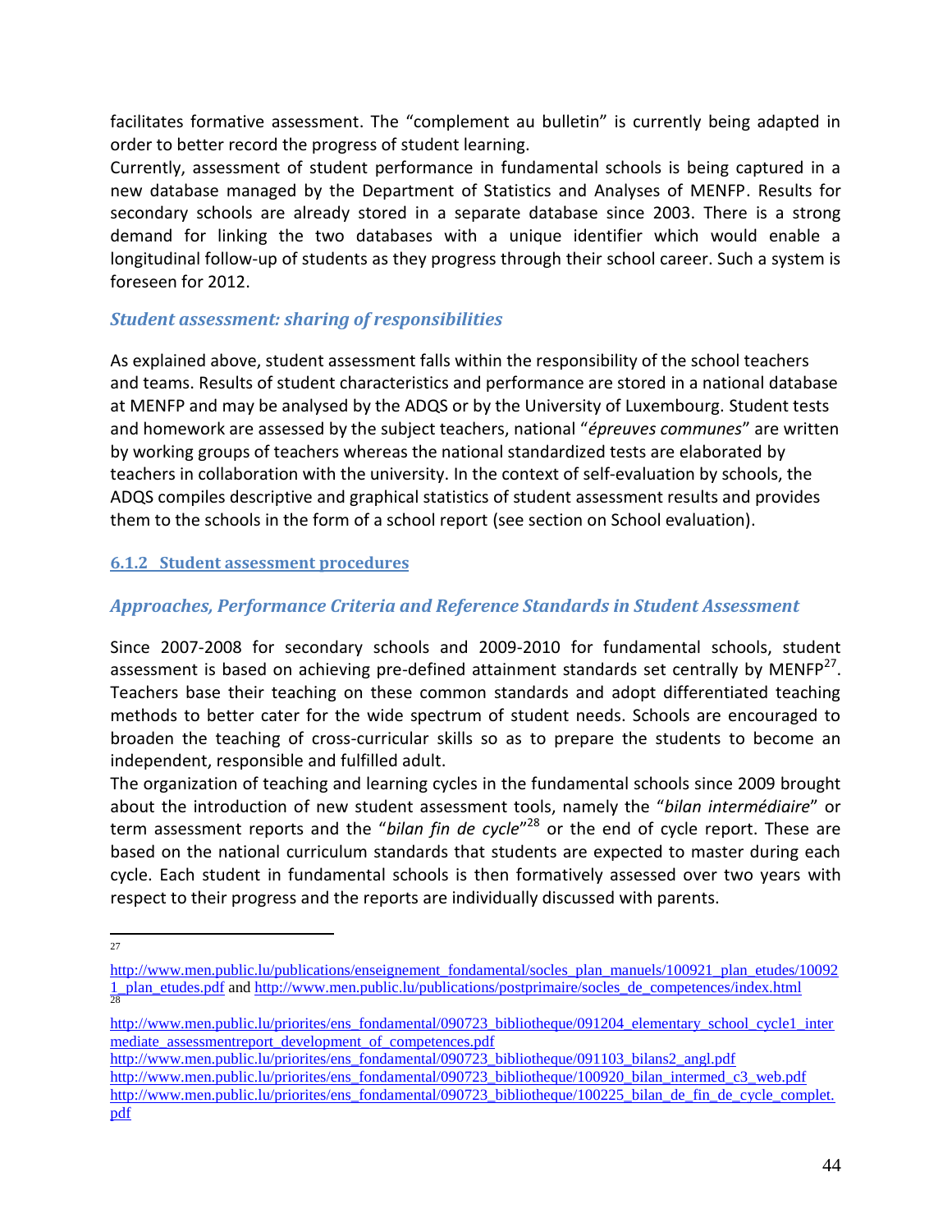facilitates formative assessment. The "complement au bulletin" is currently being adapted in order to better record the progress of student learning.

Currently, assessment of student performance in fundamental schools is being captured in a new database managed by the Department of Statistics and Analyses of MENFP. Results for secondary schools are already stored in a separate database since 2003. There is a strong demand for linking the two databases with a unique identifier which would enable a longitudinal follow-up of students as they progress through their school career. Such a system is foreseen for 2012.

### *Student assessment: sharing of responsibilities*

As explained above, student assessment falls within the responsibility of the school teachers and teams. Results of student characteristics and performance are stored in a national database at MENFP and may be analysed by the ADQS or by the University of Luxembourg. Student tests and homework are assessed by the subject teachers, national "*épreuves communes*" are written by working groups of teachers whereas the national standardized tests are elaborated by teachers in collaboration with the university. In the context of self-evaluation by schools, the ADQS compiles descriptive and graphical statistics of student assessment results and provides them to the schools in the form of a school report (see section on School evaluation).

### 6.1.2 Student assessment procedures

### *Approaches, Performance Criteria and Reference Standards in Student Assessment*

Since 2007-2008 for secondary schools and 2009-2010 for fundamental schools, student assessment is based on achieving pre-defined attainment standards set centrally by MENFP[27]. Teachers base their teaching on these common standards and adopt differentiated teaching methods to better cater for the wide spectrum of student needs. Schools are encouraged to broaden the teaching of cross-curricular skills so as to prepare the students to become an independent, responsible and fulfilled adult.

The organization of teaching and learning cycles in the fundamental schools since 2009 brought about the introduction of new student assessment tools, namely the "*bilan intermédiaire*" or term assessment reports and the "*bilan fin de cycle*"[28] or the end of cycle report. These are based on the national curriculum standards that students are expected to master during each cycle. Each student in fundamental schools is then formatively assessed over two years with respect to their progress and the reports are individually discussed with parents.

---

[27] http://www.men.public.lu/publications/enseignement_fondamental/socles_plan_manuels/100921_plan_etudes/100921_plan_etudes.pdf and http://www.men.public.lu/publications/postprimaire/socles_de_competences/index.html

[28] http://www.men.public.lu/priorites/ens_fondamental/090723_bibliotheque/091204_elementary_school_cycle1_intermediate_assessmentreport_development_of_competences.pdf
http://www.men.public.lu/priorites/ens_fondamental/090723_bibliotheque/091103_bilans2_angl.pdf
http://www.men.public.lu/priorites/ens_fondamental/090723_bibliotheque/100920_bilan_intermed_c3_web.pdf
http://www.men.public.lu/priorites/ens_fondamental/090723_bibliotheque/100225_bilan_de_fin_de_cycle_complet.pdf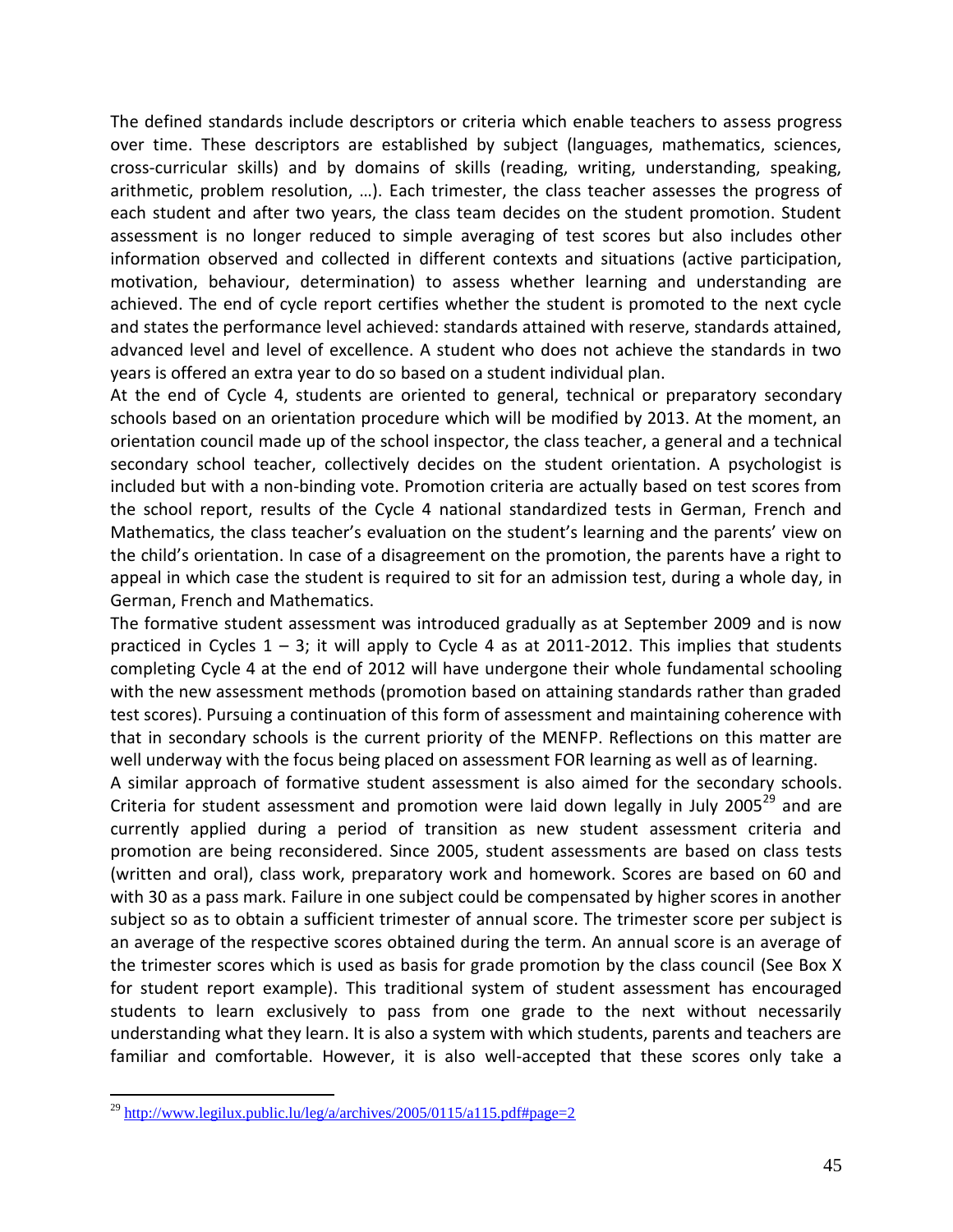The defined standards include descriptors or criteria which enable teachers to assess progress over time. These descriptors are established by subject (languages, mathematics, sciences, cross-curricular skills) and by domains of skills (reading, writing, understanding, speaking, arithmetic, problem resolution, …). Each trimester, the class teacher assesses the progress of each student and after two years, the class team decides on the student promotion. Student assessment is no longer reduced to simple averaging of test scores but also includes other information observed and collected in different contexts and situations (active participation, motivation, behaviour, determination) to assess whether learning and understanding are achieved. The end of cycle report certifies whether the student is promoted to the next cycle and states the performance level achieved: standards attained with reserve, standards attained, advanced level and level of excellence. A student who does not achieve the standards in two years is offered an extra year to do so based on a student individual plan.

At the end of Cycle 4, students are oriented to general, technical or preparatory secondary schools based on an orientation procedure which will be modified by 2013. At the moment, an orientation council made up of the school inspector, the class teacher, a general and a technical secondary school teacher, collectively decides on the student orientation. A psychologist is included but with a non-binding vote. Promotion criteria are actually based on test scores from the school report, results of the Cycle 4 national standardized tests in German, French and Mathematics, the class teacher's evaluation on the student's learning and the parents' view on the child's orientation. In case of a disagreement on the promotion, the parents have a right to appeal in which case the student is required to sit for an admission test, during a whole day, in German, French and Mathematics.

The formative student assessment was introduced gradually as at September 2009 and is now practiced in Cycles 1 – 3; it will apply to Cycle 4 as at 2011-2012. This implies that students completing Cycle 4 at the end of 2012 will have undergone their whole fundamental schooling with the new assessment methods (promotion based on attaining standards rather than graded test scores). Pursuing a continuation of this form of assessment and maintaining coherence with that in secondary schools is the current priority of the MENFP. Reflections on this matter are well underway with the focus being placed on assessment FOR learning as well as of learning.

A similar approach of formative student assessment is also aimed for the secondary schools. Criteria for student assessment and promotion were laid down legally in July 2005[29] and are currently applied during a period of transition as new student assessment criteria and promotion are being reconsidered. Since 2005, student assessments are based on class tests (written and oral), class work, preparatory work and homework. Scores are based on 60 and with 30 as a pass mark. Failure in one subject could be compensated by higher scores in another subject so as to obtain a sufficient trimester of annual score. The trimester score per subject is an average of the respective scores obtained during the term. An annual score is an average of the trimester scores which is used as basis for grade promotion by the class council (See Box X for student report example). This traditional system of student assessment has encouraged students to learn exclusively to pass from one grade to the next without necessarily understanding what they learn. It is also a system with which students, parents and teachers are familiar and comfortable. However, it is also well-accepted that these scores only take a

[29] http://www.legilux.public.lu/leg/a/archives/2005/0115/a115.pdf#page=2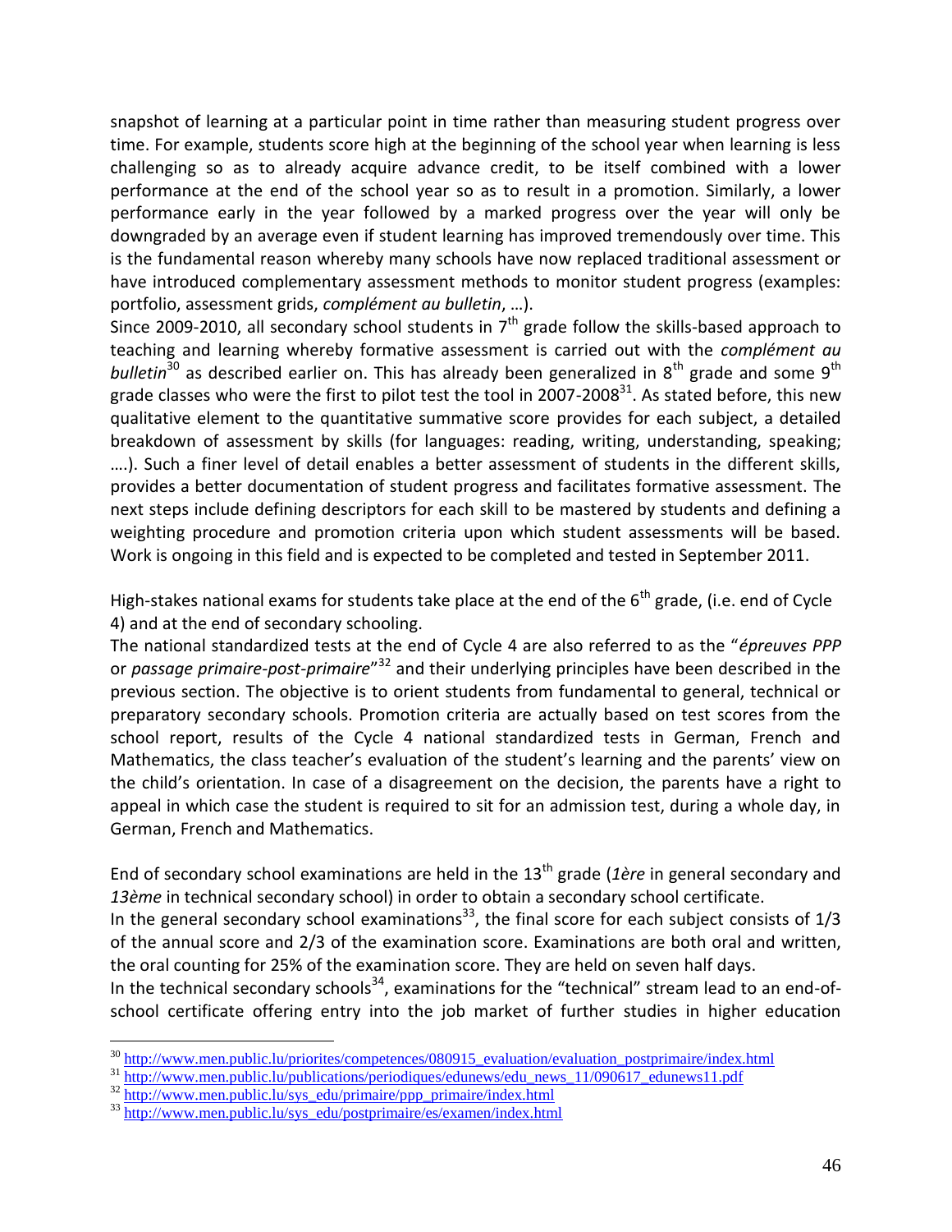snapshot of learning at a particular point in time rather than measuring student progress over time. For example, students score high at the beginning of the school year when learning is less challenging so as to already acquire advance credit, to be itself combined with a lower performance at the end of the school year so as to result in a promotion. Similarly, a lower performance early in the year followed by a marked progress over the year will only be downgraded by an average even if student learning has improved tremendously over time. This is the fundamental reason whereby many schools have now replaced traditional assessment or have introduced complementary assessment methods to monitor student progress (examples: portfolio, assessment grids, *complément au bulletin*, …).

Since 2009-2010, all secondary school students in 7th grade follow the skills-based approach to teaching and learning whereby formative assessment is carried out with the *complément au bulletin*[30] as described earlier on. This has already been generalized in 8th grade and some 9th grade classes who were the first to pilot test the tool in 2007-2008[31]. As stated before, this new qualitative element to the quantitative summative score provides for each subject, a detailed breakdown of assessment by skills (for languages: reading, writing, understanding, speaking; ….). Such a finer level of detail enables a better assessment of students in the different skills, provides a better documentation of student progress and facilitates formative assessment. The next steps include defining descriptors for each skill to be mastered by students and defining a weighting procedure and promotion criteria upon which student assessments will be based. Work is ongoing in this field and is expected to be completed and tested in September 2011.

High-stakes national exams for students take place at the end of the 6th grade, (i.e. end of Cycle 4) and at the end of secondary schooling.

The national standardized tests at the end of Cycle 4 are also referred to as the "*épreuves PPP* or *passage primaire-post-primaire*"[32] and their underlying principles have been described in the previous section. The objective is to orient students from fundamental to general, technical or preparatory secondary schools. Promotion criteria are actually based on test scores from the school report, results of the Cycle 4 national standardized tests in German, French and Mathematics, the class teacher's evaluation of the student's learning and the parents' view on the child's orientation. In case of a disagreement on the decision, the parents have a right to appeal in which case the student is required to sit for an admission test, during a whole day, in German, French and Mathematics.

End of secondary school examinations are held in the 13th grade (*1ère* in general secondary and *13ème* in technical secondary school) in order to obtain a secondary school certificate.

In the general secondary school examinations[33], the final score for each subject consists of 1/3 of the annual score and 2/3 of the examination score. Examinations are both oral and written, the oral counting for 25% of the examination score. They are held on seven half days.

In the technical secondary schools[34], examinations for the "technical" stream lead to an end-of-school certificate offering entry into the job market of further studies in higher education

[30] http://www.men.public.lu/priorites/competences/080915_evaluation/evaluation_postprimaire/index.html

[31] http://www.men.public.lu/publications/periodiques/edunews/edu_news_11/090617_edunews11.pdf

[32] http://www.men.public.lu/sys_edu/primaire/ppp_primaire/index.html

[33] http://www.men.public.lu/sys_edu/postprimaire/es/examen/index.html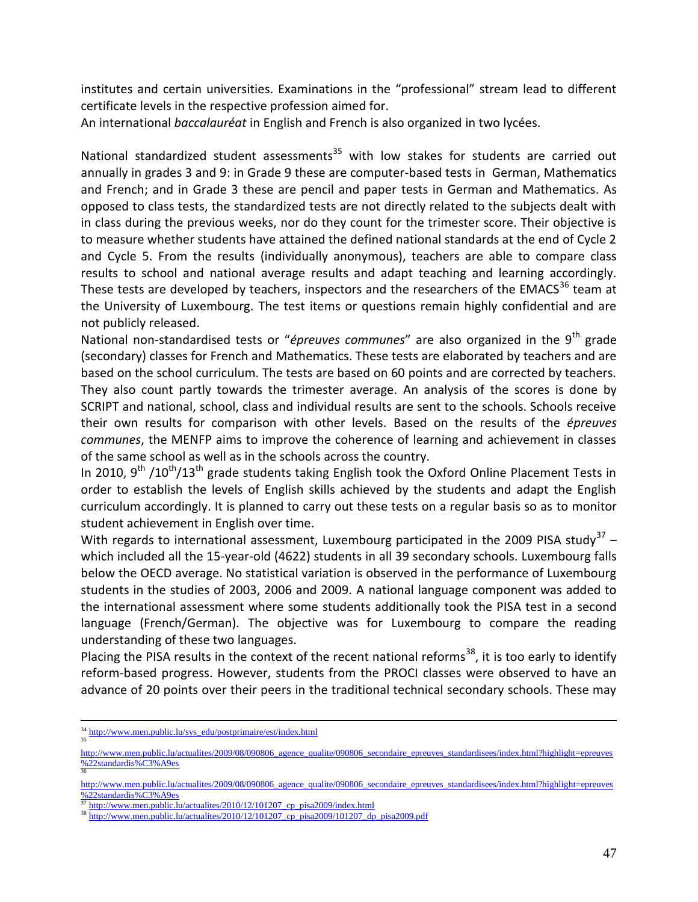institutes and certain universities. Examinations in the "professional" stream lead to different certificate levels in the respective profession aimed for.
An international *baccalauréat* in English and French is also organized in two lycées.

National standardized student assessments[35] with low stakes for students are carried out annually in grades 3 and 9: in Grade 9 these are computer-based tests in German, Mathematics and French; and in Grade 3 these are pencil and paper tests in German and Mathematics. As opposed to class tests, the standardized tests are not directly related to the subjects dealt with in class during the previous weeks, nor do they count for the trimester score. Their objective is to measure whether students have attained the defined national standards at the end of Cycle 2 and Cycle 5. From the results (individually anonymous), teachers are able to compare class results to school and national average results and adapt teaching and learning accordingly. These tests are developed by teachers, inspectors and the researchers of the EMACS[36] team at the University of Luxembourg. The test items or questions remain highly confidential and are not publicly released.
National non-standardised tests or "*épreuves communes*" are also organized in the 9th grade (secondary) classes for French and Mathematics. These tests are elaborated by teachers and are based on the school curriculum. The tests are based on 60 points and are corrected by teachers. They also count partly towards the trimester average. An analysis of the scores is done by SCRIPT and national, school, class and individual results are sent to the schools. Schools receive their own results for comparison with other levels. Based on the results of the *épreuves communes*, the MENFP aims to improve the coherence of learning and achievement in classes of the same school as well as in the schools across the country.
In 2010, 9th /10th/13th grade students taking English took the Oxford Online Placement Tests in order to establish the levels of English skills achieved by the students and adapt the English curriculum accordingly. It is planned to carry out these tests on a regular basis so as to monitor student achievement in English over time.
With regards to international assessment, Luxembourg participated in the 2009 PISA study[37] – which included all the 15-year-old (4622) students in all 39 secondary schools. Luxembourg falls below the OECD average. No statistical variation is observed in the performance of Luxembourg students in the studies of 2003, 2006 and 2009. A national language component was added to the international assessment where some students additionally took the PISA test in a second language (French/German). The objective was for Luxembourg to compare the reading understanding of these two languages.
Placing the PISA results in the context of the recent national reforms[38], it is too early to identify reform-based progress. However, students from the PROCI classes were observed to have an advance of 20 points over their peers in the traditional technical secondary schools. These may

---

[34] http://www.men.public.lu/sys_edu/postprimaire/est/index.html

[35] http://www.men.public.lu/actualites/2009/08/090806_agence_qualite/090806_secondaire_epreuves_standardisees/index.html?highlight=epreuves%22standardis%C3%A9es

[36] http://www.men.public.lu/actualites/2009/08/090806_agence_qualite/090806_secondaire_epreuves_standardisees/index.html?highlight=epreuves%22standardis%C3%A9es

[37] http://www.men.public.lu/actualites/2010/12/101207_cp_pisa2009/index.html

[38] http://www.men.public.lu/actualites/2010/12/101207_cp_pisa2009/101207_dp_pisa2009.pdf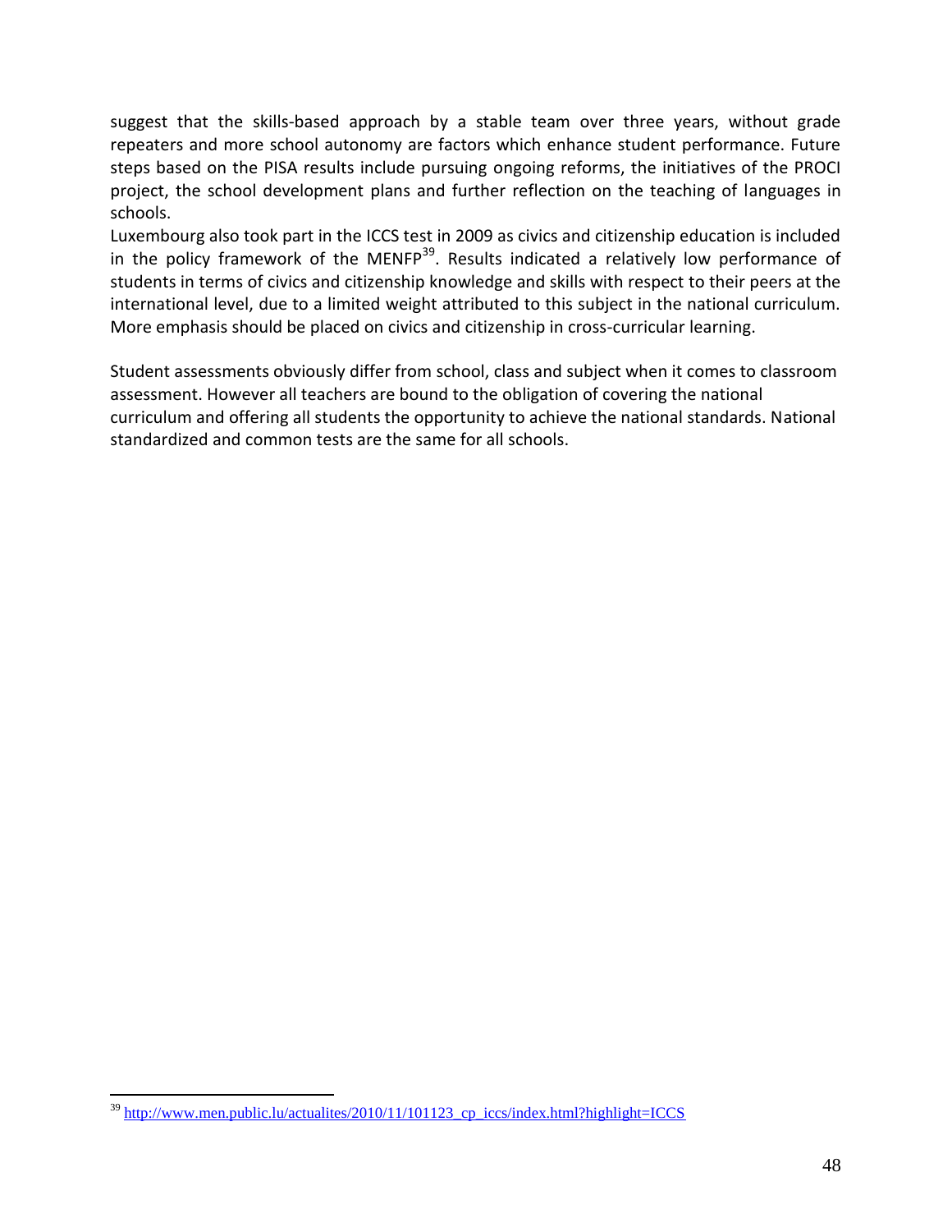suggest that the skills-based approach by a stable team over three years, without grade repeaters and more school autonomy are factors which enhance student performance. Future steps based on the PISA results include pursuing ongoing reforms, the initiatives of the PROCI project, the school development plans and further reflection on the teaching of languages in schools.

Luxembourg also took part in the ICCS test in 2009 as civics and citizenship education is included in the policy framework of the MENFP[39]. Results indicated a relatively low performance of students in terms of civics and citizenship knowledge and skills with respect to their peers at the international level, due to a limited weight attributed to this subject in the national curriculum. More emphasis should be placed on civics and citizenship in cross-curricular learning.

Student assessments obviously differ from school, class and subject when it comes to classroom assessment. However all teachers are bound to the obligation of covering the national curriculum and offering all students the opportunity to achieve the national standards. National standardized and common tests are the same for all schools.

[39] http://www.men.public.lu/actualites/2010/11/101123_cp_iccs/index.html?highlight=ICCS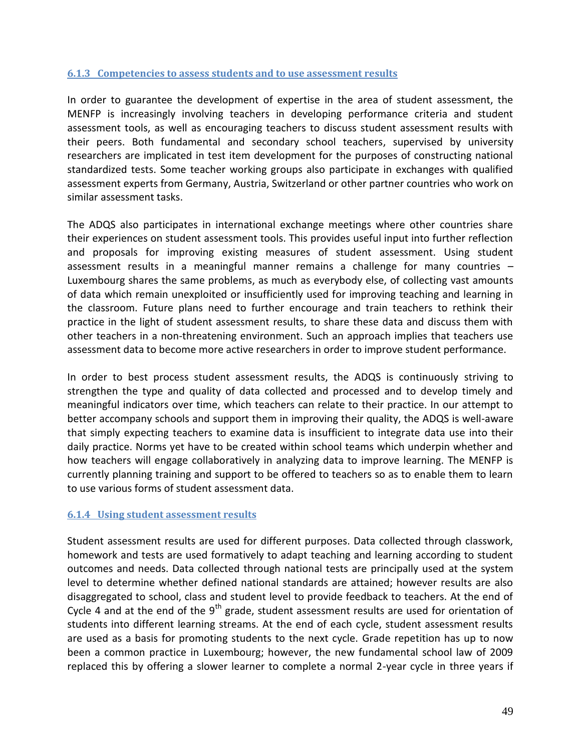### 6.1.3 Competencies to assess students and to use assessment results

In order to guarantee the development of expertise in the area of student assessment, the MENFP is increasingly involving teachers in developing performance criteria and student assessment tools, as well as encouraging teachers to discuss student assessment results with their peers. Both fundamental and secondary school teachers, supervised by university researchers are implicated in test item development for the purposes of constructing national standardized tests. Some teacher working groups also participate in exchanges with qualified assessment experts from Germany, Austria, Switzerland or other partner countries who work on similar assessment tasks.

The ADQS also participates in international exchange meetings where other countries share their experiences on student assessment tools. This provides useful input into further reflection and proposals for improving existing measures of student assessment. Using student assessment results in a meaningful manner remains a challenge for many countries – Luxembourg shares the same problems, as much as everybody else, of collecting vast amounts of data which remain unexploited or insufficiently used for improving teaching and learning in the classroom. Future plans need to further encourage and train teachers to rethink their practice in the light of student assessment results, to share these data and discuss them with other teachers in a non-threatening environment. Such an approach implies that teachers use assessment data to become more active researchers in order to improve student performance.

In order to best process student assessment results, the ADQS is continuously striving to strengthen the type and quality of data collected and processed and to develop timely and meaningful indicators over time, which teachers can relate to their practice. In our attempt to better accompany schools and support them in improving their quality, the ADQS is well-aware that simply expecting teachers to examine data is insufficient to integrate data use into their daily practice. Norms yet have to be created within school teams which underpin whether and how teachers will engage collaboratively in analyzing data to improve learning. The MENFP is currently planning training and support to be offered to teachers so as to enable them to learn to use various forms of student assessment data.

### 6.1.4 Using student assessment results

Student assessment results are used for different purposes. Data collected through classwork, homework and tests are used formatively to adapt teaching and learning according to student outcomes and needs. Data collected through national tests are principally used at the system level to determine whether defined national standards are attained; however results are also disaggregated to school, class and student level to provide feedback to teachers. At the end of Cycle 4 and at the end of the 9th grade, student assessment results are used for orientation of students into different learning streams. At the end of each cycle, student assessment results are used as a basis for promoting students to the next cycle. Grade repetition has up to now been a common practice in Luxembourg; however, the new fundamental school law of 2009 replaced this by offering a slower learner to complete a normal 2-year cycle in three years if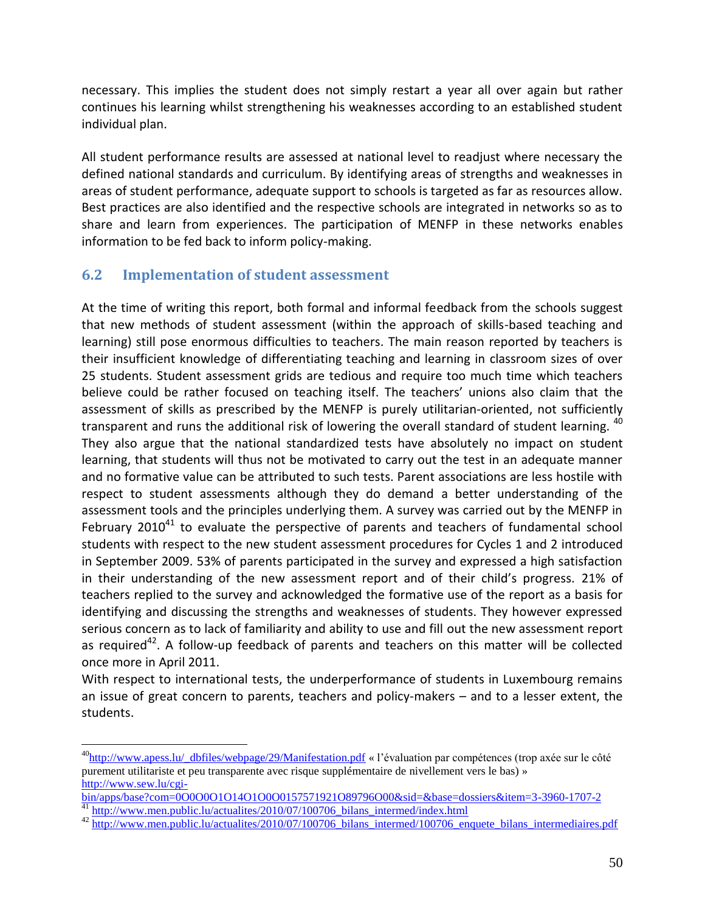necessary. This implies the student does not simply restart a year all over again but rather continues his learning whilst strengthening his weaknesses according to an established student individual plan.

All student performance results are assessed at national level to readjust where necessary the defined national standards and curriculum. By identifying areas of strengths and weaknesses in areas of student performance, adequate support to schools is targeted as far as resources allow. Best practices are also identified and the respective schools are integrated in networks so as to share and learn from experiences. The participation of MENFP in these networks enables information to be fed back to inform policy-making.

## 6.2 Implementation of student assessment

At the time of writing this report, both formal and informal feedback from the schools suggest that new methods of student assessment (within the approach of skills-based teaching and learning) still pose enormous difficulties to teachers. The main reason reported by teachers is their insufficient knowledge of differentiating teaching and learning in classroom sizes of over 25 students. Student assessment grids are tedious and require too much time which teachers believe could be rather focused on teaching itself. The teachers' unions also claim that the assessment of skills as prescribed by the MENFP is purely utilitarian-oriented, not sufficiently transparent and runs the additional risk of lowering the overall standard of student learning. [40] They also argue that the national standardized tests have absolutely no impact on student learning, that students will thus not be motivated to carry out the test in an adequate manner and no formative value can be attributed to such tests. Parent associations are less hostile with respect to student assessments although they do demand a better understanding of the assessment tools and the principles underlying them. A survey was carried out by the MENFP in February 2010[41] to evaluate the perspective of parents and teachers of fundamental school students with respect to the new student assessment procedures for Cycles 1 and 2 introduced in September 2009. 53% of parents participated in the survey and expressed a high satisfaction in their understanding of the new assessment report and of their child's progress. 21% of teachers replied to the survey and acknowledged the formative use of the report as a basis for identifying and discussing the strengths and weaknesses of students. They however expressed serious concern as to lack of familiarity and ability to use and fill out the new assessment report as required[42]. A follow-up feedback of parents and teachers on this matter will be collected once more in April 2011.
With respect to international tests, the underperformance of students in Luxembourg remains an issue of great concern to parents, teachers and policy-makers – and to a lesser extent, the students.

---

[40] http://www.apess.lu/_dbfiles/webpage/29/Manifestation.pdf « l'évaluation par compétences (trop axée sur le côté purement utilitariste et peu transparente avec risque supplémentaire de nivellement vers le bas) » http://www.sew.lu/cgi-bin/apps/base?com=0O0O0O1O14O1O0O0157571921O89796O00&sid=&base=dossiers&item=3-3960-1707-2

[41] http://www.men.public.lu/actualites/2010/07/100706_bilans_intermed/index.html

[42] http://www.men.public.lu/actualites/2010/07/100706_bilans_intermed/100706_enquete_bilans_intermediaires.pdf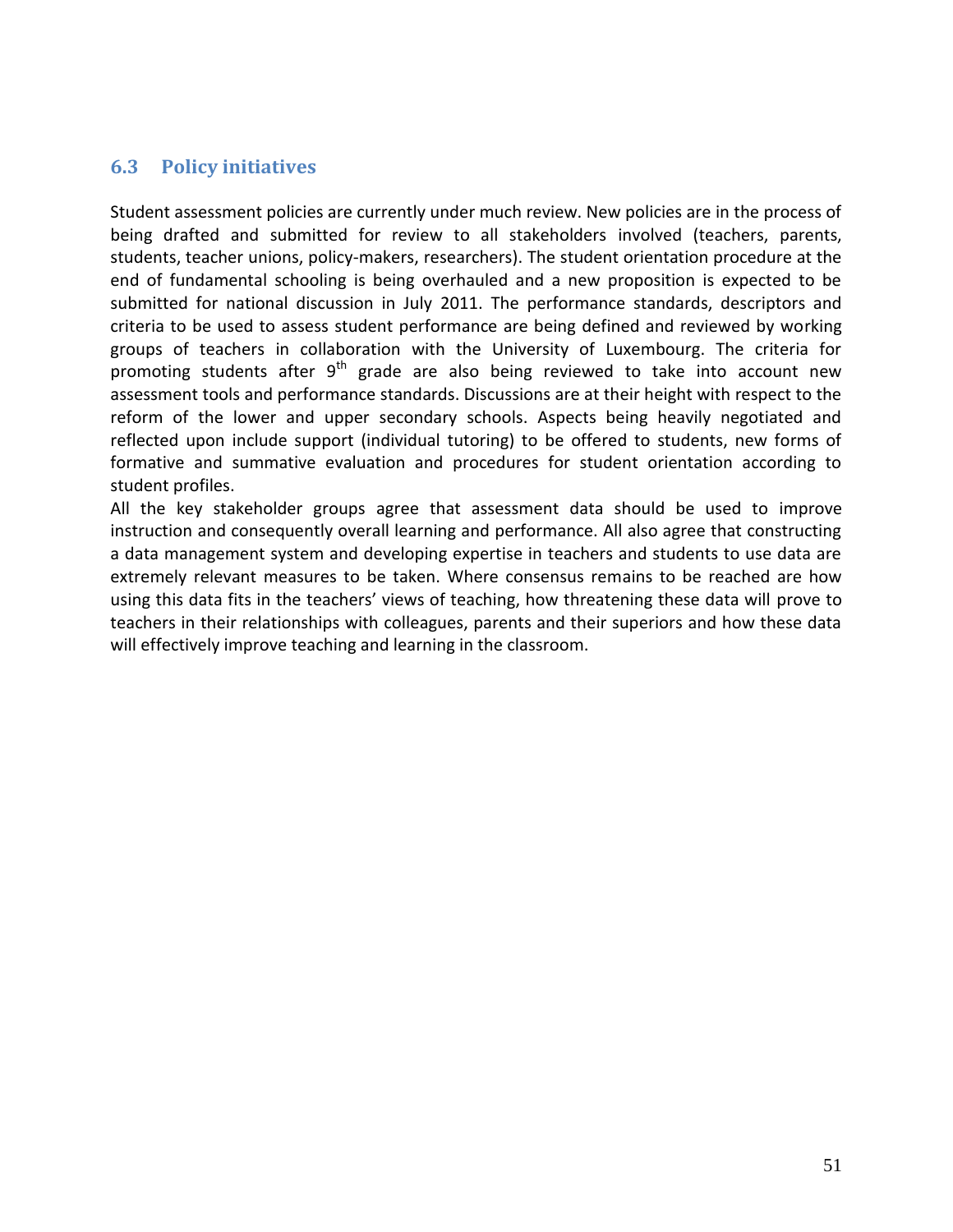## 6.3 Policy initiatives

Student assessment policies are currently under much review. New policies are in the process of being drafted and submitted for review to all stakeholders involved (teachers, parents, students, teacher unions, policy-makers, researchers). The student orientation procedure at the end of fundamental schooling is being overhauled and a new proposition is expected to be submitted for national discussion in July 2011. The performance standards, descriptors and criteria to be used to assess student performance are being defined and reviewed by working groups of teachers in collaboration with the University of Luxembourg. The criteria for promoting students after 9th grade are also being reviewed to take into account new assessment tools and performance standards. Discussions are at their height with respect to the reform of the lower and upper secondary schools. Aspects being heavily negotiated and reflected upon include support (individual tutoring) to be offered to students, new forms of formative and summative evaluation and procedures for student orientation according to student profiles.

All the key stakeholder groups agree that assessment data should be used to improve instruction and consequently overall learning and performance. All also agree that constructing a data management system and developing expertise in teachers and students to use data are extremely relevant measures to be taken. Where consensus remains to be reached are how using this data fits in the teachers' views of teaching, how threatening these data will prove to teachers in their relationships with colleagues, parents and their superiors and how these data will effectively improve teaching and learning in the classroom.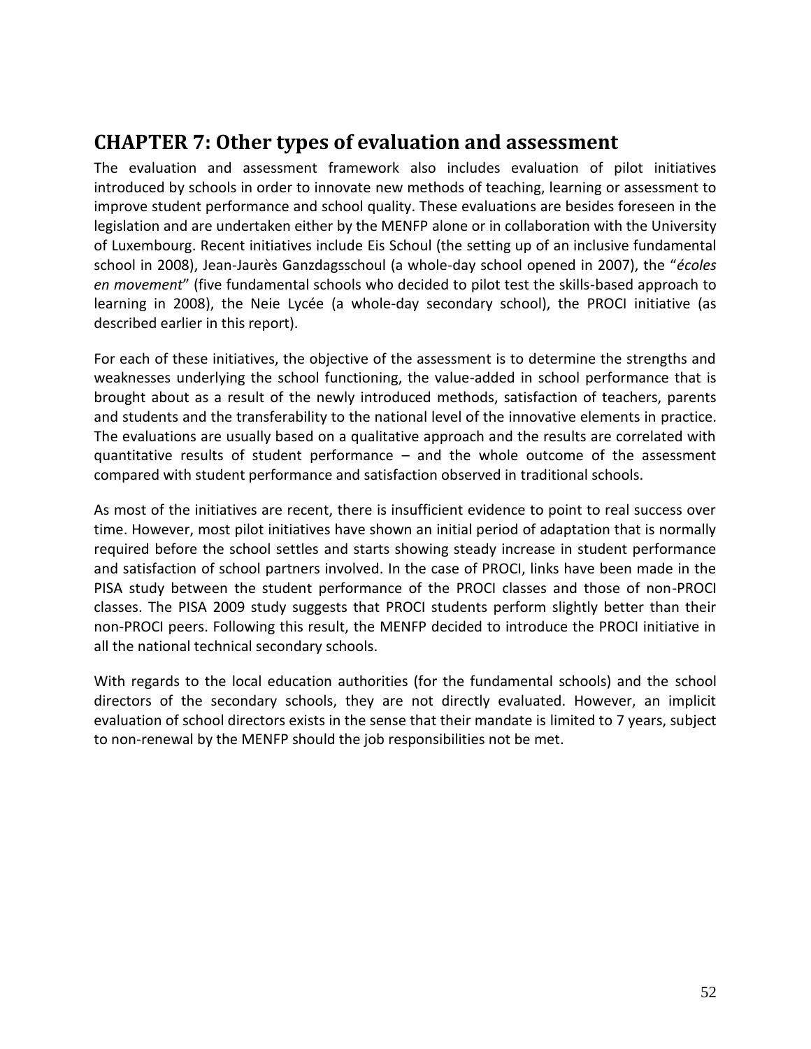## CHAPTER 7: Other types of evaluation and assessment

The evaluation and assessment framework also includes evaluation of pilot initiatives introduced by schools in order to innovate new methods of teaching, learning or assessment to improve student performance and school quality. These evaluations are besides foreseen in the legislation and are undertaken either by the MENFP alone or in collaboration with the University of Luxembourg. Recent initiatives include Eis Schoul (the setting up of an inclusive fundamental school in 2008), Jean-Jaurès Ganzdagsschoul (a whole-day school opened in 2007), the "*écoles en movement*" (five fundamental schools who decided to pilot test the skills-based approach to learning in 2008), the Neie Lycée (a whole-day secondary school), the PROCI initiative (as described earlier in this report).

For each of these initiatives, the objective of the assessment is to determine the strengths and weaknesses underlying the school functioning, the value-added in school performance that is brought about as a result of the newly introduced methods, satisfaction of teachers, parents and students and the transferability to the national level of the innovative elements in practice. The evaluations are usually based on a qualitative approach and the results are correlated with quantitative results of student performance – and the whole outcome of the assessment compared with student performance and satisfaction observed in traditional schools.

As most of the initiatives are recent, there is insufficient evidence to point to real success over time. However, most pilot initiatives have shown an initial period of adaptation that is normally required before the school settles and starts showing steady increase in student performance and satisfaction of school partners involved. In the case of PROCI, links have been made in the PISA study between the student performance of the PROCI classes and those of non-PROCI classes. The PISA 2009 study suggests that PROCI students perform slightly better than their non-PROCI peers. Following this result, the MENFP decided to introduce the PROCI initiative in all the national technical secondary schools.

With regards to the local education authorities (for the fundamental schools) and the school directors of the secondary schools, they are not directly evaluated. However, an implicit evaluation of school directors exists in the sense that their mandate is limited to 7 years, subject to non-renewal by the MENFP should the job responsibilities not be met.